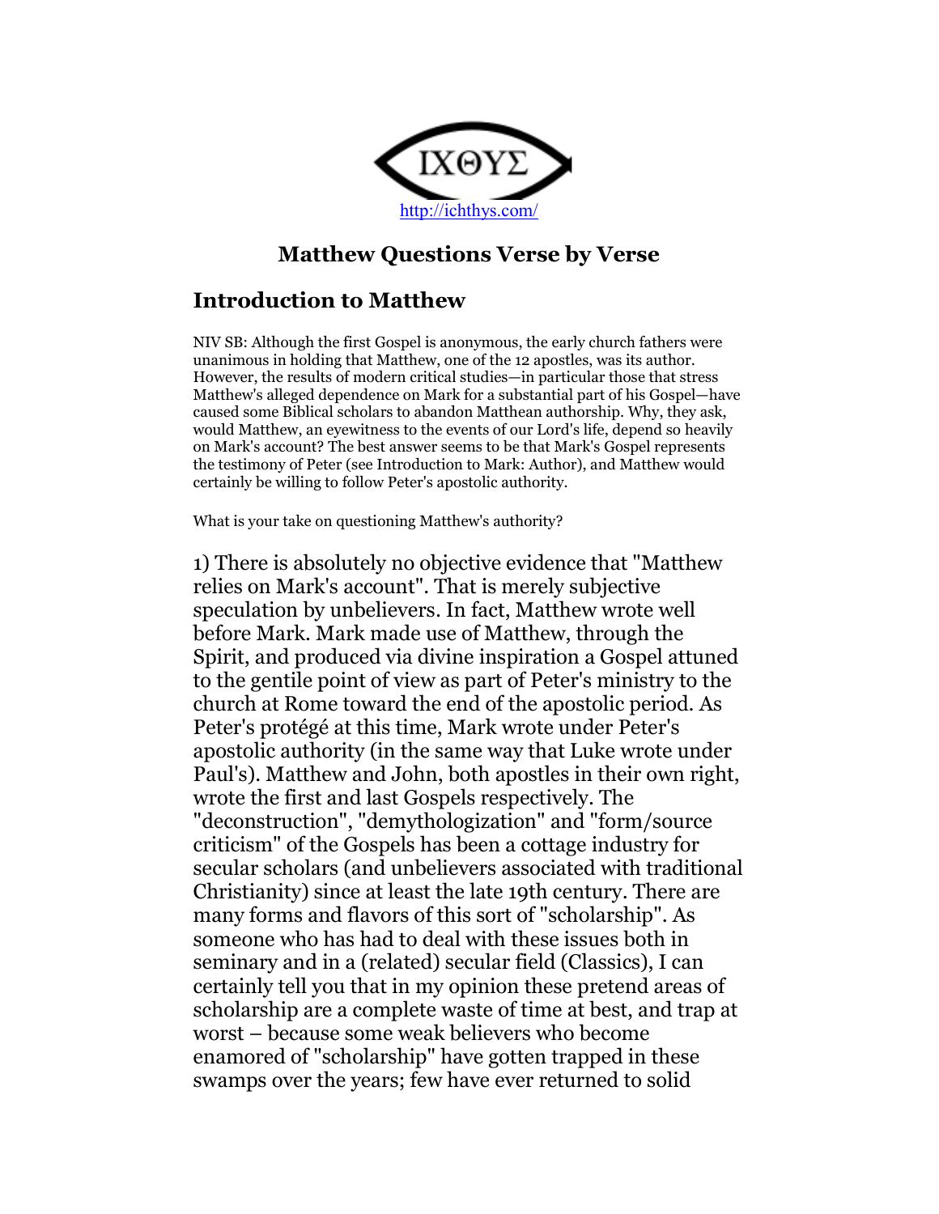ΙΧΘΥΣ

http://ichthys.com/

# Matthew Questions Verse by Verse

## Introduction to Matthew

NIV SB: Although the first Gospel is anonymous, the early church fathers were unanimous in holding that Matthew, one of the 12 apostles, was its author. However, the results of modern critical studies—in particular those that stress Matthew's alleged dependence on Mark for a substantial part of his Gospel—have caused some Biblical scholars to abandon Matthean authorship. Why, they ask, would Matthew, an eyewitness to the events of our Lord's life, depend so heavily on Mark's account? The best answer seems to be that Mark's Gospel represents the testimony of Peter (see Introduction to Mark: Author), and Matthew would certainly be willing to follow Peter's apostolic authority.

What is your take on questioning Matthew's authority?

1) There is absolutely no objective evidence that "Matthew relies on Mark's account". That is merely subjective speculation by unbelievers. In fact, Matthew wrote well before Mark. Mark made use of Matthew, through the Spirit, and produced via divine inspiration a Gospel attuned to the gentile point of view as part of Peter's ministry to the church at Rome toward the end of the apostolic period. As Peter's protégé at this time, Mark wrote under Peter's apostolic authority (in the same way that Luke wrote under Paul's). Matthew and John, both apostles in their own right, wrote the first and last Gospels respectively. The "deconstruction", "demythologization" and "form/source criticism" of the Gospels has been a cottage industry for secular scholars (and unbelievers associated with traditional Christianity) since at least the late 19th century. There are many forms and flavors of this sort of "scholarship". As someone who has had to deal with these issues both in seminary and in a (related) secular field (Classics), I can certainly tell you that in my opinion these pretend areas of scholarship are a complete waste of time at best, and trap at worst – because some weak believers who become enamored of "scholarship" have gotten trapped in these swamps over the years; few have ever returned to solid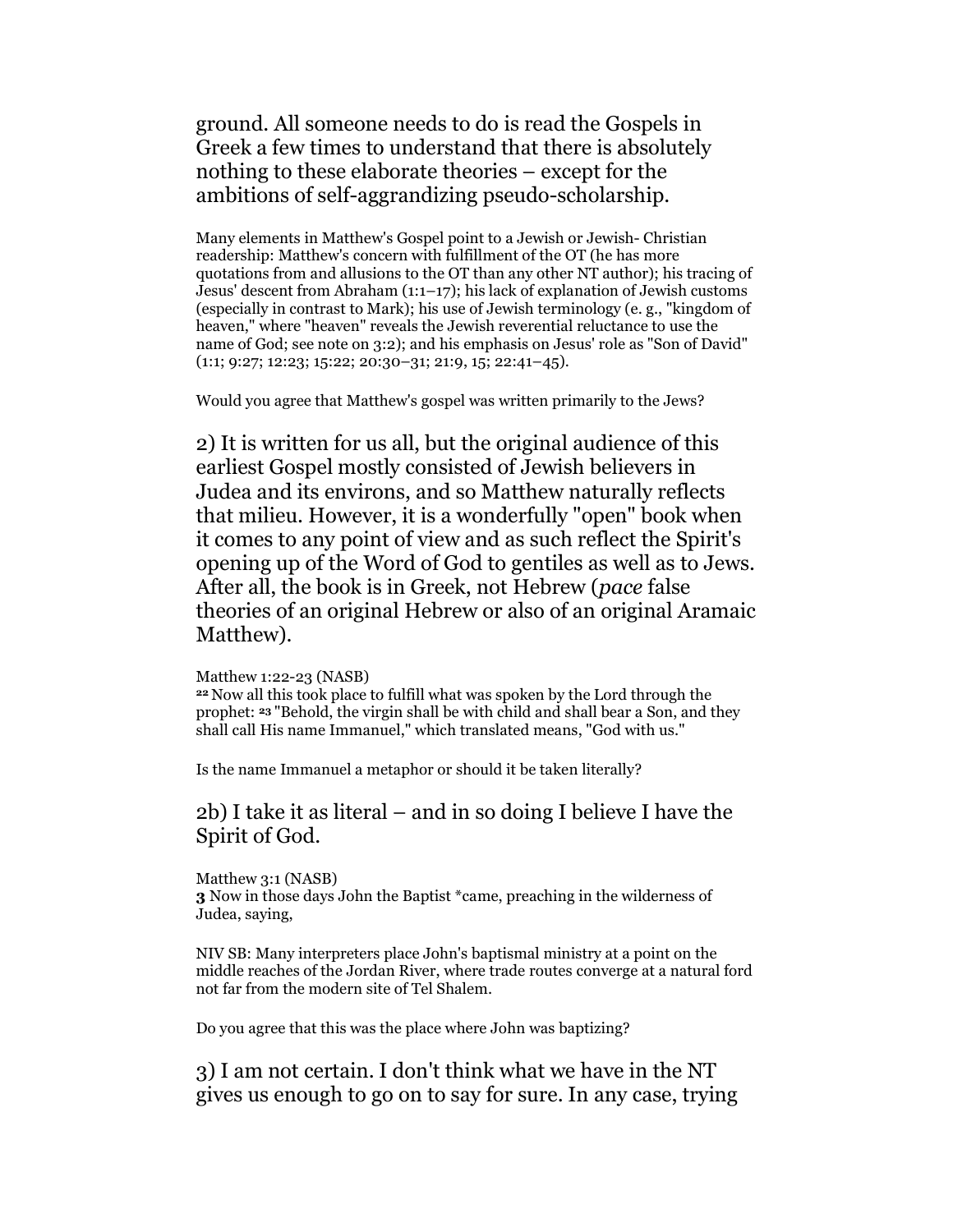ground. All someone needs to do is read the Gospels in Greek a few times to understand that there is absolutely nothing to these elaborate theories – except for the ambitions of self-aggrandizing pseudo-scholarship.

Many elements in Matthew's Gospel point to a Jewish or Jewish- Christian readership: Matthew's concern with fulfillment of the OT (he has more quotations from and allusions to the OT than any other NT author); his tracing of Jesus' descent from Abraham (1:1–17); his lack of explanation of Jewish customs (especially in contrast to Mark); his use of Jewish terminology (e. g., "kingdom of heaven," where "heaven" reveals the Jewish reverential reluctance to use the name of God; see note on 3:2); and his emphasis on Jesus' role as "Son of David" (1:1; 9:27; 12:23; 15:22; 20:30–31; 21:9, 15; 22:41–45).

Would you agree that Matthew's gospel was written primarily to the Jews?

2) It is written for us all, but the original audience of this earliest Gospel mostly consisted of Jewish believers in Judea and its environs, and so Matthew naturally reflects that milieu. However, it is a wonderfully "open" book when it comes to any point of view and as such reflect the Spirit's opening up of the Word of God to gentiles as well as to Jews. After all, the book is in Greek, not Hebrew (*pace* false theories of an original Hebrew or also of an original Aramaic Matthew).

Matthew 1:22-23 (NASB)
**22** Now all this took place to fulfill what was spoken by the Lord through the prophet: **23** "Behold, the virgin shall be with child and shall bear a Son, and they shall call His name Immanuel," which translated means, "God with us."

Is the name Immanuel a metaphor or should it be taken literally?

2b) I take it as literal – and in so doing I believe I have the Spirit of God.

Matthew 3:1 (NASB)
**3** Now in those days John the Baptist *came, preaching in the wilderness of Judea, saying,

NIV SB: Many interpreters place John's baptismal ministry at a point on the middle reaches of the Jordan River, where trade routes converge at a natural ford not far from the modern site of Tel Shalem.

Do you agree that this was the place where John was baptizing?

3) I am not certain. I don't think what we have in the NT gives us enough to go on to say for sure. In any case, trying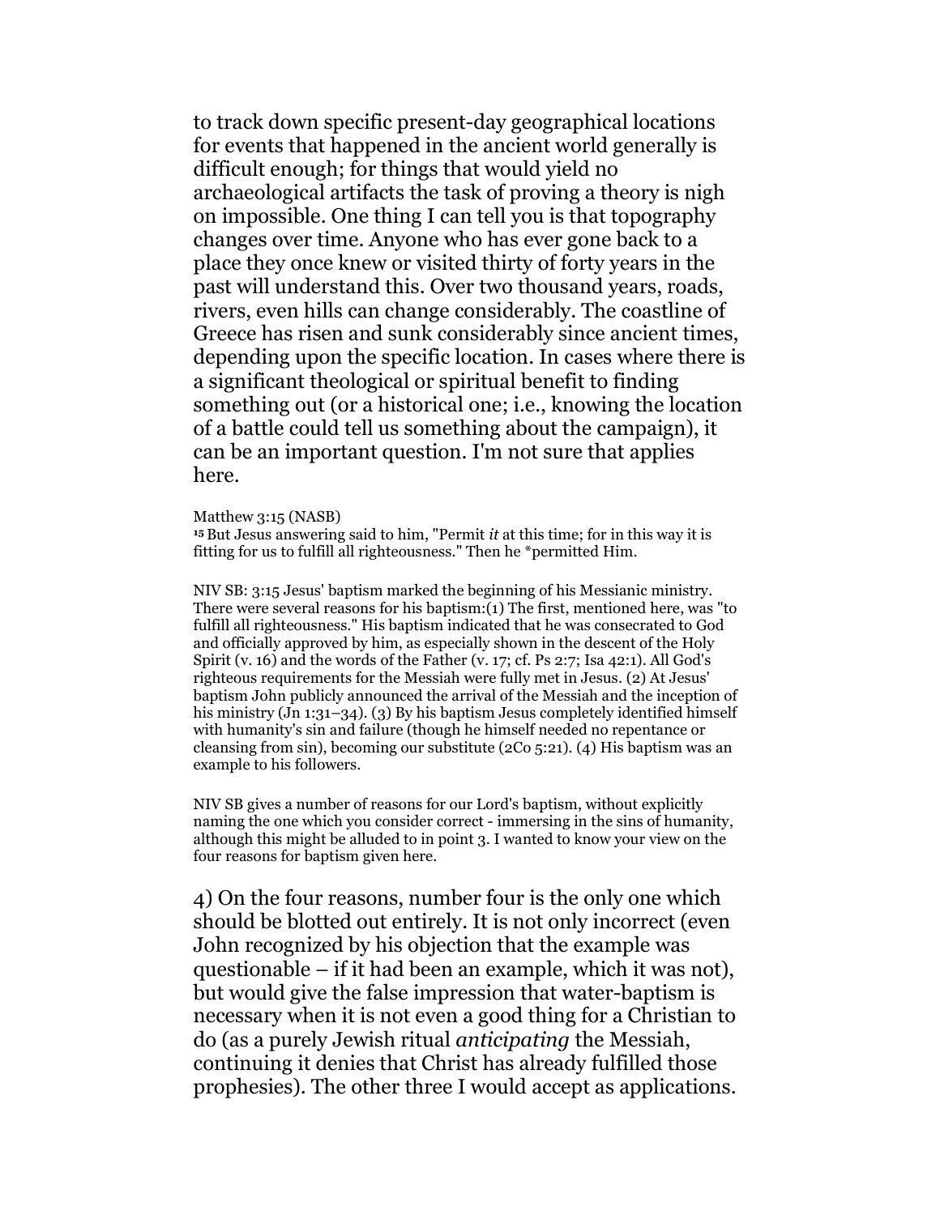to track down specific present-day geographical locations for events that happened in the ancient world generally is difficult enough; for things that would yield no archaeological artifacts the task of proving a theory is nigh on impossible. One thing I can tell you is that topography changes over time. Anyone who has ever gone back to a place they once knew or visited thirty of forty years in the past will understand this. Over two thousand years, roads, rivers, even hills can change considerably. The coastline of Greece has risen and sunk considerably since ancient times, depending upon the specific location. In cases where there is a significant theological or spiritual benefit to finding something out (or a historical one; i.e., knowing the location of a battle could tell us something about the campaign), it can be an important question. I'm not sure that applies here.

Matthew 3:15 (NASB)
**15** But Jesus answering said to him, "Permit *it* at this time; for in this way it is fitting for us to fulfill all righteousness." Then he *permitted Him.

NIV SB: 3:15 Jesus' baptism marked the beginning of his Messianic ministry. There were several reasons for his baptism:(1) The first, mentioned here, was "to fulfill all righteousness." His baptism indicated that he was consecrated to God and officially approved by him, as especially shown in the descent of the Holy Spirit (v. 16) and the words of the Father (v. 17; cf. Ps 2:7; Isa 42:1). All God's righteous requirements for the Messiah were fully met in Jesus. (2) At Jesus' baptism John publicly announced the arrival of the Messiah and the inception of his ministry (Jn 1:31–34). (3) By his baptism Jesus completely identified himself with humanity's sin and failure (though he himself needed no repentance or cleansing from sin), becoming our substitute (2Co 5:21). (4) His baptism was an example to his followers.

NIV SB gives a number of reasons for our Lord's baptism, without explicitly naming the one which you consider correct - immersing in the sins of humanity, although this might be alluded to in point 3. I wanted to know your view on the four reasons for baptism given here.

4) On the four reasons, number four is the only one which should be blotted out entirely. It is not only incorrect (even John recognized by his objection that the example was questionable – if it had been an example, which it was not), but would give the false impression that water-baptism is necessary when it is not even a good thing for a Christian to do (as a purely Jewish ritual *anticipating* the Messiah, continuing it denies that Christ has already fulfilled those prophesies). The other three I would accept as applications.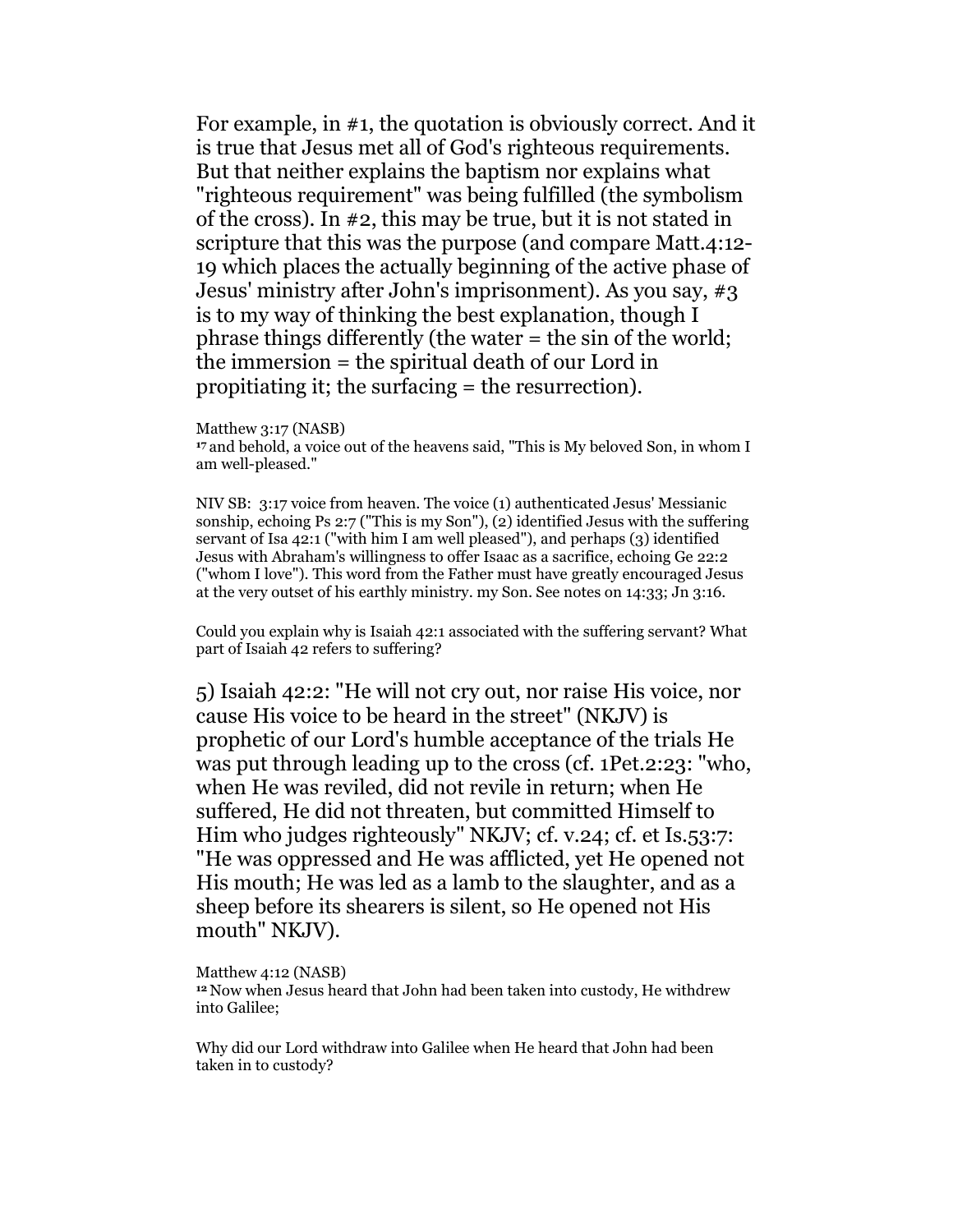For example, in #1, the quotation is obviously correct. And it is true that Jesus met all of God's righteous requirements. But that neither explains the baptism nor explains what "righteous requirement" was being fulfilled (the symbolism of the cross). In #2, this may be true, but it is not stated in scripture that this was the purpose (and compare Matt.4:12-19 which places the actually beginning of the active phase of Jesus' ministry after John's imprisonment). As you say, #3 is to my way of thinking the best explanation, though I phrase things differently (the water = the sin of the world; the immersion = the spiritual death of our Lord in propitiating it; the surfacing = the resurrection).

Matthew 3:17 (NASB)
[17] and behold, a voice out of the heavens said, "This is My beloved Son, in whom I am well-pleased."

NIV SB: 3:17 voice from heaven. The voice (1) authenticated Jesus' Messianic sonship, echoing Ps 2:7 ("This is my Son"), (2) identified Jesus with the suffering servant of Isa 42:1 ("with him I am well pleased"), and perhaps (3) identified Jesus with Abraham's willingness to offer Isaac as a sacrifice, echoing Ge 22:2 ("whom I love"). This word from the Father must have greatly encouraged Jesus at the very outset of his earthly ministry. my Son. See notes on 14:33; Jn 3:16.

Could you explain why is Isaiah 42:1 associated with the suffering servant? What part of Isaiah 42 refers to suffering?

5) Isaiah 42:2: "He will not cry out, nor raise His voice, nor cause His voice to be heard in the street" (NKJV) is prophetic of our Lord's humble acceptance of the trials He was put through leading up to the cross (cf. 1Pet.2:23: "who, when He was reviled, did not revile in return; when He suffered, He did not threaten, but committed Himself to Him who judges righteously" NKJV; cf. v.24; cf. et Is.53:7: "He was oppressed and He was afflicted, yet He opened not His mouth; He was led as a lamb to the slaughter, and as a sheep before its shearers is silent, so He opened not His mouth" NKJV).

Matthew 4:12 (NASB)
[12] Now when Jesus heard that John had been taken into custody, He withdrew into Galilee;

Why did our Lord withdraw into Galilee when He heard that John had been taken in to custody?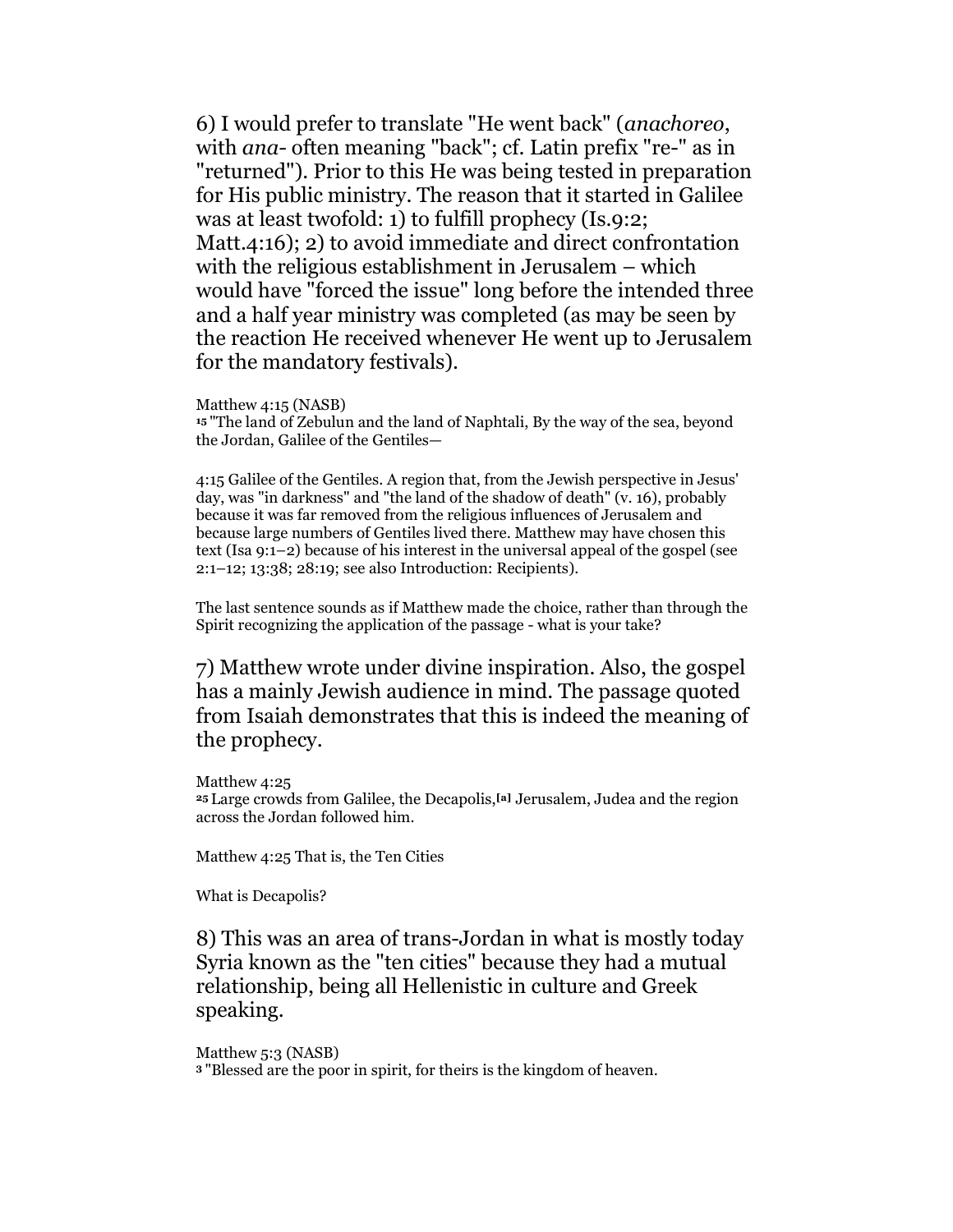6) I would prefer to translate "He went back" (*anachoreo*, with *ana*- often meaning "back"; cf. Latin prefix "re-" as in "returned"). Prior to this He was being tested in preparation for His public ministry. The reason that it started in Galilee was at least twofold: 1) to fulfill prophecy (Is.9:2; Matt.4:16); 2) to avoid immediate and direct confrontation with the religious establishment in Jerusalem – which would have "forced the issue" long before the intended three and a half year ministry was completed (as may be seen by the reaction He received whenever He went up to Jerusalem for the mandatory festivals).

Matthew 4:15 (NASB)
15 "The land of Zebulun and the land of Naphtali, By the way of the sea, beyond the Jordan, Galilee of the Gentiles—

4:15 Galilee of the Gentiles. A region that, from the Jewish perspective in Jesus' day, was "in darkness" and "the land of the shadow of death" (v. 16), probably because it was far removed from the religious influences of Jerusalem and because large numbers of Gentiles lived there. Matthew may have chosen this text (Isa 9:1–2) because of his interest in the universal appeal of the gospel (see 2:1–12; 13:38; 28:19; see also Introduction: Recipients).

The last sentence sounds as if Matthew made the choice, rather than through the Spirit recognizing the application of the passage - what is your take?

7) Matthew wrote under divine inspiration. Also, the gospel has a mainly Jewish audience in mind. The passage quoted from Isaiah demonstrates that this is indeed the meaning of the prophecy.

Matthew 4:25
25 Large crowds from Galilee, the Decapolis,[a] Jerusalem, Judea and the region across the Jordan followed him.

Matthew 4:25 That is, the Ten Cities

What is Decapolis?

8) This was an area of trans-Jordan in what is mostly today Syria known as the "ten cities" because they had a mutual relationship, being all Hellenistic in culture and Greek speaking.

Matthew 5:3 (NASB)
3 "Blessed are the poor in spirit, for theirs is the kingdom of heaven.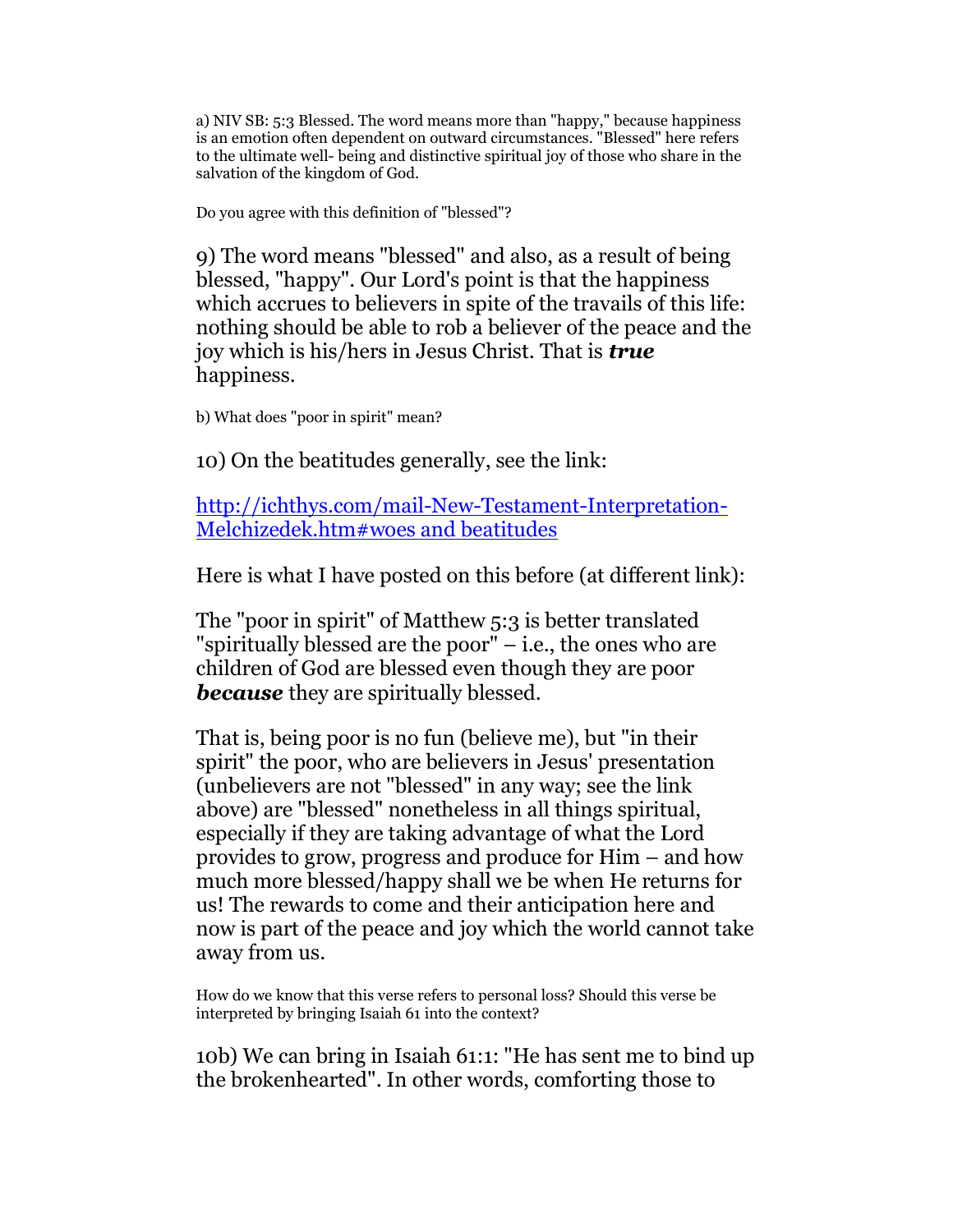a) NIV SB: 5:3 Blessed. The word means more than "happy," because happiness is an emotion often dependent on outward circumstances. "Blessed" here refers to the ultimate well- being and distinctive spiritual joy of those who share in the salvation of the kingdom of God.

Do you agree with this definition of "blessed"?

9) The word means "blessed" and also, as a result of being blessed, "happy". Our Lord's point is that the happiness which accrues to believers in spite of the travails of this life: nothing should be able to rob a believer of the peace and the joy which is his/hers in Jesus Christ. That is ***true*** happiness.

b) What does "poor in spirit" mean?

10) On the beatitudes generally, see the link:

[http://ichthys.com/mail-New-Testament-Interpretation-Melchizedek.htm#woes and beatitudes](http://ichthys.com/mail-New-Testament-Interpretation-Melchizedek.htm#woes and beatitudes)

Here is what I have posted on this before (at different link):

The "poor in spirit" of Matthew 5:3 is better translated "spiritually blessed are the poor" – i.e., the ones who are children of God are blessed even though they are poor ***because*** they are spiritually blessed.

That is, being poor is no fun (believe me), but "in their spirit" the poor, who are believers in Jesus' presentation (unbelievers are not "blessed" in any way; see the link above) are "blessed" nonetheless in all things spiritual, especially if they are taking advantage of what the Lord provides to grow, progress and produce for Him – and how much more blessed/happy shall we be when He returns for us! The rewards to come and their anticipation here and now is part of the peace and joy which the world cannot take away from us.

How do we know that this verse refers to personal loss? Should this verse be interpreted by bringing Isaiah 61 into the context?

10b) We can bring in Isaiah 61:1: "He has sent me to bind up the brokenhearted". In other words, comforting those to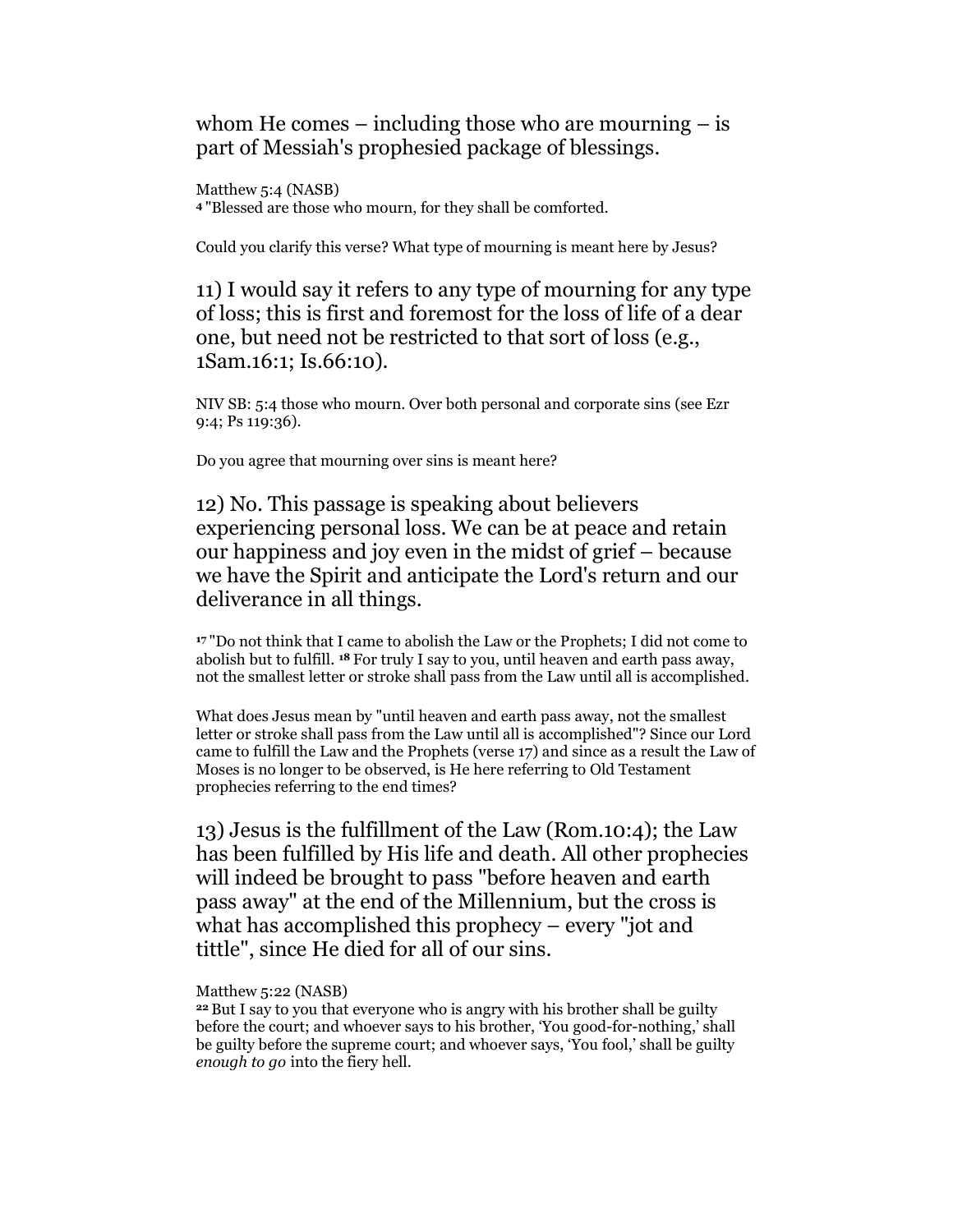whom He comes – including those who are mourning – is part of Messiah's prophesied package of blessings.

Matthew 5:4 (NASB)
4 "Blessed are those who mourn, for they shall be comforted.

Could you clarify this verse? What type of mourning is meant here by Jesus?

11) I would say it refers to any type of mourning for any type of loss; this is first and foremost for the loss of life of a dear one, but need not be restricted to that sort of loss (e.g., 1Sam.16:1; Is.66:10).

NIV SB: 5:4 those who mourn. Over both personal and corporate sins (see Ezr 9:4; Ps 119:36).

Do you agree that mourning over sins is meant here?

12) No. This passage is speaking about believers experiencing personal loss. We can be at peace and retain our happiness and joy even in the midst of grief – because we have the Spirit and anticipate the Lord's return and our deliverance in all things.

17 "Do not think that I came to abolish the Law or the Prophets; I did not come to abolish but to fulfill. 18 For truly I say to you, until heaven and earth pass away, not the smallest letter or stroke shall pass from the Law until all is accomplished.

What does Jesus mean by "until heaven and earth pass away, not the smallest letter or stroke shall pass from the Law until all is accomplished"? Since our Lord came to fulfill the Law and the Prophets (verse 17) and since as a result the Law of Moses is no longer to be observed, is He here referring to Old Testament prophecies referring to the end times?

13) Jesus is the fulfillment of the Law (Rom.10:4); the Law has been fulfilled by His life and death. All other prophecies will indeed be brought to pass "before heaven and earth pass away" at the end of the Millennium, but the cross is what has accomplished this prophecy – every "jot and tittle", since He died for all of our sins.

Matthew 5:22 (NASB)
22 But I say to you that everyone who is angry with his brother shall be guilty before the court; and whoever says to his brother, 'You good-for-nothing,' shall be guilty before the supreme court; and whoever says, 'You fool,' shall be guilty *enough to go* into the fiery hell.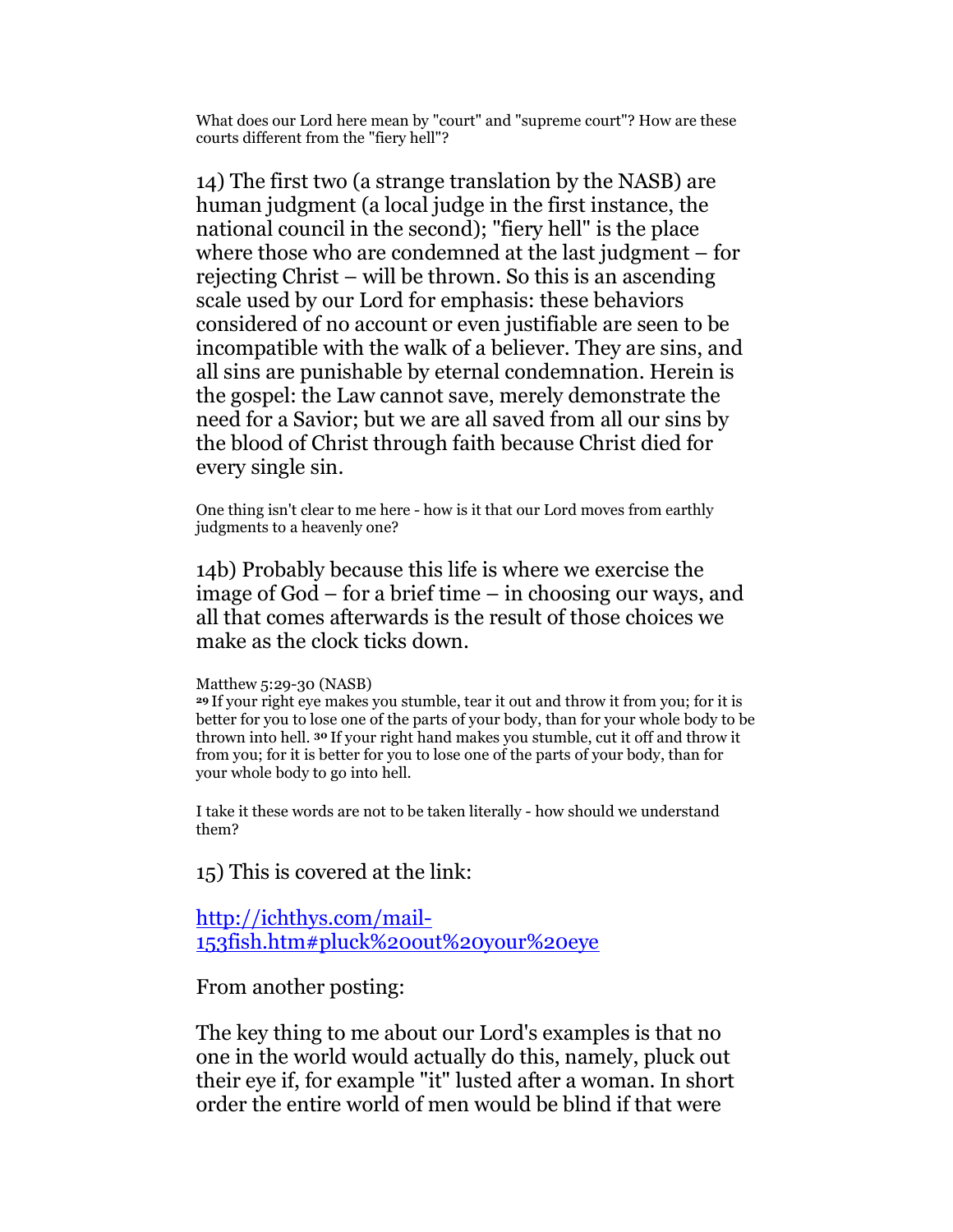What does our Lord here mean by "court" and "supreme court"? How are these courts different from the "fiery hell"?

14) The first two (a strange translation by the NASB) are human judgment (a local judge in the first instance, the national council in the second); "fiery hell" is the place where those who are condemned at the last judgment – for rejecting Christ – will be thrown. So this is an ascending scale used by our Lord for emphasis: these behaviors considered of no account or even justifiable are seen to be incompatible with the walk of a believer. They are sins, and all sins are punishable by eternal condemnation. Herein is the gospel: the Law cannot save, merely demonstrate the need for a Savior; but we are all saved from all our sins by the blood of Christ through faith because Christ died for every single sin.

One thing isn't clear to me here - how is it that our Lord moves from earthly judgments to a heavenly one?

14b) Probably because this life is where we exercise the image of God – for a brief time – in choosing our ways, and all that comes afterwards is the result of those choices we make as the clock ticks down.

Matthew 5:29-30 (NASB)
29 If your right eye makes you stumble, tear it out and throw it from you; for it is better for you to lose one of the parts of your body, than for your whole body to be thrown into hell. 30 If your right hand makes you stumble, cut it off and throw it from you; for it is better for you to lose one of the parts of your body, than for your whole body to go into hell.

I take it these words are not to be taken literally - how should we understand them?

15) This is covered at the link:

[http://ichthys.com/mail-153fish.htm#pluck%20out%20your%20eye](http://ichthys.com/mail-153fish.htm#pluck%20out%20your%20eye)

From another posting:

The key thing to me about our Lord's examples is that no one in the world would actually do this, namely, pluck out their eye if, for example "it" lusted after a woman. In short order the entire world of men would be blind if that were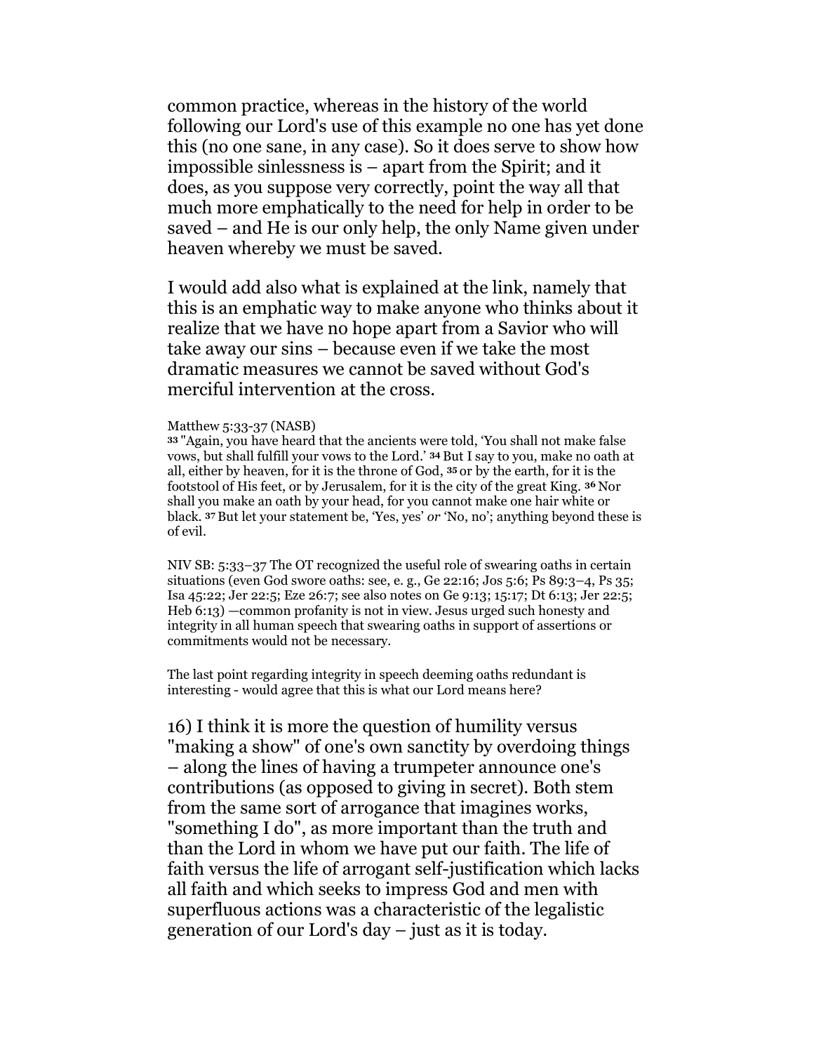common practice, whereas in the history of the world following our Lord's use of this example no one has yet done this (no one sane, in any case). So it does serve to show how impossible sinlessness is – apart from the Spirit; and it does, as you suppose very correctly, point the way all that much more emphatically to the need for help in order to be saved – and He is our only help, the only Name given under heaven whereby we must be saved.

I would add also what is explained at the link, namely that this is an emphatic way to make anyone who thinks about it realize that we have no hope apart from a Savior who will take away our sins – because even if we take the most dramatic measures we cannot be saved without God's merciful intervention at the cross.

Matthew 5:33-37 (NASB)
**33** "Again, you have heard that the ancients were told, 'You shall not make false vows, but shall fulfill your vows to the Lord.' **34** But I say to you, make no oath at all, either by heaven, for it is the throne of God, **35** or by the earth, for it is the footstool of His feet, or by Jerusalem, for it is the city of the great King. **36** Nor shall you make an oath by your head, for you cannot make one hair white or black. **37** But let your statement be, 'Yes, yes' *or* 'No, no'; anything beyond these is of evil.

NIV SB: 5:33–37 The OT recognized the useful role of swearing oaths in certain situations (even God swore oaths: see, e. g., Ge 22:16; Jos 5:6; Ps 89:3–4, Ps 35; Isa 45:22; Jer 22:5; Eze 26:7; see also notes on Ge 9:13; 15:17; Dt 6:13; Jer 22:5; Heb 6:13) —common profanity is not in view. Jesus urged such honesty and integrity in all human speech that swearing oaths in support of assertions or commitments would not be necessary.

The last point regarding integrity in speech deeming oaths redundant is interesting - would agree that this is what our Lord means here?

16) I think it is more the question of humility versus "making a show" of one's own sanctity by overdoing things – along the lines of having a trumpeter announce one's contributions (as opposed to giving in secret). Both stem from the same sort of arrogance that imagines works, "something I do", as more important than the truth and than the Lord in whom we have put our faith. The life of faith versus the life of arrogant self-justification which lacks all faith and which seeks to impress God and men with superfluous actions was a characteristic of the legalistic generation of our Lord's day – just as it is today.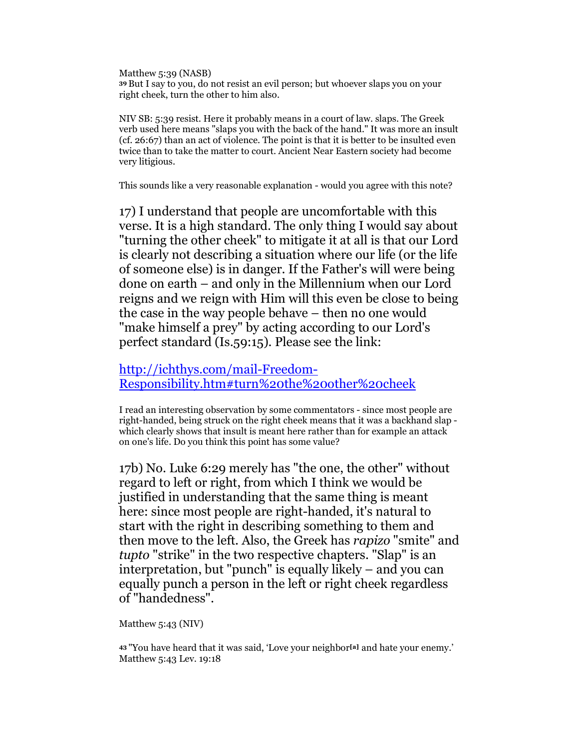Matthew 5:39 (NASB)
**39** But I say to you, do not resist an evil person; but whoever slaps you on your right cheek, turn the other to him also.

NIV SB: 5:39 resist. Here it probably means in a court of law. slaps. The Greek verb used here means "slaps you with the back of the hand." It was more an insult (cf. 26:67) than an act of violence. The point is that it is better to be insulted even twice than to take the matter to court. Ancient Near Eastern society had become very litigious.

This sounds like a very reasonable explanation - would you agree with this note?

17) I understand that people are uncomfortable with this verse. It is a high standard. The only thing I would say about "turning the other cheek" to mitigate it at all is that our Lord is clearly not describing a situation where our life (or the life of someone else) is in danger. If the Father's will were being done on earth – and only in the Millennium when our Lord reigns and we reign with Him will this even be close to being the case in the way people behave – then no one would "make himself a prey" by acting according to our Lord's perfect standard (Is.59:15). Please see the link:

[http://ichthys.com/mail-Freedom-Responsibility.htm#turn%20the%20other%20cheek](http://ichthys.com/mail-Freedom-Responsibility.htm#turn%20the%20other%20cheek)

I read an interesting observation by some commentators - since most people are right-handed, being struck on the right cheek means that it was a backhand slap - which clearly shows that insult is meant here rather than for example an attack on one's life. Do you think this point has some value?

17b) No. Luke 6:29 merely has "the one, the other" without regard to left or right, from which I think we would be justified in understanding that the same thing is meant here: since most people are right-handed, it's natural to start with the right in describing something to them and then move to the left. Also, the Greek has *rapizo* "smite" and *tupto* "strike" in the two respective chapters. "Slap" is an interpretation, but "punch" is equally likely – and you can equally punch a person in the left or right cheek regardless of "handedness".

Matthew 5:43 (NIV)

**43** "You have heard that it was said, 'Love your neighbor[a] and hate your enemy.'
Matthew 5:43 Lev. 19:18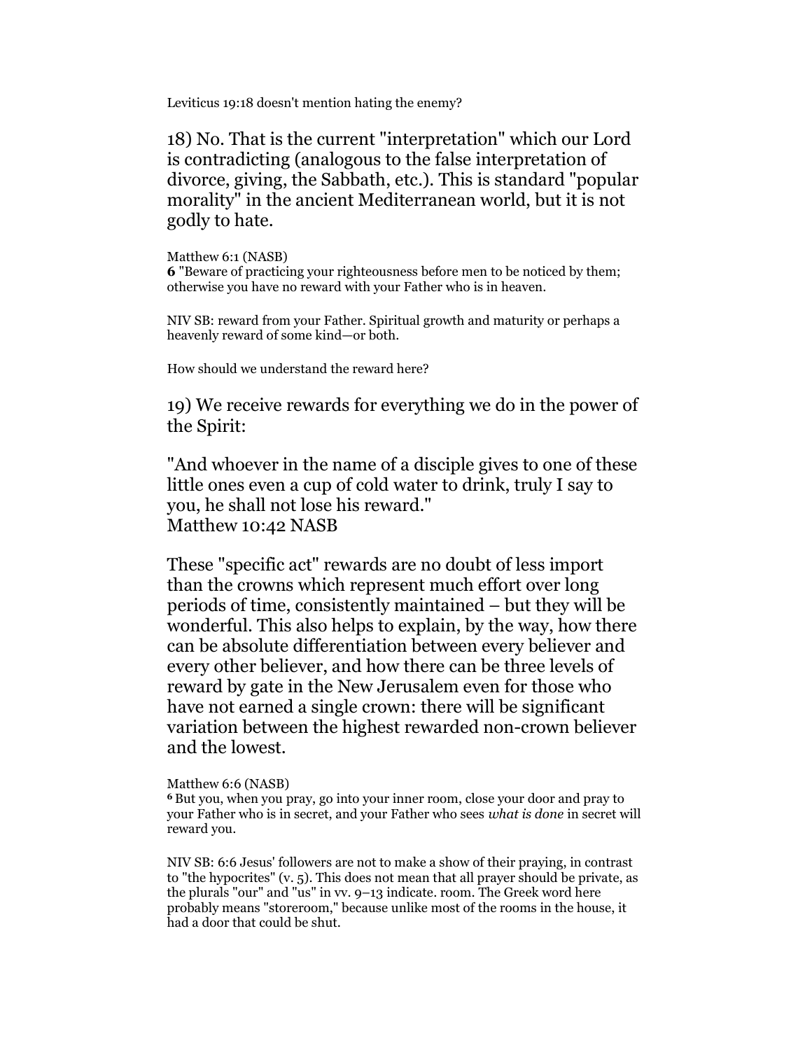Leviticus 19:18 doesn't mention hating the enemy?

18) No. That is the current "interpretation" which our Lord is contradicting (analogous to the false interpretation of divorce, giving, the Sabbath, etc.). This is standard "popular morality" in the ancient Mediterranean world, but it is not godly to hate.

Matthew 6:1 (NASB)
**6** "Beware of practicing your righteousness before men to be noticed by them; otherwise you have no reward with your Father who is in heaven.

NIV SB: reward from your Father. Spiritual growth and maturity or perhaps a heavenly reward of some kind—or both.

How should we understand the reward here?

19) We receive rewards for everything we do in the power of the Spirit:

"And whoever in the name of a disciple gives to one of these little ones even a cup of cold water to drink, truly I say to you, he shall not lose his reward."
Matthew 10:42 NASB

These "specific act" rewards are no doubt of less import than the crowns which represent much effort over long periods of time, consistently maintained – but they will be wonderful. This also helps to explain, by the way, how there can be absolute differentiation between every believer and every other believer, and how there can be three levels of reward by gate in the New Jerusalem even for those who have not earned a single crown: there will be significant variation between the highest rewarded non-crown believer and the lowest.

Matthew 6:6 (NASB)
**6** But you, when you pray, go into your inner room, close your door and pray to your Father who is in secret, and your Father who sees *what is done* in secret will reward you.

NIV SB: 6:6 Jesus' followers are not to make a show of their praying, in contrast to "the hypocrites" (v. 5). This does not mean that all prayer should be private, as the plurals "our" and "us" in vv. 9–13 indicate. room. The Greek word here probably means "storeroom," because unlike most of the rooms in the house, it had a door that could be shut.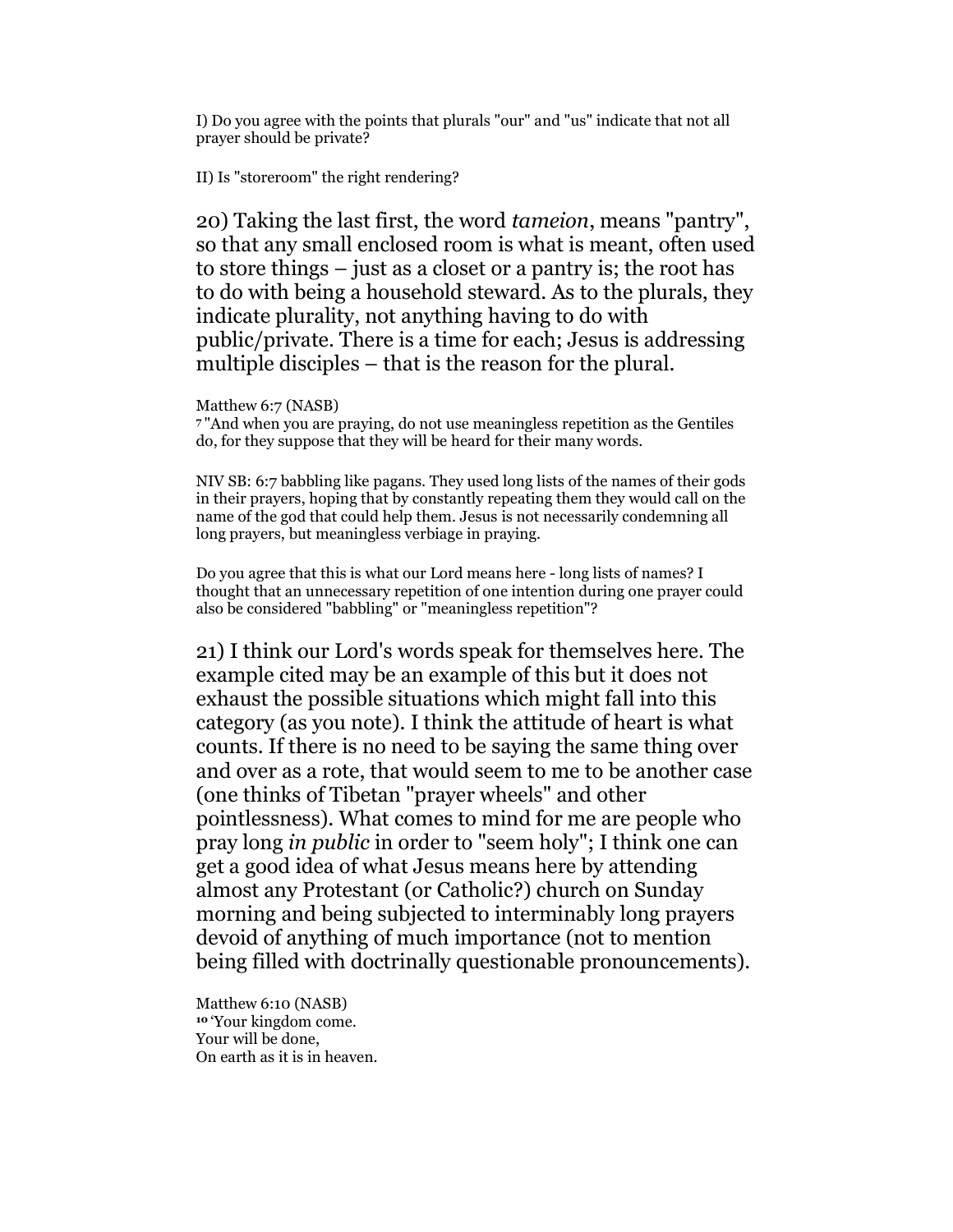I) Do you agree with the points that plurals "our" and "us" indicate that not all prayer should be private?

II) Is "storeroom" the right rendering?

20) Taking the last first, the word *tameion*, means "pantry", so that any small enclosed room is what is meant, often used to store things – just as a closet or a pantry is; the root has to do with being a household steward. As to the plurals, they indicate plurality, not anything having to do with public/private. There is a time for each; Jesus is addressing multiple disciples – that is the reason for the plural.

Matthew 6:7 (NASB)
7 "And when you are praying, do not use meaningless repetition as the Gentiles do, for they suppose that they will be heard for their many words.

NIV SB: 6:7 babbling like pagans. They used long lists of the names of their gods in their prayers, hoping that by constantly repeating them they would call on the name of the god that could help them. Jesus is not necessarily condemning all long prayers, but meaningless verbiage in praying.

Do you agree that this is what our Lord means here - long lists of names? I thought that an unnecessary repetition of one intention during one prayer could also be considered "babbling" or "meaningless repetition"?

21) I think our Lord's words speak for themselves here. The example cited may be an example of this but it does not exhaust the possible situations which might fall into this category (as you note). I think the attitude of heart is what counts. If there is no need to be saying the same thing over and over as a rote, that would seem to me to be another case (one thinks of Tibetan "prayer wheels" and other pointlessness). What comes to mind for me are people who pray long *in public* in order to "seem holy"; I think one can get a good idea of what Jesus means here by attending almost any Protestant (or Catholic?) church on Sunday morning and being subjected to interminably long prayers devoid of anything of much importance (not to mention being filled with doctrinally questionable pronouncements).

Matthew 6:10 (NASB)
10 'Your kingdom come.
Your will be done,
On earth as it is in heaven.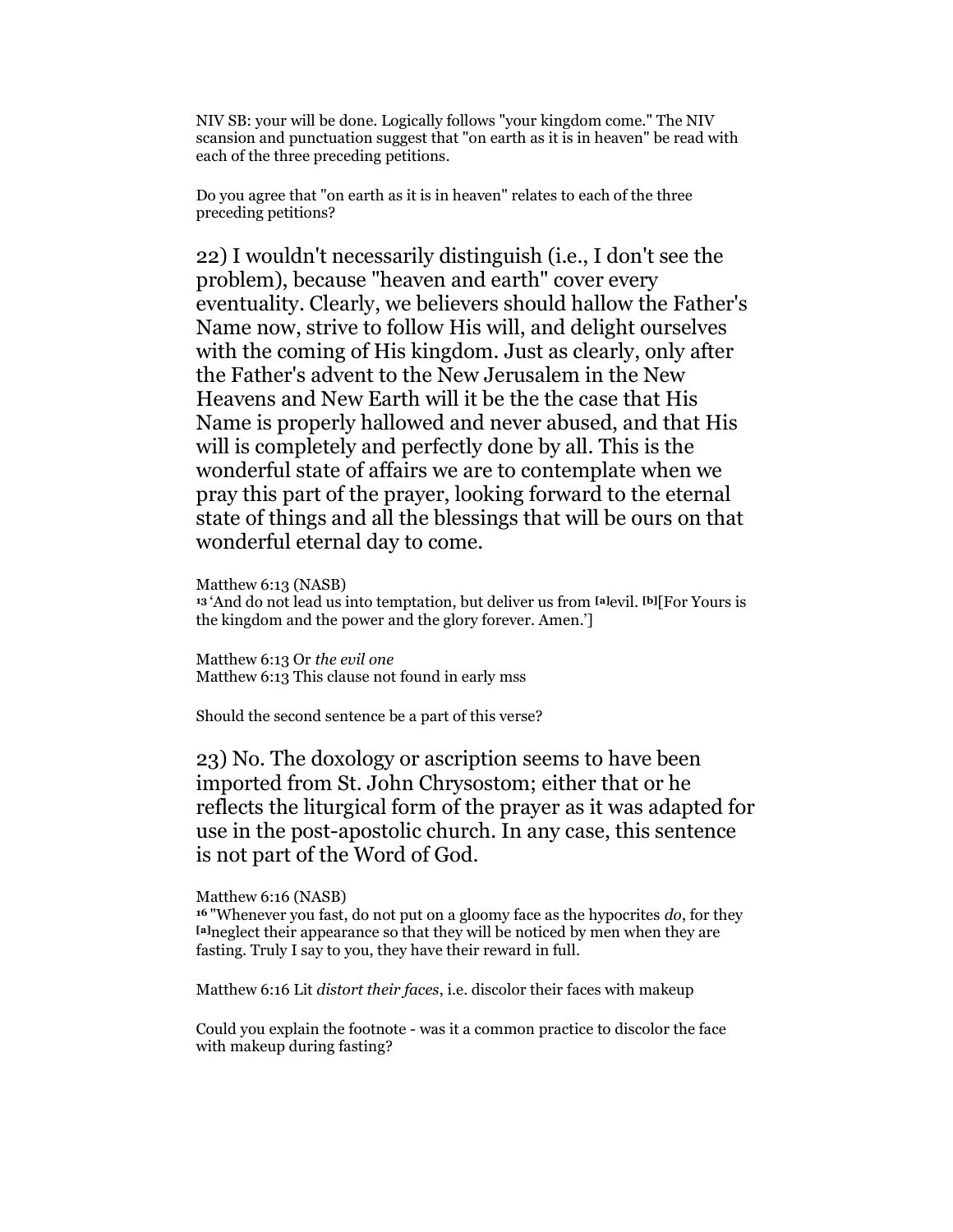NIV SB: your will be done. Logically follows "your kingdom come." The NIV scansion and punctuation suggest that "on earth as it is in heaven" be read with each of the three preceding petitions.

Do you agree that "on earth as it is in heaven" relates to each of the three preceding petitions?

22) I wouldn't necessarily distinguish (i.e., I don't see the problem), because "heaven and earth" cover every eventuality. Clearly, we believers should hallow the Father's Name now, strive to follow His will, and delight ourselves with the coming of His kingdom. Just as clearly, only after the Father's advent to the New Jerusalem in the New Heavens and New Earth will it be the the case that His Name is properly hallowed and never abused, and that His will is completely and perfectly done by all. This is the wonderful state of affairs we are to contemplate when we pray this part of the prayer, looking forward to the eternal state of things and all the blessings that will be ours on that wonderful eternal day to come.

Matthew 6:13 (NASB)
**13** 'And do not lead us into temptation, but deliver us from [a]evil. [b][For Yours is the kingdom and the power and the glory forever. Amen.']

Matthew 6:13 Or *the evil one*
Matthew 6:13 This clause not found in early mss

Should the second sentence be a part of this verse?

23) No. The doxology or ascription seems to have been imported from St. John Chrysostom; either that or he reflects the liturgical form of the prayer as it was adapted for use in the post-apostolic church. In any case, this sentence is not part of the Word of God.

Matthew 6:16 (NASB)
**16** "Whenever you fast, do not put on a gloomy face as the hypocrites *do*, for they [a]neglect their appearance so that they will be noticed by men when they are fasting. Truly I say to you, they have their reward in full.

Matthew 6:16 Lit *distort their faces*, i.e. discolor their faces with makeup

Could you explain the footnote - was it a common practice to discolor the face with makeup during fasting?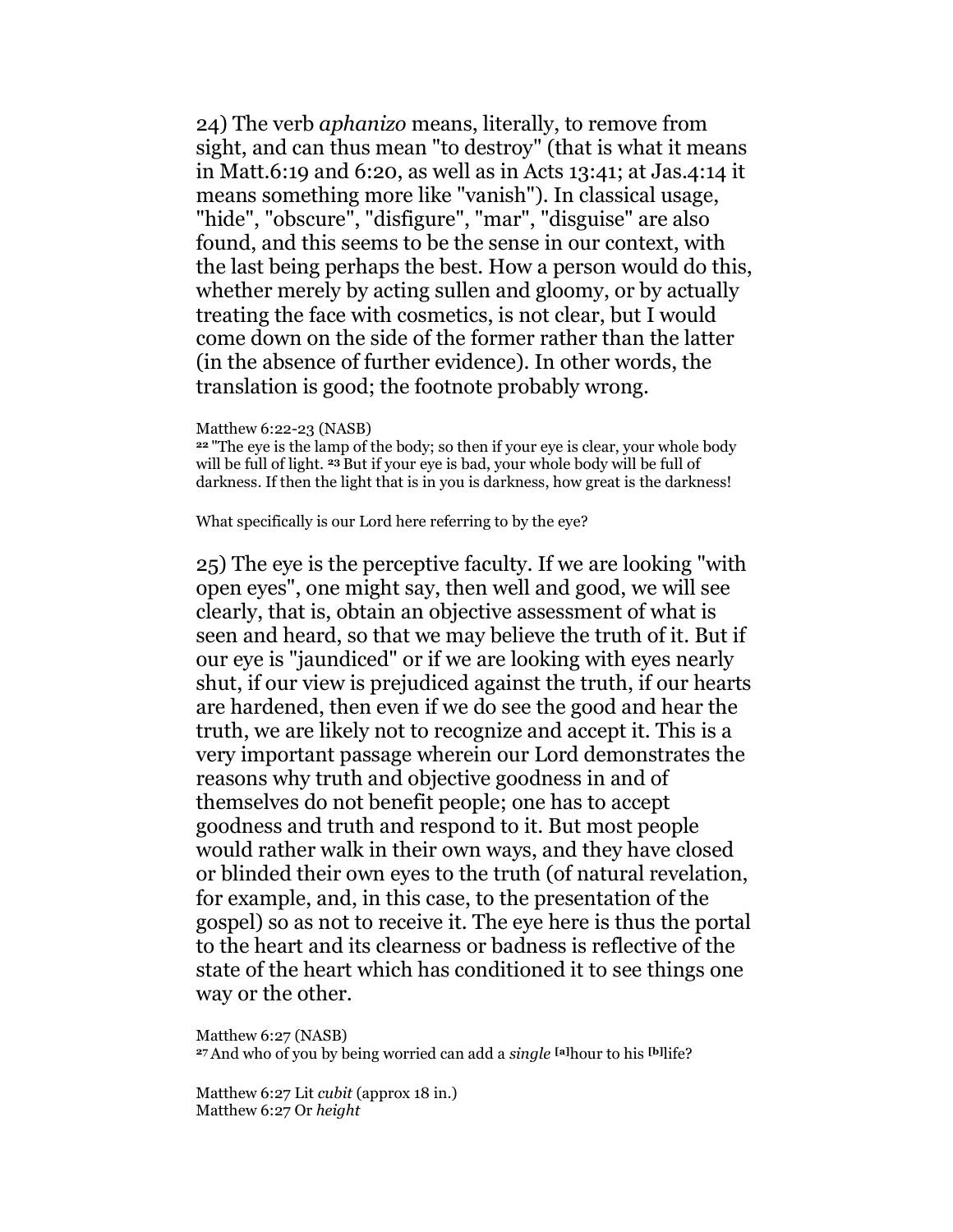24) The verb *aphanizo* means, literally, to remove from sight, and can thus mean "to destroy" (that is what it means in Matt.6:19 and 6:20, as well as in Acts 13:41; at Jas.4:14 it means something more like "vanish"). In classical usage, "hide", "obscure", "disfigure", "mar", "disguise" are also found, and this seems to be the sense in our context, with the last being perhaps the best. How a person would do this, whether merely by acting sullen and gloomy, or by actually treating the face with cosmetics, is not clear, but I would come down on the side of the former rather than the latter (in the absence of further evidence). In other words, the translation is good; the footnote probably wrong.

Matthew 6:22-23 (NASB)
**22** "The eye is the lamp of the body; so then if your eye is clear, your whole body will be full of light. **23** But if your eye is bad, your whole body will be full of darkness. If then the light that is in you is darkness, how great is the darkness!

What specifically is our Lord here referring to by the eye?

25) The eye is the perceptive faculty. If we are looking "with open eyes", one might say, then well and good, we will see clearly, that is, obtain an objective assessment of what is seen and heard, so that we may believe the truth of it. But if our eye is "jaundiced" or if we are looking with eyes nearly shut, if our view is prejudiced against the truth, if our hearts are hardened, then even if we do see the good and hear the truth, we are likely not to recognize and accept it. This is a very important passage wherein our Lord demonstrates the reasons why truth and objective goodness in and of themselves do not benefit people; one has to accept goodness and truth and respond to it. But most people would rather walk in their own ways, and they have closed or blinded their own eyes to the truth (of natural revelation, for example, and, in this case, to the presentation of the gospel) so as not to receive it. The eye here is thus the portal to the heart and its clearness or badness is reflective of the state of the heart which has conditioned it to see things one way or the other.

Matthew 6:27 (NASB)
**27** And who of you by being worried can add a *single* [a]hour to his [b]life?

Matthew 6:27 Lit *cubit* (approx 18 in.)
Matthew 6:27 Or *height*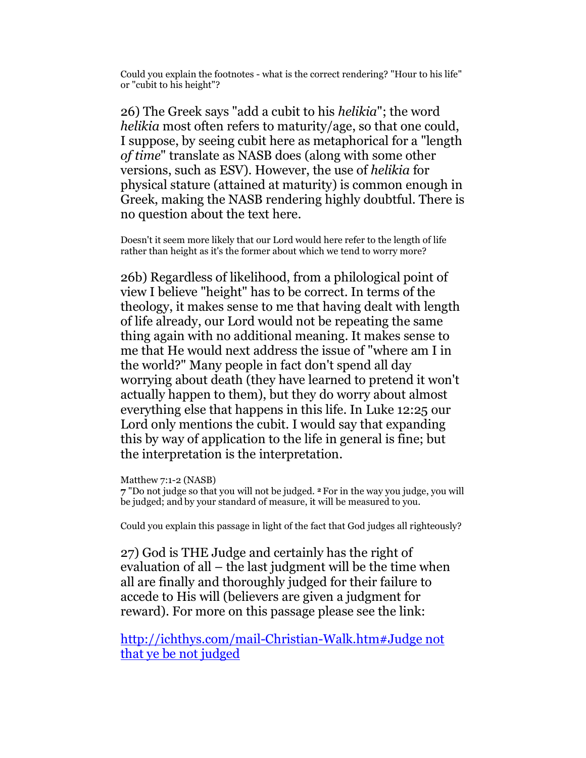Could you explain the footnotes - what is the correct rendering? "Hour to his life" or "cubit to his height"?

26) The Greek says "add a cubit to his *helikia*"; the word *helikia* most often refers to maturity/age, so that one could, I suppose, by seeing cubit here as metaphorical for a "length *of time*" translate as NASB does (along with some other versions, such as ESV). However, the use of *helikia* for physical stature (attained at maturity) is common enough in Greek, making the NASB rendering highly doubtful. There is no question about the text here.

Doesn't it seem more likely that our Lord would here refer to the length of life rather than height as it's the former about which we tend to worry more?

26b) Regardless of likelihood, from a philological point of view I believe "height" has to be correct. In terms of the theology, it makes sense to me that having dealt with length of life already, our Lord would not be repeating the same thing again with no additional meaning. It makes sense to me that He would next address the issue of "where am I in the world?" Many people in fact don't spend all day worrying about death (they have learned to pretend it won't actually happen to them), but they do worry about almost everything else that happens in this life. In Luke 12:25 our Lord only mentions the cubit. I would say that expanding this by way of application to the life in general is fine; but the interpretation is the interpretation.

Matthew 7:1-2 (NASB)
**7** "Do not judge so that you will not be judged. **2** For in the way you judge, you will be judged; and by your standard of measure, it will be measured to you.

Could you explain this passage in light of the fact that God judges all righteously?

27) God is THE Judge and certainly has the right of evaluation of all – the last judgment will be the time when all are finally and thoroughly judged for their failure to accede to His will (believers are given a judgment for reward). For more on this passage please see the link:

[http://ichthys.com/mail-Christian-Walk.htm#Judge not that ye be not judged](http://ichthys.com/mail-Christian-Walk.htm#Judge not that ye be not judged)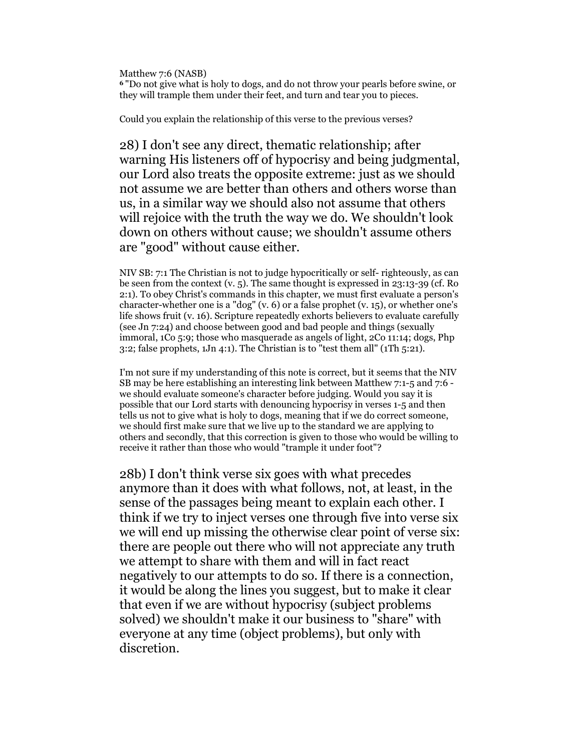Matthew 7:6 (NASB)
6 "Do not give what is holy to dogs, and do not throw your pearls before swine, or they will trample them under their feet, and turn and tear you to pieces.

Could you explain the relationship of this verse to the previous verses?

28) I don't see any direct, thematic relationship; after warning His listeners off of hypocrisy and being judgmental, our Lord also treats the opposite extreme: just as we should not assume we are better than others and others worse than us, in a similar way we should also not assume that others will rejoice with the truth the way we do. We shouldn't look down on others without cause; we shouldn't assume others are "good" without cause either.

NIV SB: 7:1 The Christian is not to judge hypocritically or self- righteously, as can be seen from the context (v. 5). The same thought is expressed in 23:13-39 (cf. Ro 2:1). To obey Christ's commands in this chapter, we must first evaluate a person's character-whether one is a "dog" (v. 6) or a false prophet (v. 15), or whether one's life shows fruit (v. 16). Scripture repeatedly exhorts believers to evaluate carefully (see Jn 7:24) and choose between good and bad people and things (sexually immoral, 1Co 5:9; those who masquerade as angels of light, 2Co 11:14; dogs, Php 3:2; false prophets, 1Jn 4:1). The Christian is to "test them all" (1Th 5:21).

I'm not sure if my understanding of this note is correct, but it seems that the NIV SB may be here establishing an interesting link between Matthew 7:1-5 and 7:6 - we should evaluate someone's character before judging. Would you say it is possible that our Lord starts with denouncing hypocrisy in verses 1-5 and then tells us not to give what is holy to dogs, meaning that if we do correct someone, we should first make sure that we live up to the standard we are applying to others and secondly, that this correction is given to those who would be willing to receive it rather than those who would "trample it under foot"?

28b) I don't think verse six goes with what precedes anymore than it does with what follows, not, at least, in the sense of the passages being meant to explain each other. I think if we try to inject verses one through five into verse six we will end up missing the otherwise clear point of verse six: there are people out there who will not appreciate any truth we attempt to share with them and will in fact react negatively to our attempts to do so. If there is a connection, it would be along the lines you suggest, but to make it clear that even if we are without hypocrisy (subject problems solved) we shouldn't make it our business to "share" with everyone at any time (object problems), but only with discretion.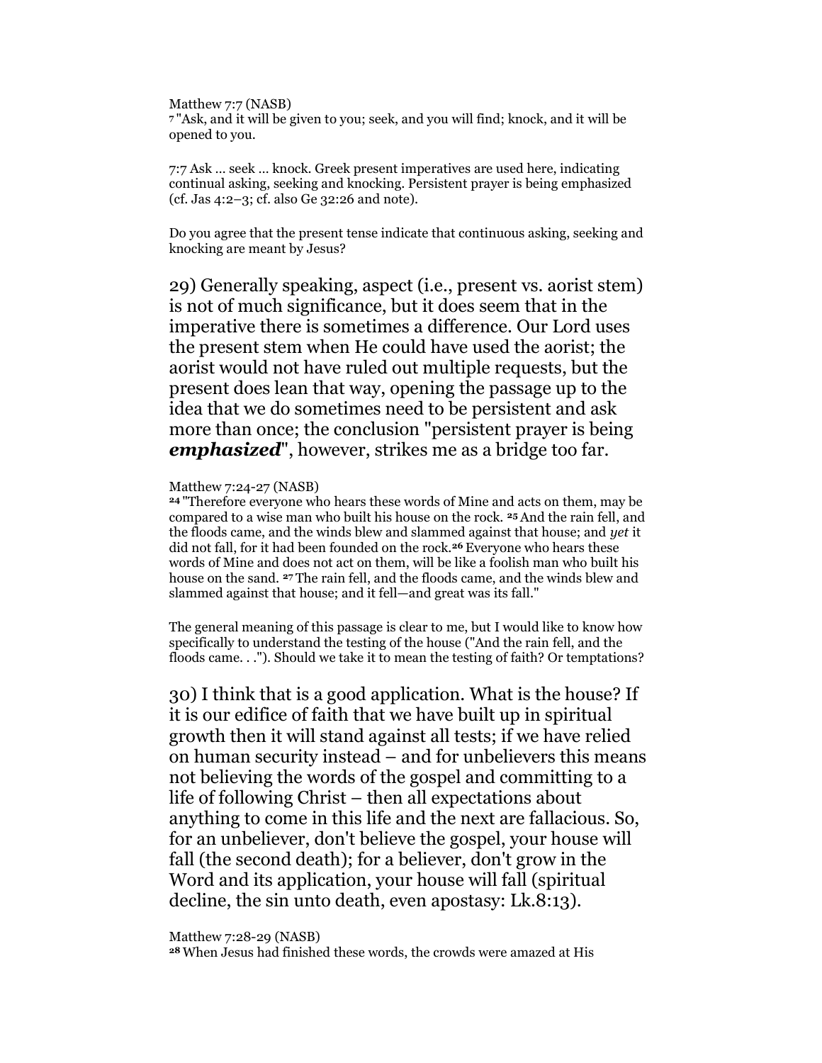Matthew 7:7 (NASB)
[7] "Ask, and it will be given to you; seek, and you will find; knock, and it will be opened to you.

7:7 Ask ... seek ... knock. Greek present imperatives are used here, indicating continual asking, seeking and knocking. Persistent prayer is being emphasized (cf. Jas 4:2–3; cf. also Ge 32:26 and note).

Do you agree that the present tense indicate that continuous asking, seeking and knocking are meant by Jesus?

29) Generally speaking, aspect (i.e., present vs. aorist stem) is not of much significance, but it does seem that in the imperative there is sometimes a difference. Our Lord uses the present stem when He could have used the aorist; the aorist would not have ruled out multiple requests, but the present does lean that way, opening the passage up to the idea that we do sometimes need to be persistent and ask more than once; the conclusion "persistent prayer is being ***emphasized***", however, strikes me as a bridge too far.

Matthew 7:24-27 (NASB)
[24] "Therefore everyone who hears these words of Mine and acts on them, may be compared to a wise man who built his house on the rock. [25] And the rain fell, and the floods came, and the winds blew and slammed against that house; and *yet* it did not fall, for it had been founded on the rock.[26] Everyone who hears these words of Mine and does not act on them, will be like a foolish man who built his house on the sand. [27] The rain fell, and the floods came, and the winds blew and slammed against that house; and it fell—and great was its fall."

The general meaning of this passage is clear to me, but I would like to know how specifically to understand the testing of the house ("And the rain fell, and the floods came. . ."). Should we take it to mean the testing of faith? Or temptations?

30) I think that is a good application. What is the house? If it is our edifice of faith that we have built up in spiritual growth then it will stand against all tests; if we have relied on human security instead – and for unbelievers this means not believing the words of the gospel and committing to a life of following Christ – then all expectations about anything to come in this life and the next are fallacious. So, for an unbeliever, don't believe the gospel, your house will fall (the second death); for a believer, don't grow in the Word and its application, your house will fall (spiritual decline, the sin unto death, even apostasy: Lk.8:13).

Matthew 7:28-29 (NASB)
[28] When Jesus had finished these words, the crowds were amazed at His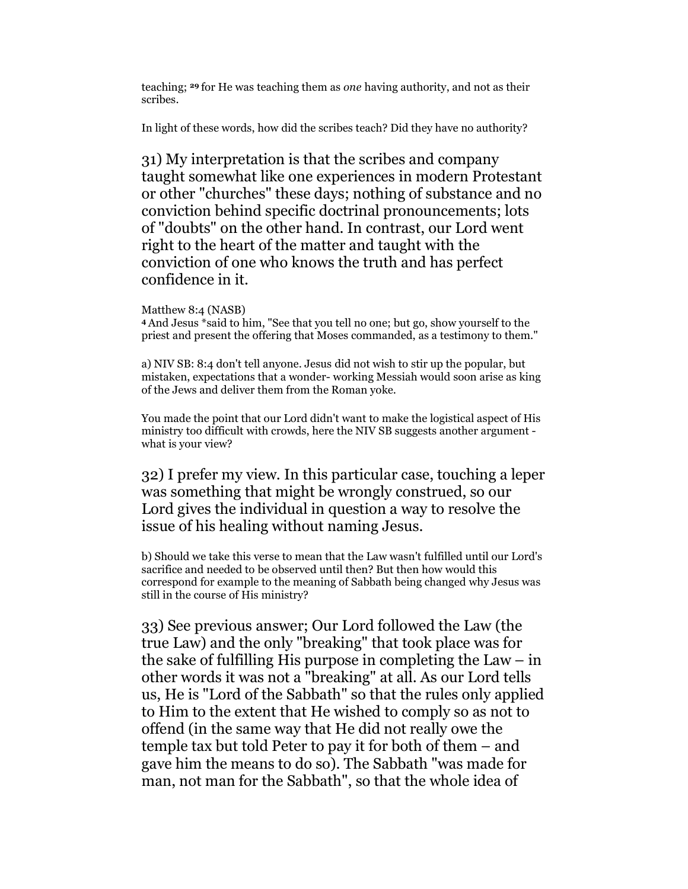teaching; 29 for He was teaching them as *one* having authority, and not as their scribes.

In light of these words, how did the scribes teach? Did they have no authority?

31) My interpretation is that the scribes and company taught somewhat like one experiences in modern Protestant or other "churches" these days; nothing of substance and no conviction behind specific doctrinal pronouncements; lots of "doubts" on the other hand. In contrast, our Lord went right to the heart of the matter and taught with the conviction of one who knows the truth and has perfect confidence in it.

Matthew 8:4 (NASB)
4 And Jesus *said to him, "See that you tell no one; but go, show yourself to the priest and present the offering that Moses commanded, as a testimony to them."

a) NIV SB: 8:4 don't tell anyone. Jesus did not wish to stir up the popular, but mistaken, expectations that a wonder- working Messiah would soon arise as king of the Jews and deliver them from the Roman yoke.

You made the point that our Lord didn't want to make the logistical aspect of His ministry too difficult with crowds, here the NIV SB suggests another argument - what is your view?

32) I prefer my view. In this particular case, touching a leper was something that might be wrongly construed, so our Lord gives the individual in question a way to resolve the issue of his healing without naming Jesus.

b) Should we take this verse to mean that the Law wasn't fulfilled until our Lord's sacrifice and needed to be observed until then? But then how would this correspond for example to the meaning of Sabbath being changed why Jesus was still in the course of His ministry?

33) See previous answer; Our Lord followed the Law (the true Law) and the only "breaking" that took place was for the sake of fulfilling His purpose in completing the Law – in other words it was not a "breaking" at all. As our Lord tells us, He is "Lord of the Sabbath" so that the rules only applied to Him to the extent that He wished to comply so as not to offend (in the same way that He did not really owe the temple tax but told Peter to pay it for both of them – and gave him the means to do so). The Sabbath "was made for man, not man for the Sabbath", so that the whole idea of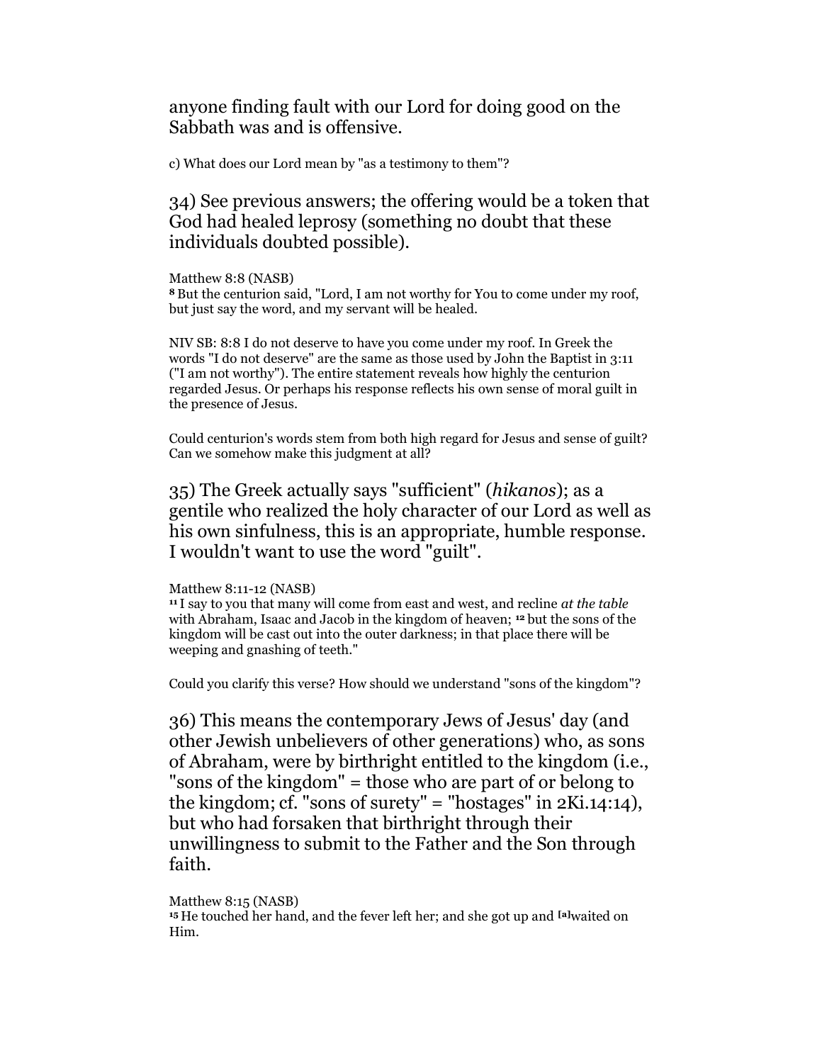anyone finding fault with our Lord for doing good on the Sabbath was and is offensive.

c) What does our Lord mean by "as a testimony to them"?

34) See previous answers; the offering would be a token that God had healed leprosy (something no doubt that these individuals doubted possible).

Matthew 8:8 (NASB)
**8** But the centurion said, "Lord, I am not worthy for You to come under my roof, but just say the word, and my servant will be healed.

NIV SB: 8:8 I do not deserve to have you come under my roof. In Greek the words "I do not deserve" are the same as those used by John the Baptist in 3:11 ("I am not worthy"). The entire statement reveals how highly the centurion regarded Jesus. Or perhaps his response reflects his own sense of moral guilt in the presence of Jesus.

Could centurion's words stem from both high regard for Jesus and sense of guilt? Can we somehow make this judgment at all?

35) The Greek actually says "sufficient" (*hikanos*); as a gentile who realized the holy character of our Lord as well as his own sinfulness, this is an appropriate, humble response. I wouldn't want to use the word "guilt".

Matthew 8:11-12 (NASB)
**11** I say to you that many will come from east and west, and recline *at the table* with Abraham, Isaac and Jacob in the kingdom of heaven; **12** but the sons of the kingdom will be cast out into the outer darkness; in that place there will be weeping and gnashing of teeth."

Could you clarify this verse? How should we understand "sons of the kingdom"?

36) This means the contemporary Jews of Jesus' day (and other Jewish unbelievers of other generations) who, as sons of Abraham, were by birthright entitled to the kingdom (i.e., "sons of the kingdom" = those who are part of or belong to the kingdom; cf. "sons of surety" = "hostages" in 2Ki.14:14), but who had forsaken that birthright through their unwillingness to submit to the Father and the Son through faith.

Matthew 8:15 (NASB)
**15** He touched her hand, and the fever left her; and she got up and [a]waited on Him.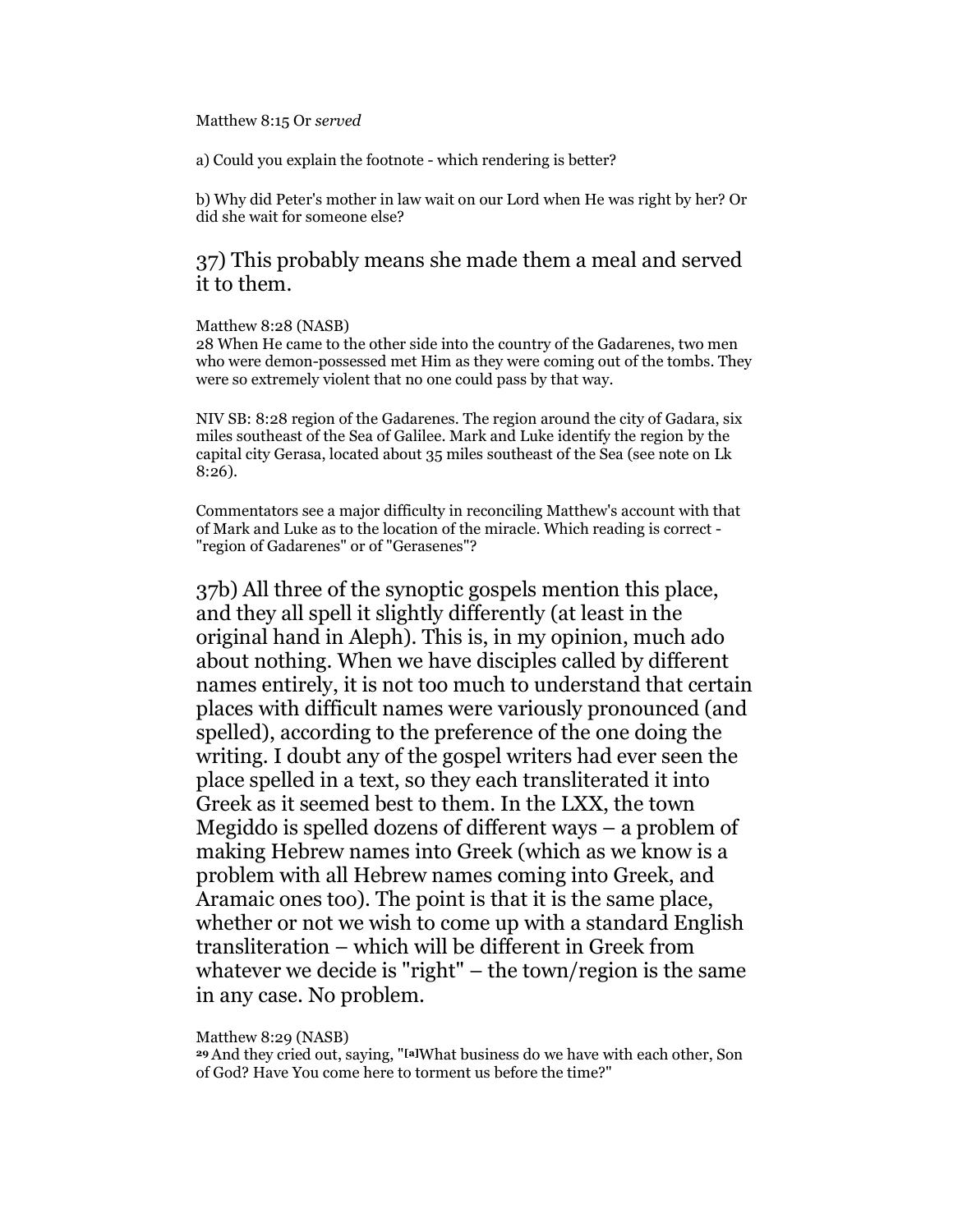Matthew 8:15 Or *served*

a) Could you explain the footnote - which rendering is better?

b) Why did Peter's mother in law wait on our Lord when He was right by her? Or did she wait for someone else?

## 37) This probably means she made them a meal and served it to them.

Matthew 8:28 (NASB)
28 When He came to the other side into the country of the Gadarenes, two men who were demon-possessed met Him as they were coming out of the tombs. They were so extremely violent that no one could pass by that way.

NIV SB: 8:28 region of the Gadarenes. The region around the city of Gadara, six miles southeast of the Sea of Galilee. Mark and Luke identify the region by the capital city Gerasa, located about 35 miles southeast of the Sea (see note on Lk 8:26).

Commentators see a major difficulty in reconciling Matthew's account with that of Mark and Luke as to the location of the miracle. Which reading is correct - "region of Gadarenes" or of "Gerasenes"?

37b) All three of the synoptic gospels mention this place, and they all spell it slightly differently (at least in the original hand in Aleph). This is, in my opinion, much ado about nothing. When we have disciples called by different names entirely, it is not too much to understand that certain places with difficult names were variously pronounced (and spelled), according to the preference of the one doing the writing. I doubt any of the gospel writers had ever seen the place spelled in a text, so they each transliterated it into Greek as it seemed best to them. In the LXX, the town Megiddo is spelled dozens of different ways – a problem of making Hebrew names into Greek (which as we know is a problem with all Hebrew names coming into Greek, and Aramaic ones too). The point is that it is the same place, whether or not we wish to come up with a standard English transliteration – which will be different in Greek from whatever we decide is "right" – the town/region is the same in any case. No problem.

Matthew 8:29 (NASB)
29 And they cried out, saying, "[a]What business do we have with each other, Son of God? Have You come here to torment us before the time?"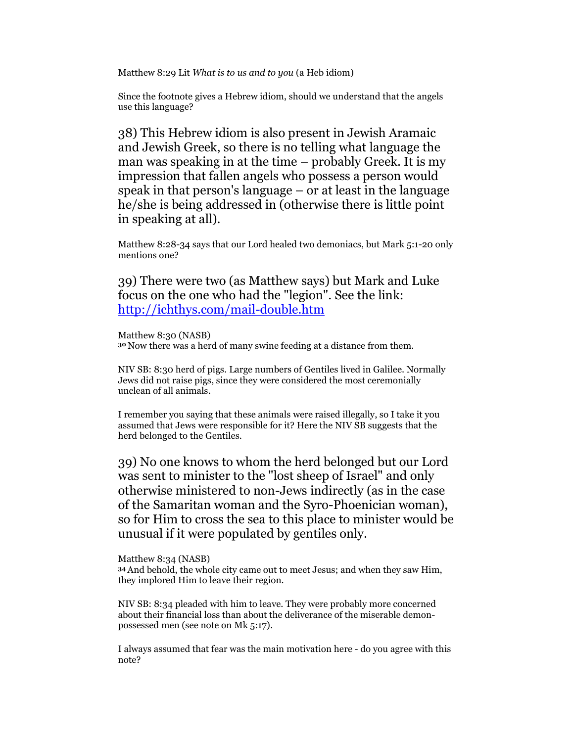Matthew 8:29 Lit *What is to us and to you* (a Heb idiom)

Since the footnote gives a Hebrew idiom, should we understand that the angels use this language?

38) This Hebrew idiom is also present in Jewish Aramaic and Jewish Greek, so there is no telling what language the man was speaking in at the time – probably Greek. It is my impression that fallen angels who possess a person would speak in that person's language – or at least in the language he/she is being addressed in (otherwise there is little point in speaking at all).

Matthew 8:28-34 says that our Lord healed two demoniacs, but Mark 5:1-20 only mentions one?

39) There were two (as Matthew says) but Mark and Luke focus on the one who had the "legion". See the link: [http://ichthys.com/mail-double.htm](http://ichthys.com/mail-double.htm)

Matthew 8:30 (NASB)
**30** Now there was a herd of many swine feeding at a distance from them.

NIV SB: 8:30 herd of pigs. Large numbers of Gentiles lived in Galilee. Normally Jews did not raise pigs, since they were considered the most ceremonially unclean of all animals.

I remember you saying that these animals were raised illegally, so I take it you assumed that Jews were responsible for it? Here the NIV SB suggests that the herd belonged to the Gentiles.

39) No one knows to whom the herd belonged but our Lord was sent to minister to the "lost sheep of Israel" and only otherwise ministered to non-Jews indirectly (as in the case of the Samaritan woman and the Syro-Phoenician woman), so for Him to cross the sea to this place to minister would be unusual if it were populated by gentiles only.

Matthew 8:34 (NASB)
**34** And behold, the whole city came out to meet Jesus; and when they saw Him, they implored Him to leave their region.

NIV SB: 8:34 pleaded with him to leave. They were probably more concerned about their financial loss than about the deliverance of the miserable demon-possessed men (see note on Mk 5:17).

I always assumed that fear was the main motivation here - do you agree with this note?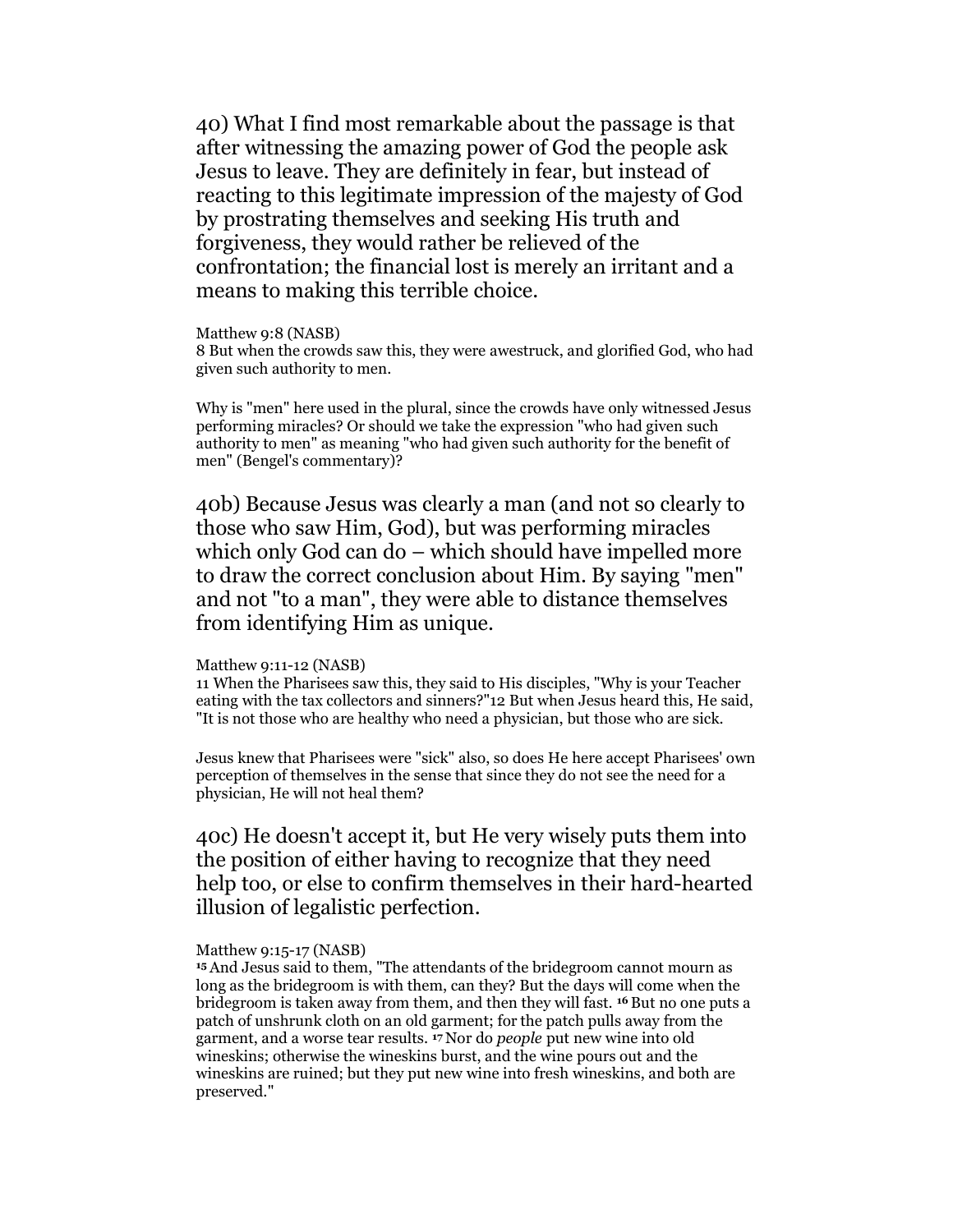40) What I find most remarkable about the passage is that after witnessing the amazing power of God the people ask Jesus to leave. They are definitely in fear, but instead of reacting to this legitimate impression of the majesty of God by prostrating themselves and seeking His truth and forgiveness, they would rather be relieved of the confrontation; the financial lost is merely an irritant and a means to making this terrible choice.

Matthew 9:8 (NASB)
8 But when the crowds saw this, they were awestruck, and glorified God, who had given such authority to men.

Why is "men" here used in the plural, since the crowds have only witnessed Jesus performing miracles? Or should we take the expression "who had given such authority to men" as meaning "who had given such authority for the benefit of men" (Bengel's commentary)?

40b) Because Jesus was clearly a man (and not so clearly to those who saw Him, God), but was performing miracles which only God can do – which should have impelled more to draw the correct conclusion about Him. By saying "men" and not "to a man", they were able to distance themselves from identifying Him as unique.

Matthew 9:11-12 (NASB)
11 When the Pharisees saw this, they said to His disciples, "Why is your Teacher eating with the tax collectors and sinners?"12 But when Jesus heard this, He said, "It is not those who are healthy who need a physician, but those who are sick.

Jesus knew that Pharisees were "sick" also, so does He here accept Pharisees' own perception of themselves in the sense that since they do not see the need for a physician, He will not heal them?

40c) He doesn't accept it, but He very wisely puts them into the position of either having to recognize that they need help too, or else to confirm themselves in their hard-hearted illusion of legalistic perfection.

Matthew 9:15-17 (NASB)
**15** And Jesus said to them, "The attendants of the bridegroom cannot mourn as long as the bridegroom is with them, can they? But the days will come when the bridegroom is taken away from them, and then they will fast. **16** But no one puts a patch of unshrunk cloth on an old garment; for the patch pulls away from the garment, and a worse tear results. **17** Nor do *people* put new wine into old wineskins; otherwise the wineskins burst, and the wine pours out and the wineskins are ruined; but they put new wine into fresh wineskins, and both are preserved."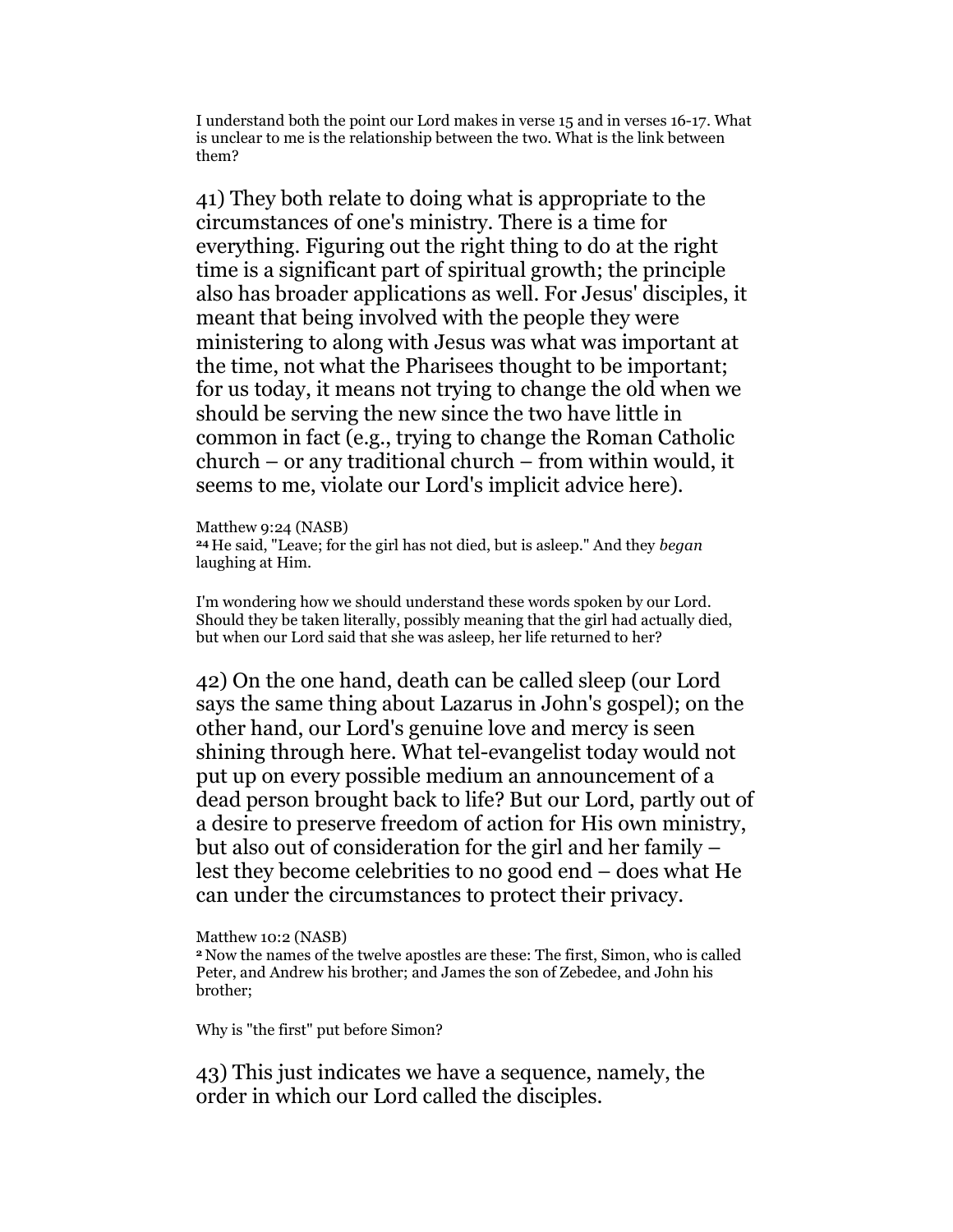I understand both the point our Lord makes in verse 15 and in verses 16-17. What is unclear to me is the relationship between the two. What is the link between them?

41) They both relate to doing what is appropriate to the circumstances of one's ministry. There is a time for everything. Figuring out the right thing to do at the right time is a significant part of spiritual growth; the principle also has broader applications as well. For Jesus' disciples, it meant that being involved with the people they were ministering to along with Jesus was what was important at the time, not what the Pharisees thought to be important; for us today, it means not trying to change the old when we should be serving the new since the two have little in common in fact (e.g., trying to change the Roman Catholic church – or any traditional church – from within would, it seems to me, violate our Lord's implicit advice here).

Matthew 9:24 (NASB)
**24** He said, "Leave; for the girl has not died, but is asleep." And they *began* laughing at Him.

I'm wondering how we should understand these words spoken by our Lord. Should they be taken literally, possibly meaning that the girl had actually died, but when our Lord said that she was asleep, her life returned to her?

42) On the one hand, death can be called sleep (our Lord says the same thing about Lazarus in John's gospel); on the other hand, our Lord's genuine love and mercy is seen shining through here. What tel-evangelist today would not put up on every possible medium an announcement of a dead person brought back to life? But our Lord, partly out of a desire to preserve freedom of action for His own ministry, but also out of consideration for the girl and her family – lest they become celebrities to no good end – does what He can under the circumstances to protect their privacy.

Matthew 10:2 (NASB)
**2** Now the names of the twelve apostles are these: The first, Simon, who is called Peter, and Andrew his brother; and James the son of Zebedee, and John his brother;

Why is "the first" put before Simon?

43) This just indicates we have a sequence, namely, the order in which our Lord called the disciples.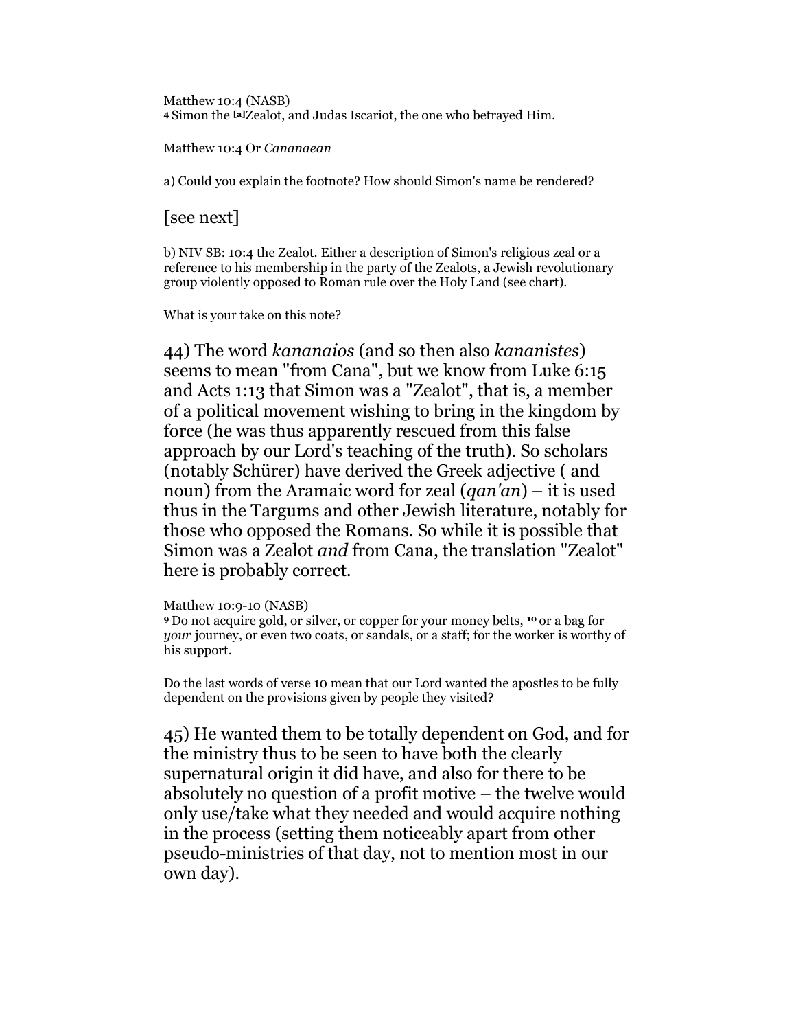Matthew 10:4 (NASB)
**4** Simon the [a]Zealot, and Judas Iscariot, the one who betrayed Him.

Matthew 10:4 Or *Cananaean*

a) Could you explain the footnote? How should Simon's name be rendered?

[see next]

b) NIV SB: 10:4 the Zealot. Either a description of Simon's religious zeal or a reference to his membership in the party of the Zealots, a Jewish revolutionary group violently opposed to Roman rule over the Holy Land (see chart).

What is your take on this note?

44) The word *kananaios* (and so then also *kananistes*) seems to mean "from Cana", but we know from Luke 6:15 and Acts 1:13 that Simon was a "Zealot", that is, a member of a political movement wishing to bring in the kingdom by force (he was thus apparently rescued from this false approach by our Lord's teaching of the truth). So scholars (notably Schürer) have derived the Greek adjective ( and noun) from the Aramaic word for zeal (*qan'an*) – it is used thus in the Targums and other Jewish literature, notably for those who opposed the Romans. So while it is possible that Simon was a Zealot *and* from Cana, the translation "Zealot" here is probably correct.

Matthew 10:9-10 (NASB)
**9** Do not acquire gold, or silver, or copper for your money belts, **10** or a bag for *your* journey, or even two coats, or sandals, or a staff; for the worker is worthy of his support.

Do the last words of verse 10 mean that our Lord wanted the apostles to be fully dependent on the provisions given by people they visited?

45) He wanted them to be totally dependent on God, and for the ministry thus to be seen to have both the clearly supernatural origin it did have, and also for there to be absolutely no question of a profit motive – the twelve would only use/take what they needed and would acquire nothing in the process (setting them noticeably apart from other pseudo-ministries of that day, not to mention most in our own day).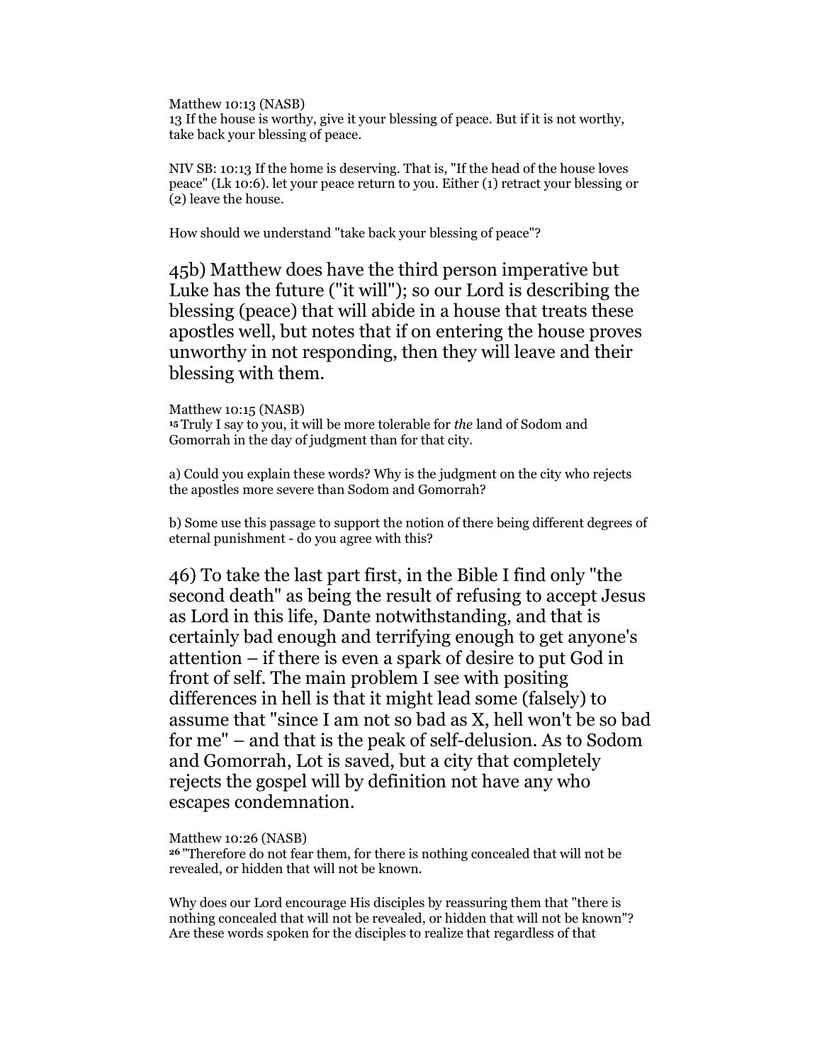Matthew 10:13 (NASB)
13 If the house is worthy, give it your blessing of peace. But if it is not worthy, take back your blessing of peace.

NIV SB: 10:13 If the home is deserving. That is, "If the head of the house loves peace" (Lk 10:6). let your peace return to you. Either (1) retract your blessing or (2) leave the house.

How should we understand "take back your blessing of peace"?

45b) Matthew does have the third person imperative but Luke has the future ("it will"); so our Lord is describing the blessing (peace) that will abide in a house that treats these apostles well, but notes that if on entering the house proves unworthy in not responding, then they will leave and their blessing with them.

Matthew 10:15 (NASB)
15 Truly I say to you, it will be more tolerable for *the* land of Sodom and Gomorrah in the day of judgment than for that city.

a) Could you explain these words? Why is the judgment on the city who rejects the apostles more severe than Sodom and Gomorrah?

b) Some use this passage to support the notion of there being different degrees of eternal punishment - do you agree with this?

46) To take the last part first, in the Bible I find only "the second death" as being the result of refusing to accept Jesus as Lord in this life, Dante notwithstanding, and that is certainly bad enough and terrifying enough to get anyone's attention – if there is even a spark of desire to put God in front of self. The main problem I see with positing differences in hell is that it might lead some (falsely) to assume that "since I am not so bad as X, hell won't be so bad for me" – and that is the peak of self-delusion. As to Sodom and Gomorrah, Lot is saved, but a city that completely rejects the gospel will by definition not have any who escapes condemnation.

Matthew 10:26 (NASB)
26 "Therefore do not fear them, for there is nothing concealed that will not be revealed, or hidden that will not be known.

Why does our Lord encourage His disciples by reassuring them that "there is nothing concealed that will not be revealed, or hidden that will not be known"? Are these words spoken for the disciples to realize that regardless of that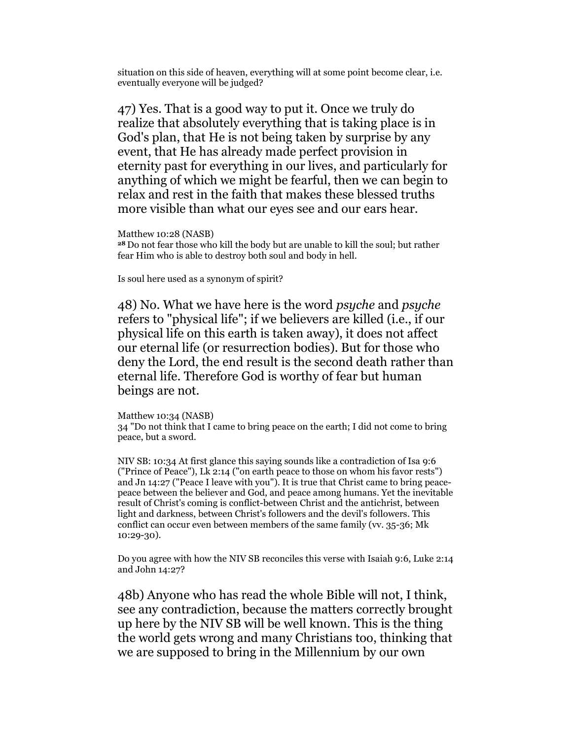situation on this side of heaven, everything will at some point become clear, i.e. eventually everyone will be judged?

47) Yes. That is a good way to put it. Once we truly do realize that absolutely everything that is taking place is in God's plan, that He is not being taken by surprise by any event, that He has already made perfect provision in eternity past for everything in our lives, and particularly for anything of which we might be fearful, then we can begin to relax and rest in the faith that makes these blessed truths more visible than what our eyes see and our ears hear.

Matthew 10:28 (NASB)
**28** Do not fear those who kill the body but are unable to kill the soul; but rather fear Him who is able to destroy both soul and body in hell.

Is soul here used as a synonym of spirit?

48) No. What we have here is the word *psyche* and *psyche* refers to "physical life"; if we believers are killed (i.e., if our physical life on this earth is taken away), it does not affect our eternal life (or resurrection bodies). But for those who deny the Lord, the end result is the second death rather than eternal life. Therefore God is worthy of fear but human beings are not.

Matthew 10:34 (NASB)
34 "Do not think that I came to bring peace on the earth; I did not come to bring peace, but a sword.

NIV SB: 10:34 At first glance this saying sounds like a contradiction of Isa 9:6 ("Prince of Peace"), Lk 2:14 ("on earth peace to those on whom his favor rests") and Jn 14:27 ("Peace I leave with you"). It is true that Christ came to bring peace-peace between the believer and God, and peace among humans. Yet the inevitable result of Christ's coming is conflict-between Christ and the antichrist, between light and darkness, between Christ's followers and the devil's followers. This conflict can occur even between members of the same family (vv. 35-36; Mk 10:29-30).

Do you agree with how the NIV SB reconciles this verse with Isaiah 9:6, Luke 2:14 and John 14:27?

48b) Anyone who has read the whole Bible will not, I think, see any contradiction, because the matters correctly brought up here by the NIV SB will be well known. This is the thing the world gets wrong and many Christians too, thinking that we are supposed to bring in the Millennium by our own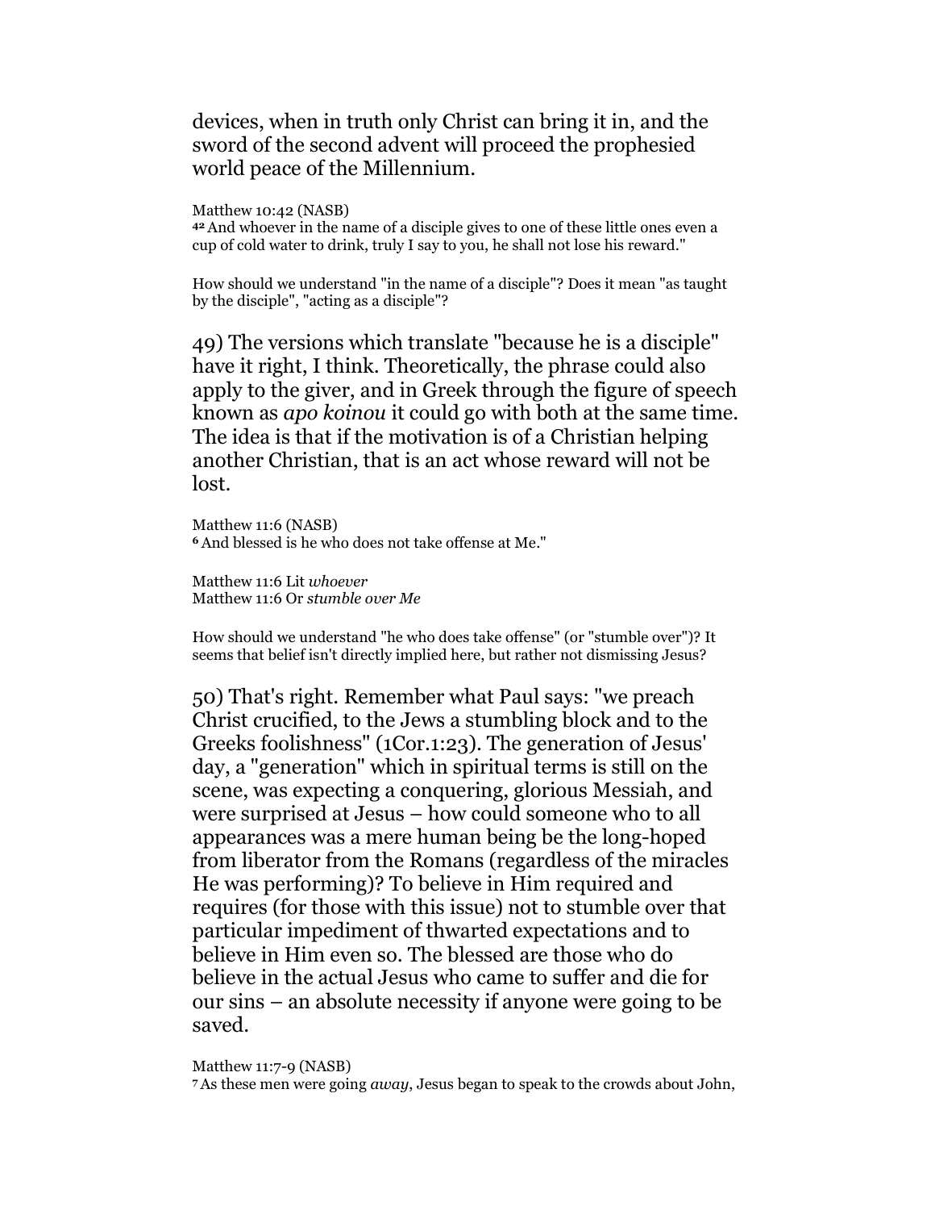devices, when in truth only Christ can bring it in, and the sword of the second advent will proceed the prophesied world peace of the Millennium.

Matthew 10:42 (NASB)
**42** And whoever in the name of a disciple gives to one of these little ones even a cup of cold water to drink, truly I say to you, he shall not lose his reward."

How should we understand "in the name of a disciple"? Does it mean "as taught by the disciple", "acting as a disciple"?

49) The versions which translate "because he is a disciple" have it right, I think. Theoretically, the phrase could also apply to the giver, and in Greek through the figure of speech known as *apo koinou* it could go with both at the same time. The idea is that if the motivation is of a Christian helping another Christian, that is an act whose reward will not be lost.

Matthew 11:6 (NASB)
**6** And blessed is he who does not take offense at Me."

Matthew 11:6 Lit *whoever*
Matthew 11:6 Or *stumble over Me*

How should we understand "he who does take offense" (or "stumble over")? It seems that belief isn't directly implied here, but rather not dismissing Jesus?

50) That's right. Remember what Paul says: "we preach Christ crucified, to the Jews a stumbling block and to the Greeks foolishness" (1Cor.1:23). The generation of Jesus' day, a "generation" which in spiritual terms is still on the scene, was expecting a conquering, glorious Messiah, and were surprised at Jesus – how could someone who to all appearances was a mere human being be the long-hoped from liberator from the Romans (regardless of the miracles He was performing)? To believe in Him required and requires (for those with this issue) not to stumble over that particular impediment of thwarted expectations and to believe in Him even so. The blessed are those who do believe in the actual Jesus who came to suffer and die for our sins – an absolute necessity if anyone were going to be saved.

Matthew 11:7-9 (NASB)
**7** As these men were going *away*, Jesus began to speak to the crowds about John,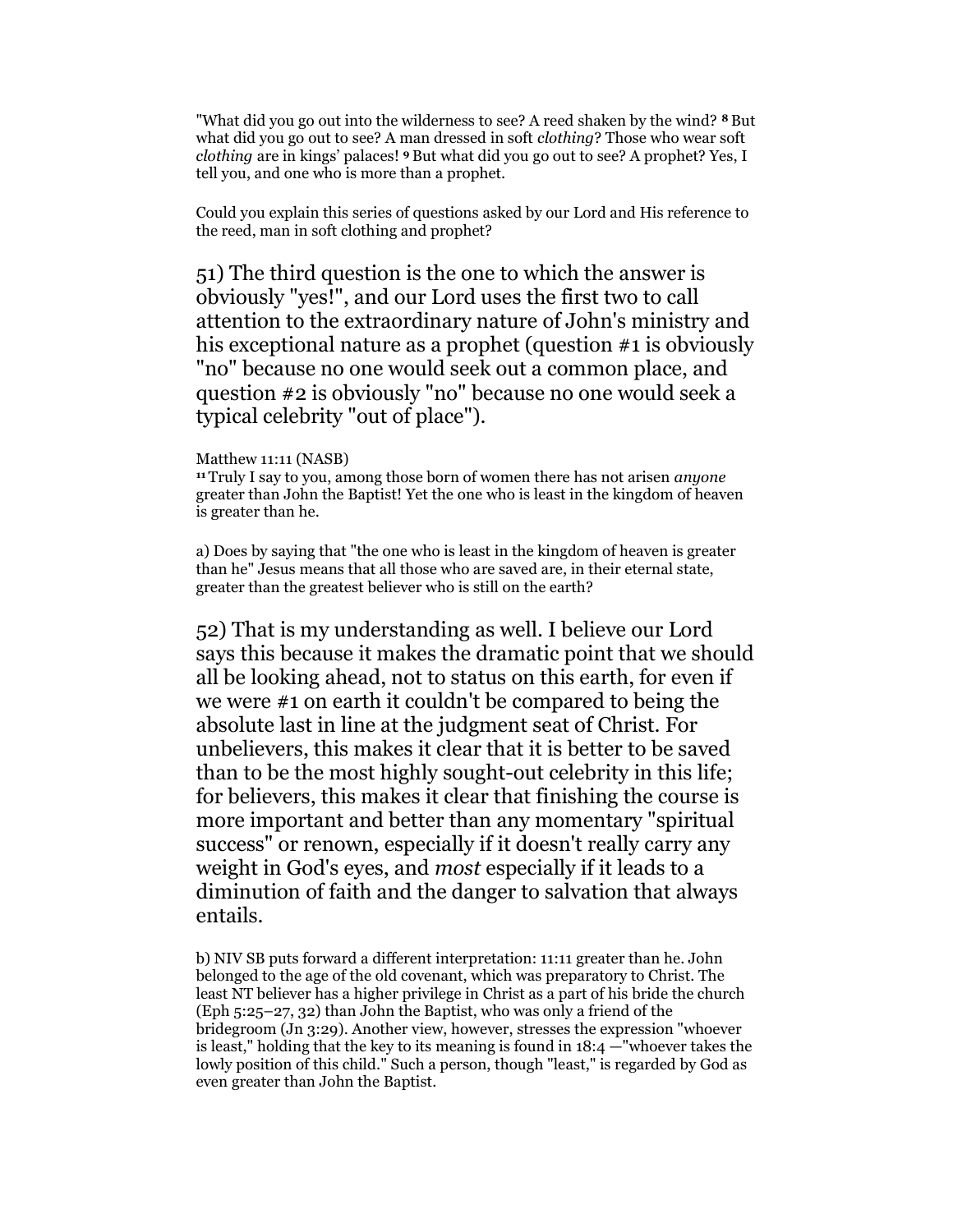"What did you go out into the wilderness to see? A reed shaken by the wind? [8] But what did you go out to see? A man dressed in soft *clothing*? Those who wear soft *clothing* are in kings' palaces! [9] But what did you go out to see? A prophet? Yes, I tell you, and one who is more than a prophet.

Could you explain this series of questions asked by our Lord and His reference to the reed, man in soft clothing and prophet?

51) The third question is the one to which the answer is obviously "yes!", and our Lord uses the first two to call attention to the extraordinary nature of John's ministry and his exceptional nature as a prophet (question #1 is obviously "no" because no one would seek out a common place, and question #2 is obviously "no" because no one would seek a typical celebrity "out of place").

Matthew 11:11 (NASB)
[11] Truly I say to you, among those born of women there has not arisen *anyone* greater than John the Baptist! Yet the one who is least in the kingdom of heaven is greater than he.

a) Does by saying that "the one who is least in the kingdom of heaven is greater than he" Jesus means that all those who are saved are, in their eternal state, greater than the greatest believer who is still on the earth?

52) That is my understanding as well. I believe our Lord says this because it makes the dramatic point that we should all be looking ahead, not to status on this earth, for even if we were #1 on earth it couldn't be compared to being the absolute last in line at the judgment seat of Christ. For unbelievers, this makes it clear that it is better to be saved than to be the most highly sought-out celebrity in this life; for believers, this makes it clear that finishing the course is more important and better than any momentary "spiritual success" or renown, especially if it doesn't really carry any weight in God's eyes, and *most* especially if it leads to a diminution of faith and the danger to salvation that always entails.

b) NIV SB puts forward a different interpretation: 11:11 greater than he. John belonged to the age of the old covenant, which was preparatory to Christ. The least NT believer has a higher privilege in Christ as a part of his bride the church (Eph 5:25–27, 32) than John the Baptist, who was only a friend of the bridegroom (Jn 3:29). Another view, however, stresses the expression "whoever is least," holding that the key to its meaning is found in 18:4 —"whoever takes the lowly position of this child." Such a person, though "least," is regarded by God as even greater than John the Baptist.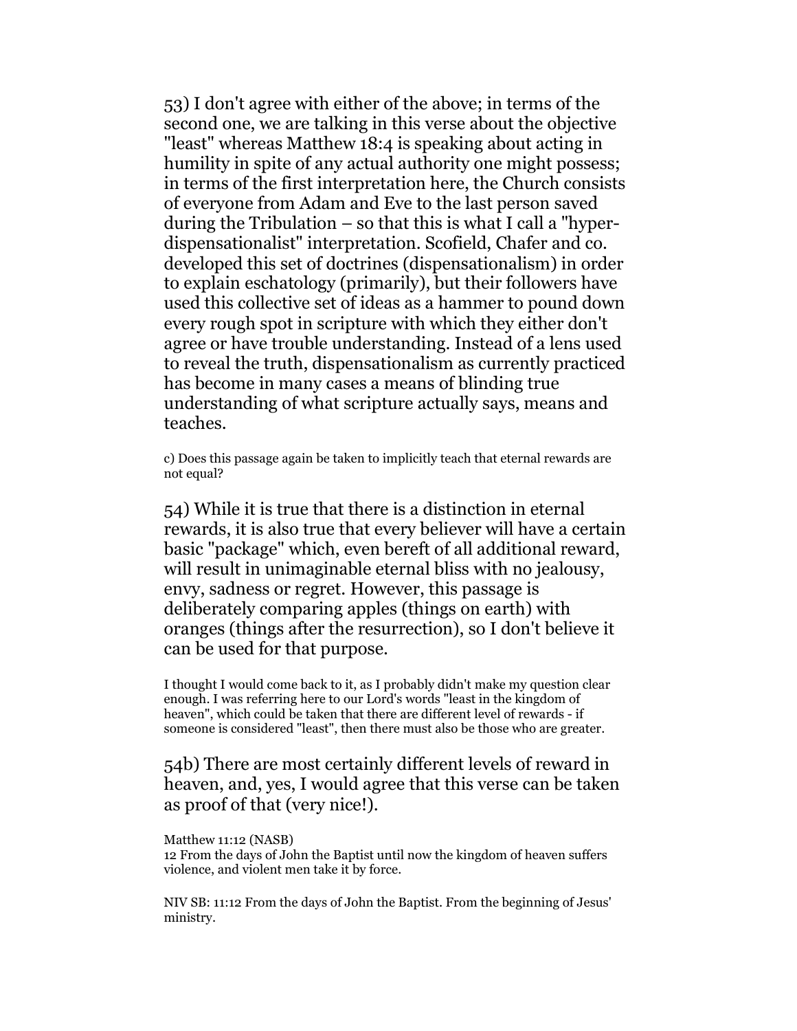53) I don't agree with either of the above; in terms of the second one, we are talking in this verse about the objective "least" whereas Matthew 18:4 is speaking about acting in humility in spite of any actual authority one might possess; in terms of the first interpretation here, the Church consists of everyone from Adam and Eve to the last person saved during the Tribulation – so that this is what I call a "hyper-dispensationalist" interpretation. Scofield, Chafer and co. developed this set of doctrines (dispensationalism) in order to explain eschatology (primarily), but their followers have used this collective set of ideas as a hammer to pound down every rough spot in scripture with which they either don't agree or have trouble understanding. Instead of a lens used to reveal the truth, dispensationalism as currently practiced has become in many cases a means of blinding true understanding of what scripture actually says, means and teaches.

c) Does this passage again be taken to implicitly teach that eternal rewards are not equal?

54) While it is true that there is a distinction in eternal rewards, it is also true that every believer will have a certain basic "package" which, even bereft of all additional reward, will result in unimaginable eternal bliss with no jealousy, envy, sadness or regret. However, this passage is deliberately comparing apples (things on earth) with oranges (things after the resurrection), so I don't believe it can be used for that purpose.

I thought I would come back to it, as I probably didn't make my question clear enough. I was referring here to our Lord's words "least in the kingdom of heaven", which could be taken that there are different level of rewards - if someone is considered "least", then there must also be those who are greater.

54b) There are most certainly different levels of reward in heaven, and, yes, I would agree that this verse can be taken as proof of that (very nice!).

Matthew 11:12 (NASB)
12 From the days of John the Baptist until now the kingdom of heaven suffers violence, and violent men take it by force.

NIV SB: 11:12 From the days of John the Baptist. From the beginning of Jesus' ministry.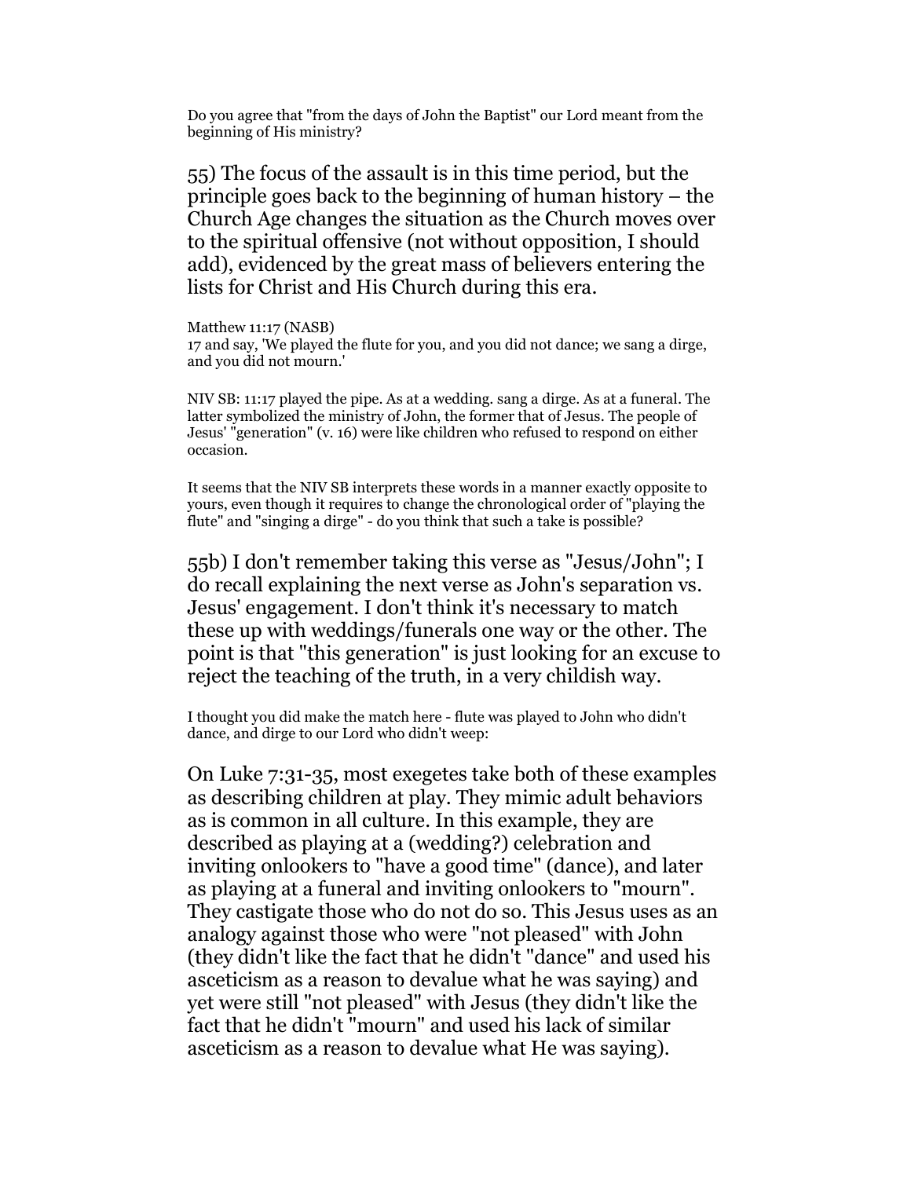Do you agree that "from the days of John the Baptist" our Lord meant from the beginning of His ministry?

55) The focus of the assault is in this time period, but the principle goes back to the beginning of human history – the Church Age changes the situation as the Church moves over to the spiritual offensive (not without opposition, I should add), evidenced by the great mass of believers entering the lists for Christ and His Church during this era.

Matthew 11:17 (NASB)
17 and say, 'We played the flute for you, and you did not dance; we sang a dirge, and you did not mourn.'

NIV SB: 11:17 played the pipe. As at a wedding. sang a dirge. As at a funeral. The latter symbolized the ministry of John, the former that of Jesus. The people of Jesus' "generation" (v. 16) were like children who refused to respond on either occasion.

It seems that the NIV SB interprets these words in a manner exactly opposite to yours, even though it requires to change the chronological order of "playing the flute" and "singing a dirge" - do you think that such a take is possible?

55b) I don't remember taking this verse as "Jesus/John"; I do recall explaining the next verse as John's separation vs. Jesus' engagement. I don't think it's necessary to match these up with weddings/funerals one way or the other. The point is that "this generation" is just looking for an excuse to reject the teaching of the truth, in a very childish way.

I thought you did make the match here - flute was played to John who didn't dance, and dirge to our Lord who didn't weep:

On Luke 7:31-35, most exegetes take both of these examples as describing children at play. They mimic adult behaviors as is common in all culture. In this example, they are described as playing at a (wedding?) celebration and inviting onlookers to "have a good time" (dance), and later as playing at a funeral and inviting onlookers to "mourn". They castigate those who do not do so. This Jesus uses as an analogy against those who were "not pleased" with John (they didn't like the fact that he didn't "dance" and used his asceticism as a reason to devalue what he was saying) and yet were still "not pleased" with Jesus (they didn't like the fact that he didn't "mourn" and used his lack of similar asceticism as a reason to devalue what He was saying).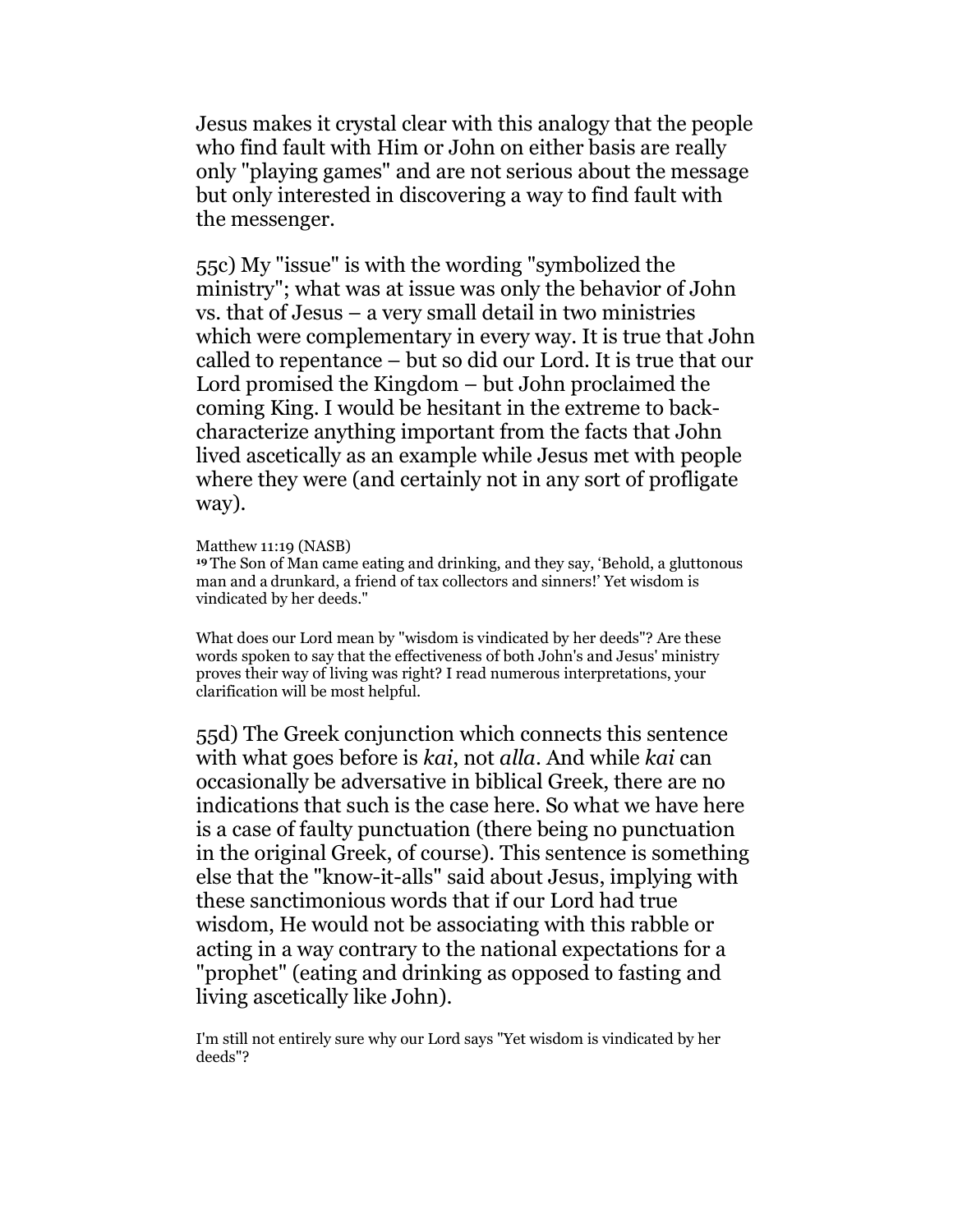Jesus makes it crystal clear with this analogy that the people who find fault with Him or John on either basis are really only "playing games" and are not serious about the message but only interested in discovering a way to find fault with the messenger.

55c) My "issue" is with the wording "symbolized the ministry"; what was at issue was only the behavior of John vs. that of Jesus – a very small detail in two ministries which were complementary in every way. It is true that John called to repentance – but so did our Lord. It is true that our Lord promised the Kingdom – but John proclaimed the coming King. I would be hesitant in the extreme to back-characterize anything important from the facts that John lived ascetically as an example while Jesus met with people where they were (and certainly not in any sort of profligate way).

Matthew 11:19 (NASB)
**19** The Son of Man came eating and drinking, and they say, 'Behold, a gluttonous man and a drunkard, a friend of tax collectors and sinners!' Yet wisdom is vindicated by her deeds."

What does our Lord mean by "wisdom is vindicated by her deeds"? Are these words spoken to say that the effectiveness of both John's and Jesus' ministry proves their way of living was right? I read numerous interpretations, your clarification will be most helpful.

55d) The Greek conjunction which connects this sentence with what goes before is *kai*, not *alla*. And while *kai* can occasionally be adversative in biblical Greek, there are no indications that such is the case here. So what we have here is a case of faulty punctuation (there being no punctuation in the original Greek, of course). This sentence is something else that the "know-it-alls" said about Jesus, implying with these sanctimonious words that if our Lord had true wisdom, He would not be associating with this rabble or acting in a way contrary to the national expectations for a "prophet" (eating and drinking as opposed to fasting and living ascetically like John).

I'm still not entirely sure why our Lord says "Yet wisdom is vindicated by her deeds"?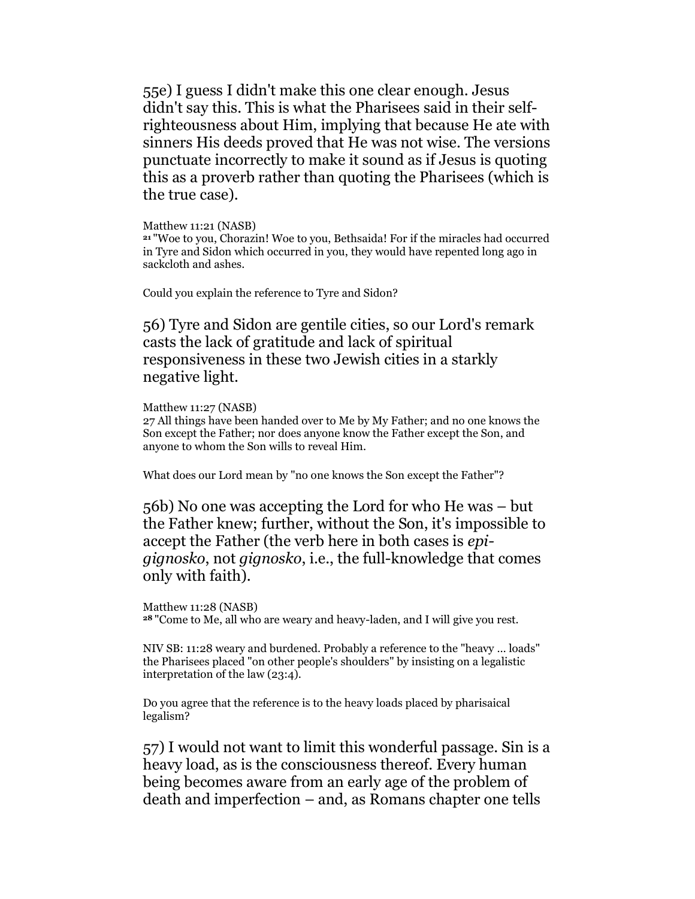55e) I guess I didn't make this one clear enough. Jesus didn't say this. This is what the Pharisees said in their self-righteousness about Him, implying that because He ate with sinners His deeds proved that He was not wise. The versions punctuate incorrectly to make it sound as if Jesus is quoting this as a proverb rather than quoting the Pharisees (which is the true case).

Matthew 11:21 (NASB)
21 "Woe to you, Chorazin! Woe to you, Bethsaida! For if the miracles had occurred in Tyre and Sidon which occurred in you, they would have repented long ago in sackcloth and ashes.

Could you explain the reference to Tyre and Sidon?

56) Tyre and Sidon are gentile cities, so our Lord's remark casts the lack of gratitude and lack of spiritual responsiveness in these two Jewish cities in a starkly negative light.

Matthew 11:27 (NASB)
27 All things have been handed over to Me by My Father; and no one knows the Son except the Father; nor does anyone know the Father except the Son, and anyone to whom the Son wills to reveal Him.

What does our Lord mean by "no one knows the Son except the Father"?

56b) No one was accepting the Lord for who He was – but the Father knew; further, without the Son, it's impossible to accept the Father (the verb here in both cases is *epi-gignosko*, not *gignosko*, i.e., the full-knowledge that comes only with faith).

Matthew 11:28 (NASB)
28 "Come to Me, all who are weary and heavy-laden, and I will give you rest.

NIV SB: 11:28 weary and burdened. Probably a reference to the "heavy ... loads" the Pharisees placed "on other people's shoulders" by insisting on a legalistic interpretation of the law (23:4).

Do you agree that the reference is to the heavy loads placed by pharisaical legalism?

57) I would not want to limit this wonderful passage. Sin is a heavy load, as is the consciousness thereof. Every human being becomes aware from an early age of the problem of death and imperfection – and, as Romans chapter one tells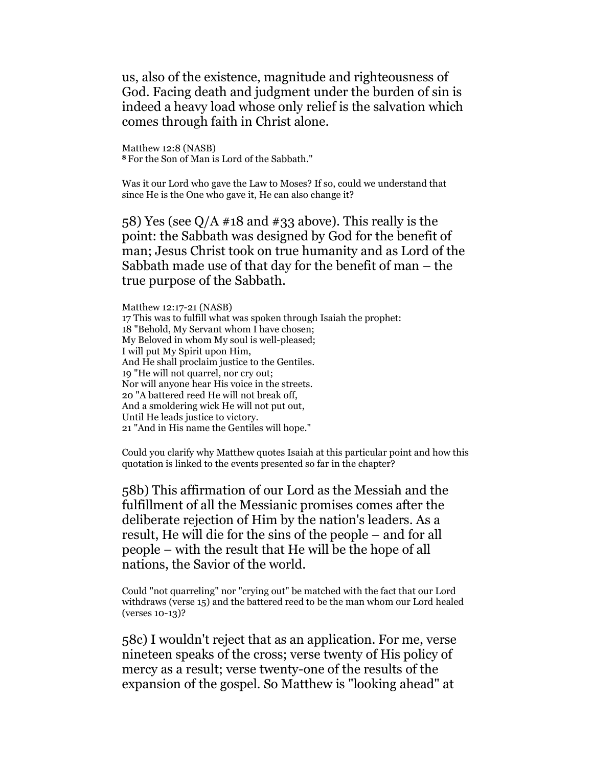us, also of the existence, magnitude and righteousness of God. Facing death and judgment under the burden of sin is indeed a heavy load whose only relief is the salvation which comes through faith in Christ alone.

Matthew 12:8 (NASB)
**8** For the Son of Man is Lord of the Sabbath."

Was it our Lord who gave the Law to Moses? If so, could we understand that since He is the One who gave it, He can also change it?

58) Yes (see Q/A #18 and #33 above). This really is the point: the Sabbath was designed by God for the benefit of man; Jesus Christ took on true humanity and as Lord of the Sabbath made use of that day for the benefit of man – the true purpose of the Sabbath.

Matthew 12:17-21 (NASB)
17 This was to fulfill what was spoken through Isaiah the prophet:
18 "Behold, My Servant whom I have chosen;
My Beloved in whom My soul is well-pleased;
I will put My Spirit upon Him,
And He shall proclaim justice to the Gentiles.
19 "He will not quarrel, nor cry out;
Nor will anyone hear His voice in the streets.
20 "A battered reed He will not break off,
And a smoldering wick He will not put out,
Until He leads justice to victory.
21 "And in His name the Gentiles will hope."

Could you clarify why Matthew quotes Isaiah at this particular point and how this quotation is linked to the events presented so far in the chapter?

58b) This affirmation of our Lord as the Messiah and the fulfillment of all the Messianic promises comes after the deliberate rejection of Him by the nation's leaders. As a result, He will die for the sins of the people – and for all people – with the result that He will be the hope of all nations, the Savior of the world.

Could "not quarreling" nor "crying out" be matched with the fact that our Lord withdraws (verse 15) and the battered reed to be the man whom our Lord healed (verses 10-13)?

58c) I wouldn't reject that as an application. For me, verse nineteen speaks of the cross; verse twenty of His policy of mercy as a result; verse twenty-one of the results of the expansion of the gospel. So Matthew is "looking ahead" at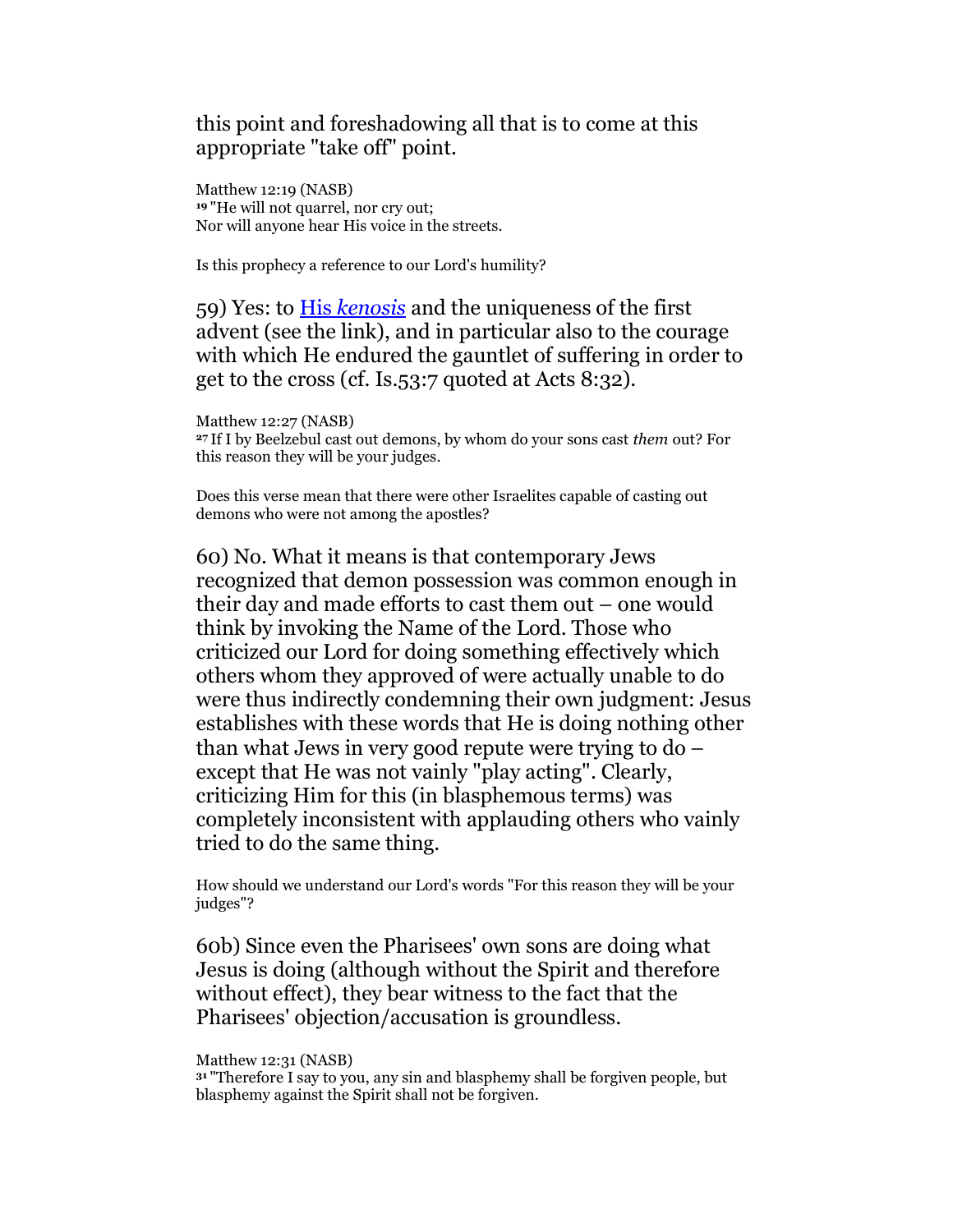this point and foreshadowing all that is to come at this appropriate "take off" point.

Matthew 12:19 (NASB)
[19] "He will not quarrel, nor cry out;
Nor will anyone hear His voice in the streets.

Is this prophecy a reference to our Lord's humility?

59) Yes: to [His *kenosis*] and the uniqueness of the first advent (see the link), and in particular also to the courage with which He endured the gauntlet of suffering in order to get to the cross (cf. Is.53:7 quoted at Acts 8:32).

Matthew 12:27 (NASB)
[27] If I by Beelzebul cast out demons, by whom do your sons cast *them* out? For this reason they will be your judges.

Does this verse mean that there were other Israelites capable of casting out demons who were not among the apostles?

60) No. What it means is that contemporary Jews recognized that demon possession was common enough in their day and made efforts to cast them out – one would think by invoking the Name of the Lord. Those who criticized our Lord for doing something effectively which others whom they approved of were actually unable to do were thus indirectly condemning their own judgment: Jesus establishes with these words that He is doing nothing other than what Jews in very good repute were trying to do – except that He was not vainly "play acting". Clearly, criticizing Him for this (in blasphemous terms) was completely inconsistent with applauding others who vainly tried to do the same thing.

How should we understand our Lord's words "For this reason they will be your judges"?

60b) Since even the Pharisees' own sons are doing what Jesus is doing (although without the Spirit and therefore without effect), they bear witness to the fact that the Pharisees' objection/accusation is groundless.

Matthew 12:31 (NASB)
[31] "Therefore I say to you, any sin and blasphemy shall be forgiven people, but blasphemy against the Spirit shall not be forgiven.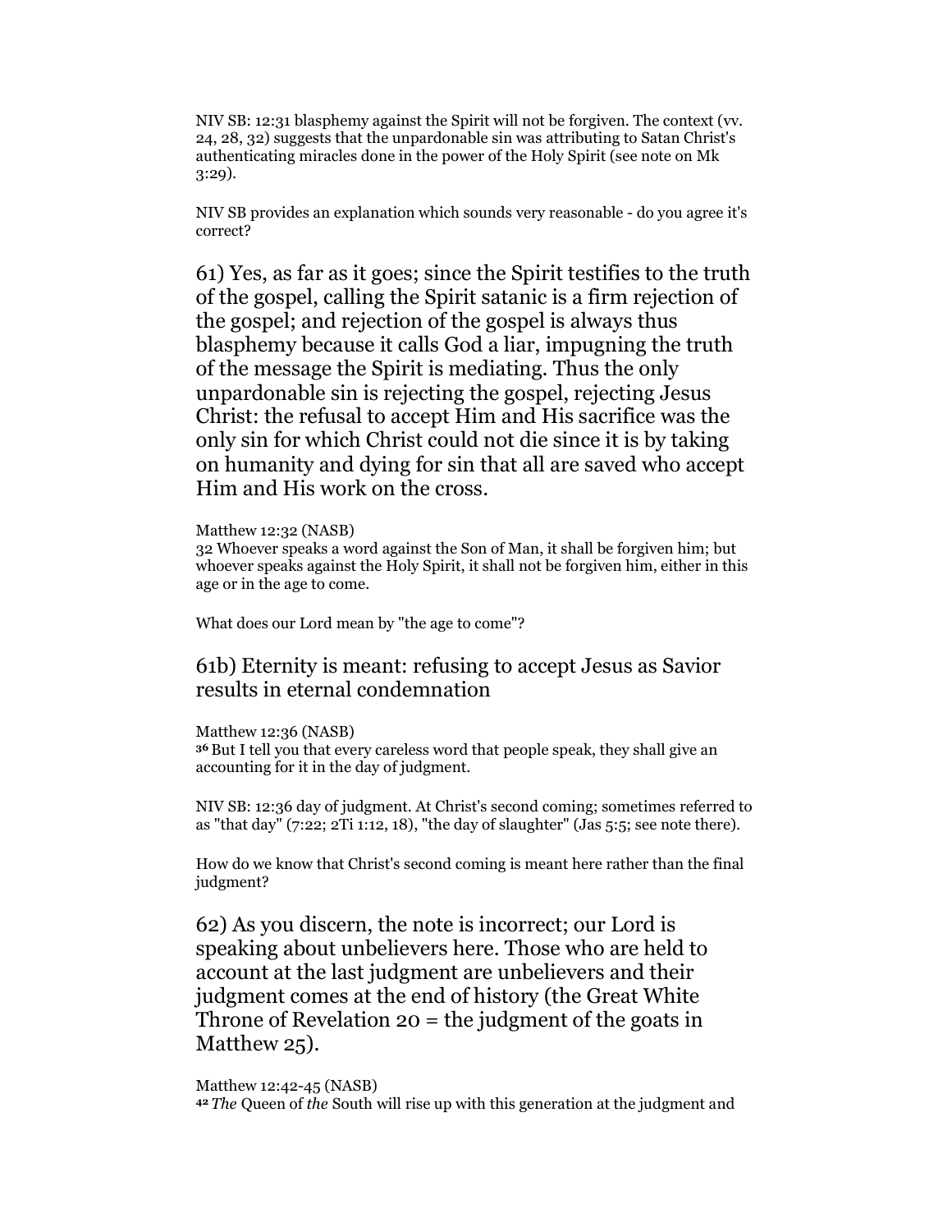NIV SB: 12:31 blasphemy against the Spirit will not be forgiven. The context (vv. 24, 28, 32) suggests that the unpardonable sin was attributing to Satan Christ's authenticating miracles done in the power of the Holy Spirit (see note on Mk 3:29).

NIV SB provides an explanation which sounds very reasonable - do you agree it's correct?

## 61) Yes, as far as it goes; since the Spirit testifies to the truth of the gospel, calling the Spirit satanic is a firm rejection of the gospel; and rejection of the gospel is always thus blasphemy because it calls God a liar, impugning the truth of the message the Spirit is mediating. Thus the only unpardonable sin is rejecting the gospel, rejecting Jesus Christ: the refusal to accept Him and His sacrifice was the only sin for which Christ could not die since it is by taking on humanity and dying for sin that all are saved who accept Him and His work on the cross.

Matthew 12:32 (NASB)
32 Whoever speaks a word against the Son of Man, it shall be forgiven him; but whoever speaks against the Holy Spirit, it shall not be forgiven him, either in this age or in the age to come.

What does our Lord mean by "the age to come"?

### 61b) Eternity is meant: refusing to accept Jesus as Savior results in eternal condemnation

Matthew 12:36 (NASB)
**36** But I tell you that every careless word that people speak, they shall give an accounting for it in the day of judgment.

NIV SB: 12:36 day of judgment. At Christ's second coming; sometimes referred to as "that day" (7:22; 2Ti 1:12, 18), "the day of slaughter" (Jas 5:5; see note there).

How do we know that Christ's second coming is meant here rather than the final judgment?

## 62) As you discern, the note is incorrect; our Lord is speaking about unbelievers here. Those who are held to account at the last judgment are unbelievers and their judgment comes at the end of history (the Great White Throne of Revelation 20 = the judgment of the goats in Matthew 25).

Matthew 12:42-45 (NASB)
**42** *The* Queen of *the* South will rise up with this generation at the judgment and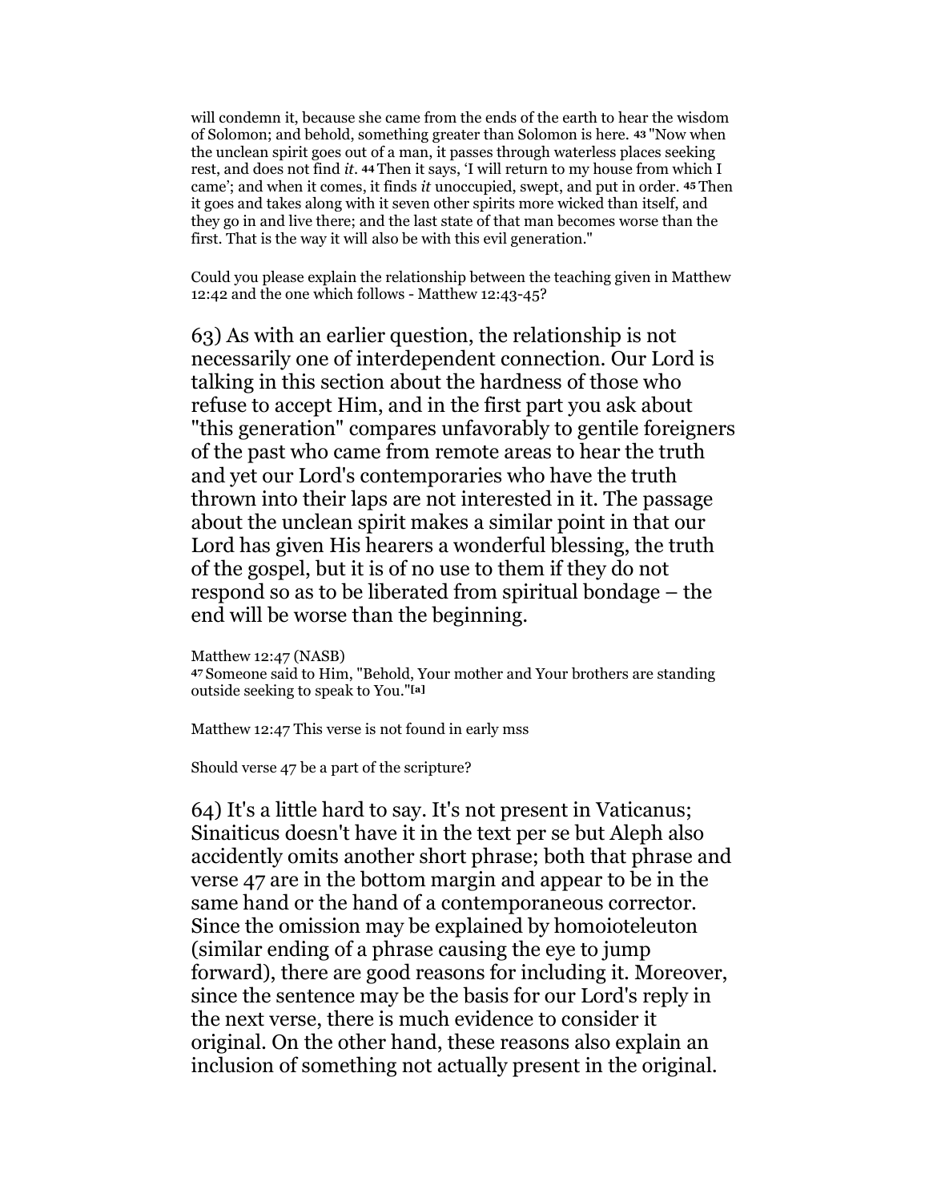will condemn it, because she came from the ends of the earth to hear the wisdom of Solomon; and behold, something greater than Solomon is here. **43** "Now when the unclean spirit goes out of a man, it passes through waterless places seeking rest, and does not find *it*. **44** Then it says, 'I will return to my house from which I came'; and when it comes, it finds *it* unoccupied, swept, and put in order. **45** Then it goes and takes along with it seven other spirits more wicked than itself, and they go in and live there; and the last state of that man becomes worse than the first. That is the way it will also be with this evil generation."

Could you please explain the relationship between the teaching given in Matthew 12:42 and the one which follows - Matthew 12:43-45?

63) As with an earlier question, the relationship is not necessarily one of interdependent connection. Our Lord is talking in this section about the hardness of those who refuse to accept Him, and in the first part you ask about "this generation" compares unfavorably to gentile foreigners of the past who came from remote areas to hear the truth and yet our Lord's contemporaries who have the truth thrown into their laps are not interested in it. The passage about the unclean spirit makes a similar point in that our Lord has given His hearers a wonderful blessing, the truth of the gospel, but it is of no use to them if they do not respond so as to be liberated from spiritual bondage – the end will be worse than the beginning.

Matthew 12:47 (NASB)
**47** Someone said to Him, "Behold, Your mother and Your brothers are standing outside seeking to speak to You."[a]

Matthew 12:47 This verse is not found in early mss

Should verse 47 be a part of the scripture?

64) It's a little hard to say. It's not present in Vaticanus; Sinaiticus doesn't have it in the text per se but Aleph also accidently omits another short phrase; both that phrase and verse 47 are in the bottom margin and appear to be in the same hand or the hand of a contemporaneous corrector. Since the omission may be explained by homoioteleuton (similar ending of a phrase causing the eye to jump forward), there are good reasons for including it. Moreover, since the sentence may be the basis for our Lord's reply in the next verse, there is much evidence to consider it original. On the other hand, these reasons also explain an inclusion of something not actually present in the original.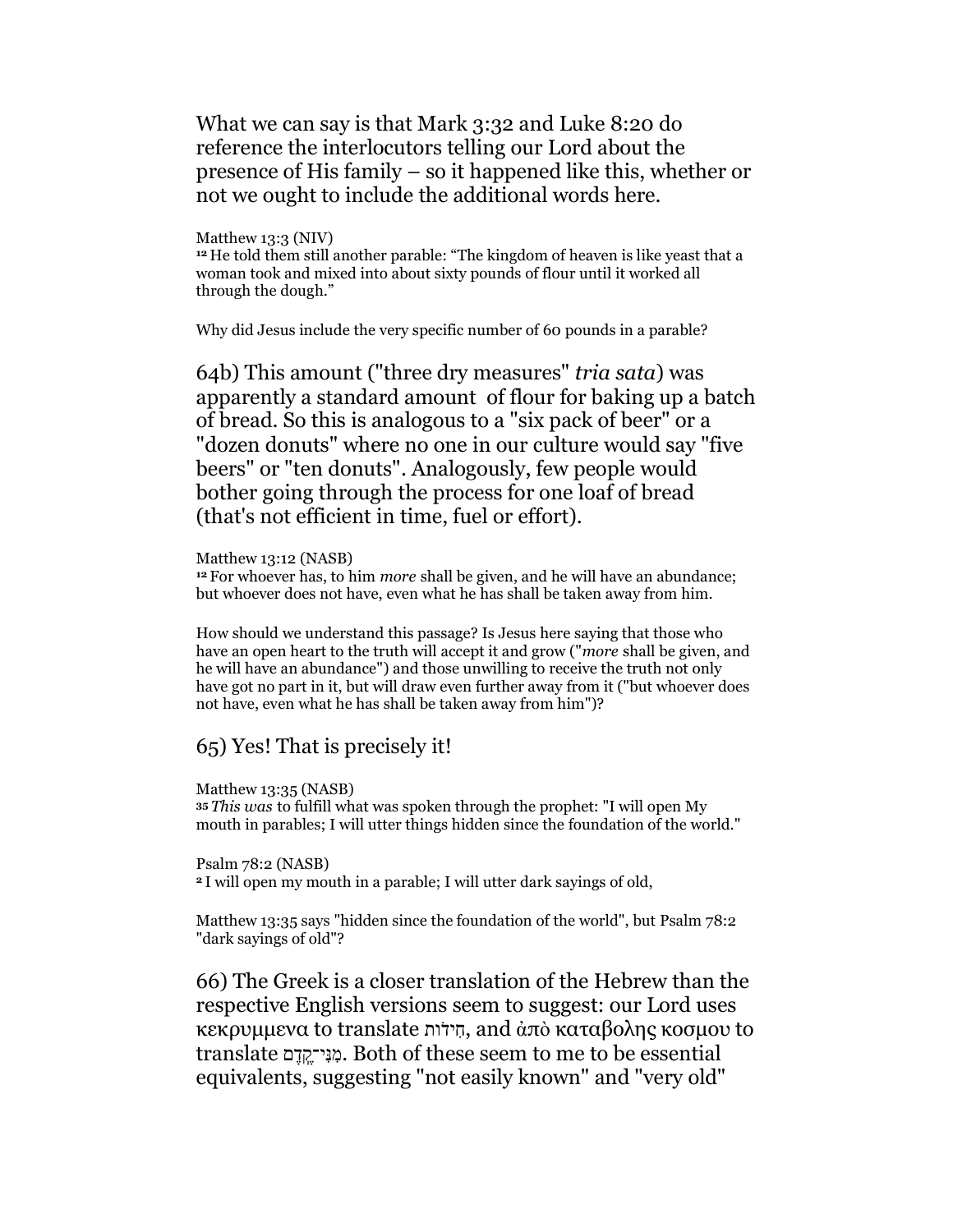What we can say is that Mark 3:32 and Luke 8:20 do reference the interlocutors telling our Lord about the presence of His family – so it happened like this, whether or not we ought to include the additional words here.

Matthew 13:3 (NIV)
[12] He told them still another parable: "The kingdom of heaven is like yeast that a woman took and mixed into about sixty pounds of flour until it worked all through the dough."

Why did Jesus include the very specific number of 60 pounds in a parable?

64b) This amount ("three dry measures" *tria sata*) was apparently a standard amount of flour for baking up a batch of bread. So this is analogous to a "six pack of beer" or a "dozen donuts" where no one in our culture would say "five beers" or "ten donuts". Analogously, few people would bother going through the process for one loaf of bread (that's not efficient in time, fuel or effort).

Matthew 13:12 (NASB)
[12] For whoever has, to him *more* shall be given, and he will have an abundance; but whoever does not have, even what he has shall be taken away from him.

How should we understand this passage? Is Jesus here saying that those who have an open heart to the truth will accept it and grow ("*more* shall be given, and he will have an abundance") and those unwilling to receive the truth not only have got no part in it, but will draw even further away from it ("but whoever does not have, even what he has shall be taken away from him")?

65) Yes! That is precisely it!

Matthew 13:35 (NASB)
[35] *This was* to fulfill what was spoken through the prophet: "I will open My mouth in parables; I will utter things hidden since the foundation of the world."

Psalm 78:2 (NASB)
[2] I will open my mouth in a parable; I will utter dark sayings of old,

Matthew 13:35 says "hidden since the foundation of the world", but Psalm 78:2 "dark sayings of old"?

66) The Greek is a closer translation of the Hebrew than the respective English versions seem to suggest: our Lord uses κεκρυμμενα to translate חִידוֹת, and ἀπὸ καταβολης κοσμου to translate מִנִּי־קֶדֶם. Both of these seem to me to be essential equivalents, suggesting "not easily known" and "very old"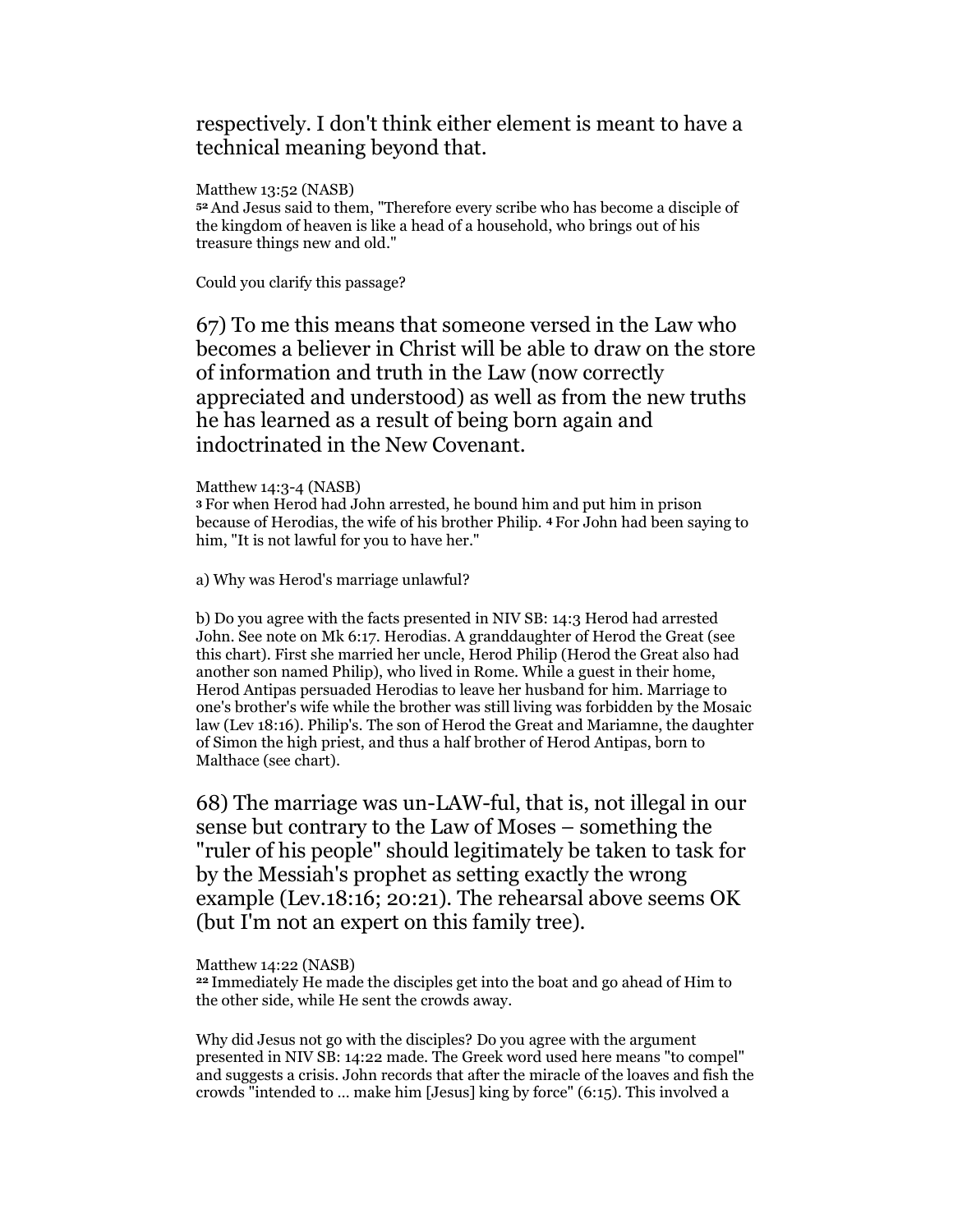respectively. I don't think either element is meant to have a technical meaning beyond that.

Matthew 13:52 (NASB)
52 And Jesus said to them, "Therefore every scribe who has become a disciple of the kingdom of heaven is like a head of a household, who brings out of his treasure things new and old."

Could you clarify this passage?

67) To me this means that someone versed in the Law who becomes a believer in Christ will be able to draw on the store of information and truth in the Law (now correctly appreciated and understood) as well as from the new truths he has learned as a result of being born again and indoctrinated in the New Covenant.

Matthew 14:3-4 (NASB)
3 For when Herod had John arrested, he bound him and put him in prison because of Herodias, the wife of his brother Philip. 4 For John had been saying to him, "It is not lawful for you to have her."

a) Why was Herod's marriage unlawful?

b) Do you agree with the facts presented in NIV SB: 14:3 Herod had arrested John. See note on Mk 6:17. Herodias. A granddaughter of Herod the Great (see this chart). First she married her uncle, Herod Philip (Herod the Great also had another son named Philip), who lived in Rome. While a guest in their home, Herod Antipas persuaded Herodias to leave her husband for him. Marriage to one's brother's wife while the brother was still living was forbidden by the Mosaic law (Lev 18:16). Philip's. The son of Herod the Great and Mariamne, the daughter of Simon the high priest, and thus a half brother of Herod Antipas, born to Malthace (see chart).

68) The marriage was un-LAW-ful, that is, not illegal in our sense but contrary to the Law of Moses – something the "ruler of his people" should legitimately be taken to task for by the Messiah's prophet as setting exactly the wrong example (Lev.18:16; 20:21). The rehearsal above seems OK (but I'm not an expert on this family tree).

Matthew 14:22 (NASB)
22 Immediately He made the disciples get into the boat and go ahead of Him to the other side, while He sent the crowds away.

Why did Jesus not go with the disciples? Do you agree with the argument presented in NIV SB: 14:22 made. The Greek word used here means "to compel" and suggests a crisis. John records that after the miracle of the loaves and fish the crowds "intended to ... make him [Jesus] king by force" (6:15). This involved a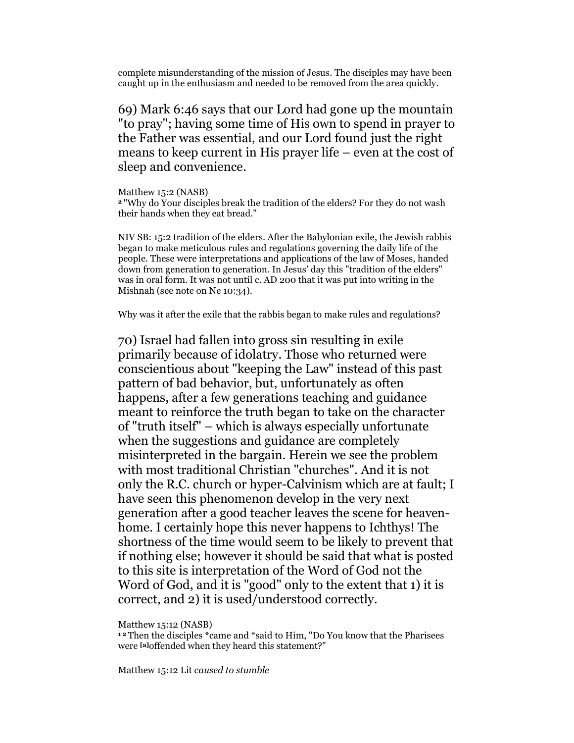complete misunderstanding of the mission of Jesus. The disciples may have been caught up in the enthusiasm and needed to be removed from the area quickly.

69) Mark 6:46 says that our Lord had gone up the mountain "to pray"; having some time of His own to spend in prayer to the Father was essential, and our Lord found just the right means to keep current in His prayer life – even at the cost of sleep and convenience.

Matthew 15:2 (NASB)
[2] "Why do Your disciples break the tradition of the elders? For they do not wash their hands when they eat bread."

NIV SB: 15:2 tradition of the elders. After the Babylonian exile, the Jewish rabbis began to make meticulous rules and regulations governing the daily life of the people. These were interpretations and applications of the law of Moses, handed down from generation to generation. In Jesus' day this "tradition of the elders" was in oral form. It was not until c. AD 200 that it was put into writing in the Mishnah (see note on Ne 10:34).

Why was it after the exile that the rabbis began to make rules and regulations?

70) Israel had fallen into gross sin resulting in exile primarily because of idolatry. Those who returned were conscientious about "keeping the Law" instead of this past pattern of bad behavior, but, unfortunately as often happens, after a few generations teaching and guidance meant to reinforce the truth began to take on the character of "truth itself" – which is always especially unfortunate when the suggestions and guidance are completely misinterpreted in the bargain. Herein we see the problem with most traditional Christian "churches". And it is not only the R.C. church or hyper-Calvinism which are at fault; I have seen this phenomenon develop in the very next generation after a good teacher leaves the scene for heaven-home. I certainly hope this never happens to Ichthys! The shortness of the time would seem to be likely to prevent that if nothing else; however it should be said that what is posted to this site is interpretation of the Word of God not the Word of God, and it is "good" only to the extent that 1) it is correct, and 2) it is used/understood correctly.

Matthew 15:12 (NASB)
[12] Then the disciples *came and *said to Him, "Do You know that the Pharisees were [a]offended when they heard this statement?"

Matthew 15:12 Lit *caused to stumble*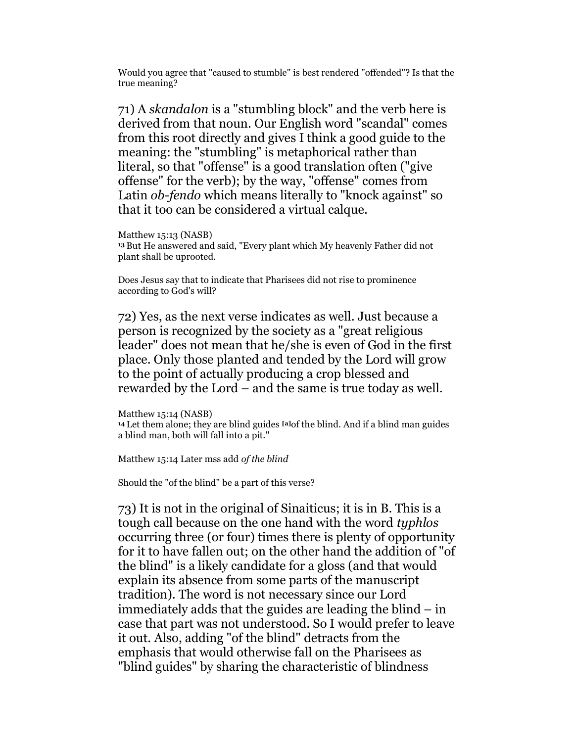Would you agree that "caused to stumble" is best rendered "offended"? Is that the true meaning?

71) A *skandalon* is a "stumbling block" and the verb here is derived from that noun. Our English word "scandal" comes from this root directly and gives I think a good guide to the meaning: the "stumbling" is metaphorical rather than literal, so that "offense" is a good translation often ("give offense" for the verb); by the way, "offense" comes from Latin *ob-fendo* which means literally to "knock against" so that it too can be considered a virtual calque.

Matthew 15:13 (NASB)
**13** But He answered and said, "Every plant which My heavenly Father did not plant shall be uprooted.

Does Jesus say that to indicate that Pharisees did not rise to prominence according to God's will?

72) Yes, as the next verse indicates as well. Just because a person is recognized by the society as a "great religious leader" does not mean that he/she is even of God in the first place. Only those planted and tended by the Lord will grow to the point of actually producing a crop blessed and rewarded by the Lord – and the same is true today as well.

Matthew 15:14 (NASB)
**14** Let them alone; they are blind guides **[a]**of the blind. And if a blind man guides a blind man, both will fall into a pit."

Matthew 15:14 Later mss add *of the blind*

Should the "of the blind" be a part of this verse?

73) It is not in the original of Sinaiticus; it is in B. This is a tough call because on the one hand with the word *typhlos* occurring three (or four) times there is plenty of opportunity for it to have fallen out; on the other hand the addition of "of the blind" is a likely candidate for a gloss (and that would explain its absence from some parts of the manuscript tradition). The word is not necessary since our Lord immediately adds that the guides are leading the blind – in case that part was not understood. So I would prefer to leave it out. Also, adding "of the blind" detracts from the emphasis that would otherwise fall on the Pharisees as "blind guides" by sharing the characteristic of blindness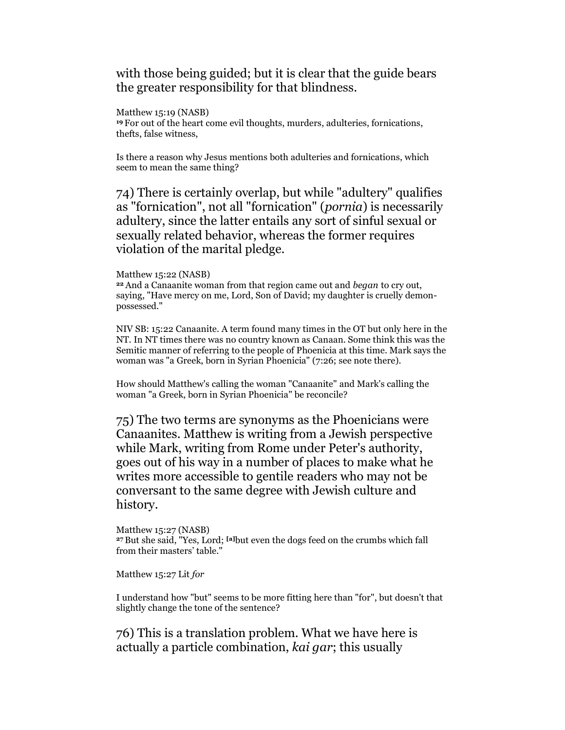with those being guided; but it is clear that the guide bears the greater responsibility for that blindness.

Matthew 15:19 (NASB)
19 For out of the heart come evil thoughts, murders, adulteries, fornications, thefts, false witness,

Is there a reason why Jesus mentions both adulteries and fornications, which seem to mean the same thing?

74) There is certainly overlap, but while "adultery" qualifies as "fornication", not all "fornication" (*pornia*) is necessarily adultery, since the latter entails any sort of sinful sexual or sexually related behavior, whereas the former requires violation of the marital pledge.

Matthew 15:22 (NASB)
22 And a Canaanite woman from that region came out and *began* to cry out, saying, "Have mercy on me, Lord, Son of David; my daughter is cruelly demon-possessed."

NIV SB: 15:22 Canaanite. A term found many times in the OT but only here in the NT. In NT times there was no country known as Canaan. Some think this was the Semitic manner of referring to the people of Phoenicia at this time. Mark says the woman was "a Greek, born in Syrian Phoenicia" (7:26; see note there).

How should Matthew's calling the woman "Canaanite" and Mark's calling the woman "a Greek, born in Syrian Phoenicia" be reconcile?

75) The two terms are synonyms as the Phoenicians were Canaanites. Matthew is writing from a Jewish perspective while Mark, writing from Rome under Peter's authority, goes out of his way in a number of places to make what he writes more accessible to gentile readers who may not be conversant to the same degree with Jewish culture and history.

Matthew 15:27 (NASB)
27 But she said, "Yes, Lord; [a]but even the dogs feed on the crumbs which fall from their masters' table."

Matthew 15:27 Lit *for*

I understand how "but" seems to be more fitting here than "for", but doesn't that slightly change the tone of the sentence?

76) This is a translation problem. What we have here is actually a particle combination, *kai gar*; this usually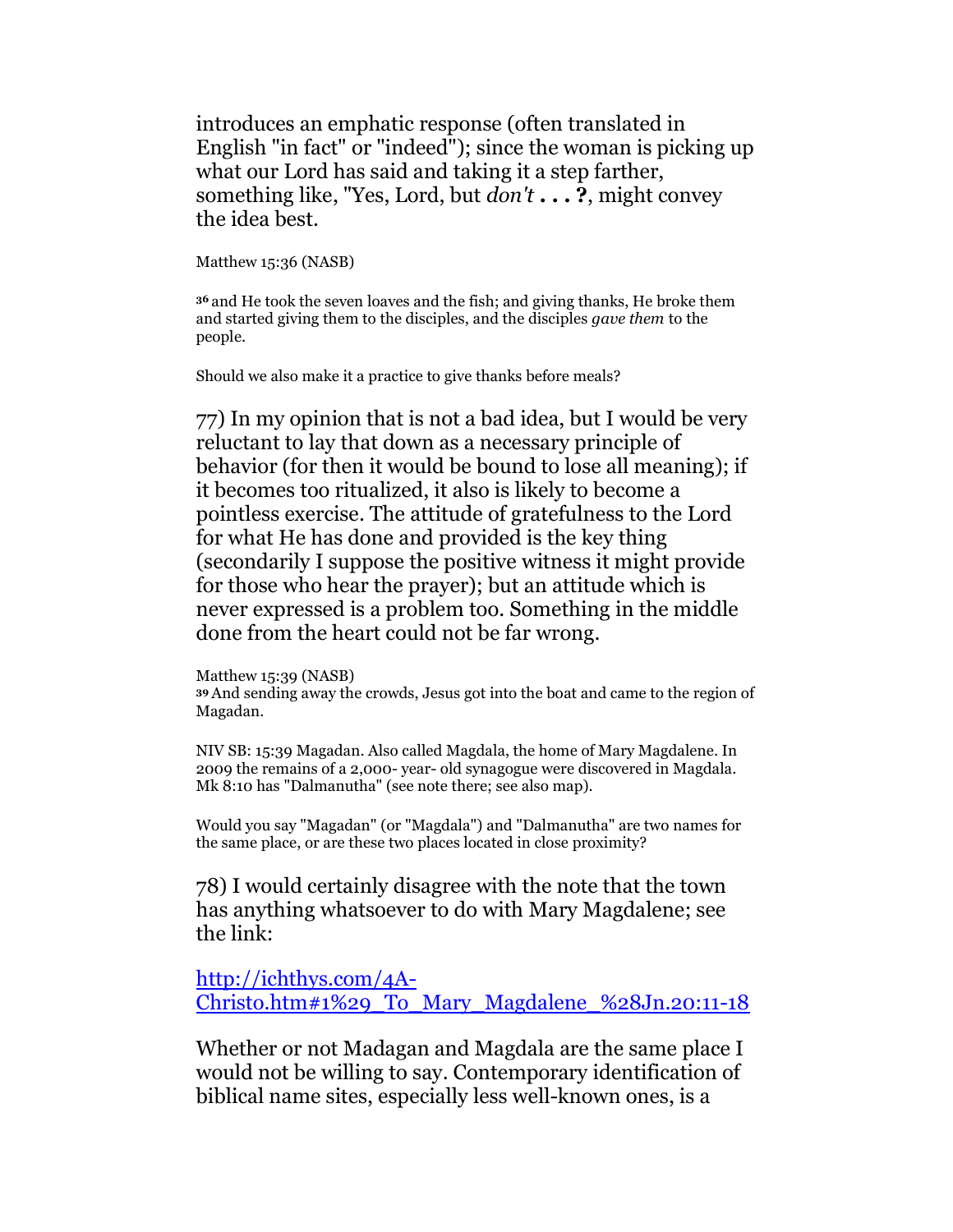introduces an emphatic response (often translated in English "in fact" or "indeed"); since the woman is picking up what our Lord has said and taking it a step farther, something like, "Yes, Lord, but *don't* **. . . ?**, might convey the idea best.

Matthew 15:36 (NASB)

**36** and He took the seven loaves and the fish; and giving thanks, He broke them and started giving them to the disciples, and the disciples *gave them* to the people.

Should we also make it a practice to give thanks before meals?

77) In my opinion that is not a bad idea, but I would be very reluctant to lay that down as a necessary principle of behavior (for then it would be bound to lose all meaning); if it becomes too ritualized, it also is likely to become a pointless exercise. The attitude of gratefulness to the Lord for what He has done and provided is the key thing (secondarily I suppose the positive witness it might provide for those who hear the prayer); but an attitude which is never expressed is a problem too. Something in the middle done from the heart could not be far wrong.

Matthew 15:39 (NASB)
**39** And sending away the crowds, Jesus got into the boat and came to the region of Magadan.

NIV SB: 15:39 Magadan. Also called Magdala, the home of Mary Magdalene. In 2009 the remains of a 2,000- year- old synagogue were discovered in Magdala. Mk 8:10 has "Dalmanutha" (see note there; see also map).

Would you say "Magadan" (or "Magdala") and "Dalmanutha" are two names for the same place, or are these two places located in close proximity?

78) I would certainly disagree with the note that the town has anything whatsoever to do with Mary Magdalene; see the link:

[http://ichthys.com/4A-Christo.htm#1%29_To_Mary_Magdalene_%28Jn.20:11-18](http://ichthys.com/4A-Christo.htm#1%29_To_Mary_Magdalene_%28Jn.20:11-18)

Whether or not Madagan and Magdala are the same place I would not be willing to say. Contemporary identification of biblical name sites, especially less well-known ones, is a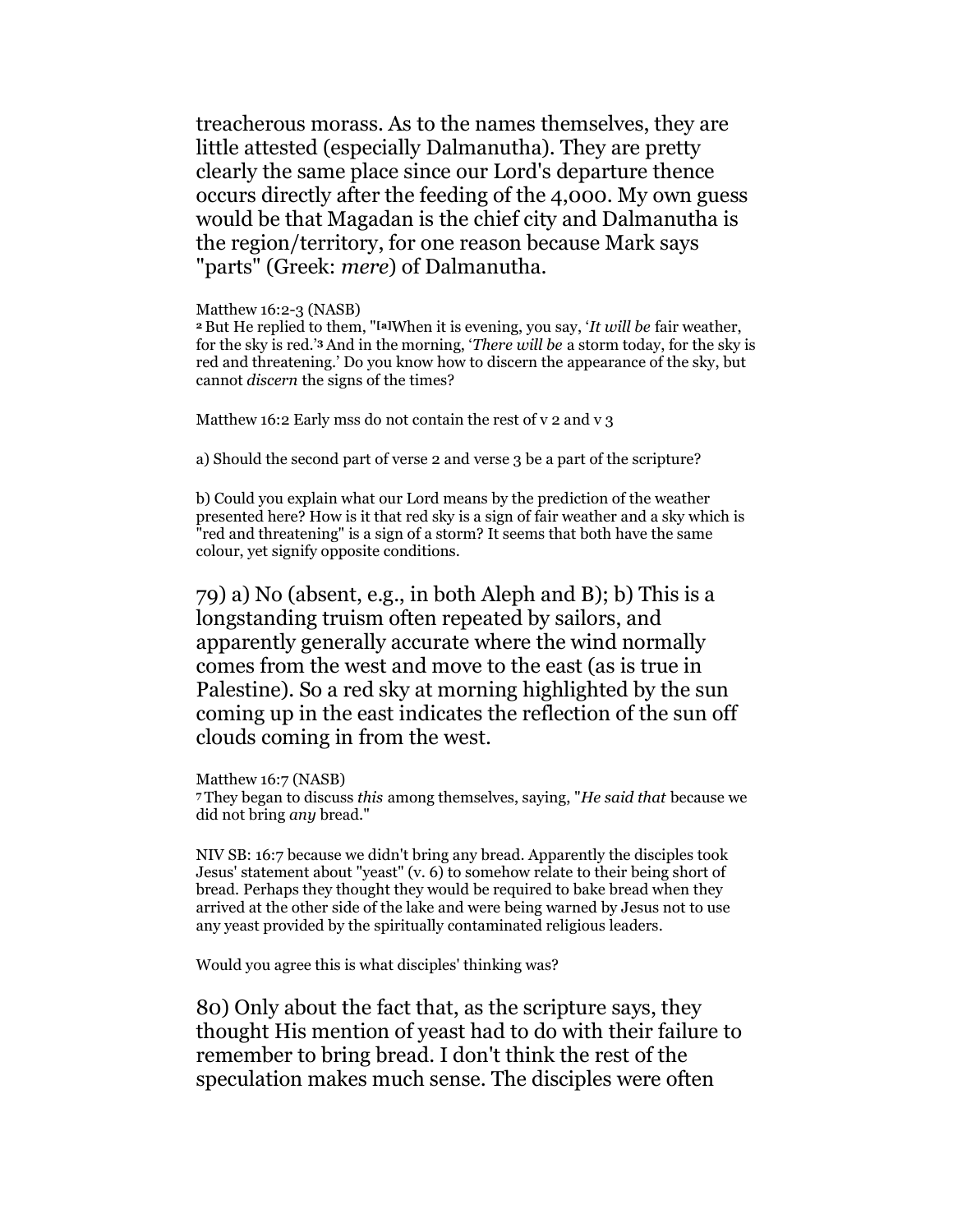treacherous morass. As to the names themselves, they are little attested (especially Dalmanutha). They are pretty clearly the same place since our Lord's departure thence occurs directly after the feeding of the 4,000. My own guess would be that Magadan is the chief city and Dalmanutha is the region/territory, for one reason because Mark says "parts" (Greek: *mere*) of Dalmanutha.

Matthew 16:2-3 (NASB)
2 But He replied to them, "[a]When it is evening, you say, '*It will be* fair weather, for the sky is red.' 3 And in the morning, '*There will be* a storm today, for the sky is red and threatening.' Do you know how to discern the appearance of the sky, but cannot *discern* the signs of the times?

Matthew 16:2 Early mss do not contain the rest of v 2 and v 3

a) Should the second part of verse 2 and verse 3 be a part of the scripture?

b) Could you explain what our Lord means by the prediction of the weather presented here? How is it that red sky is a sign of fair weather and a sky which is "red and threatening" is a sign of a storm? It seems that both have the same colour, yet signify opposite conditions.

79) a) No (absent, e.g., in both Aleph and B); b) This is a longstanding truism often repeated by sailors, and apparently generally accurate where the wind normally comes from the west and move to the east (as is true in Palestine). So a red sky at morning highlighted by the sun coming up in the east indicates the reflection of the sun off clouds coming in from the west.

Matthew 16:7 (NASB)
7 They began to discuss *this* among themselves, saying, "*He said that* because we did not bring *any* bread."

NIV SB: 16:7 because we didn't bring any bread. Apparently the disciples took Jesus' statement about "yeast" (v. 6) to somehow relate to their being short of bread. Perhaps they thought they would be required to bake bread when they arrived at the other side of the lake and were being warned by Jesus not to use any yeast provided by the spiritually contaminated religious leaders.

Would you agree this is what disciples' thinking was?

80) Only about the fact that, as the scripture says, they thought His mention of yeast had to do with their failure to remember to bring bread. I don't think the rest of the speculation makes much sense. The disciples were often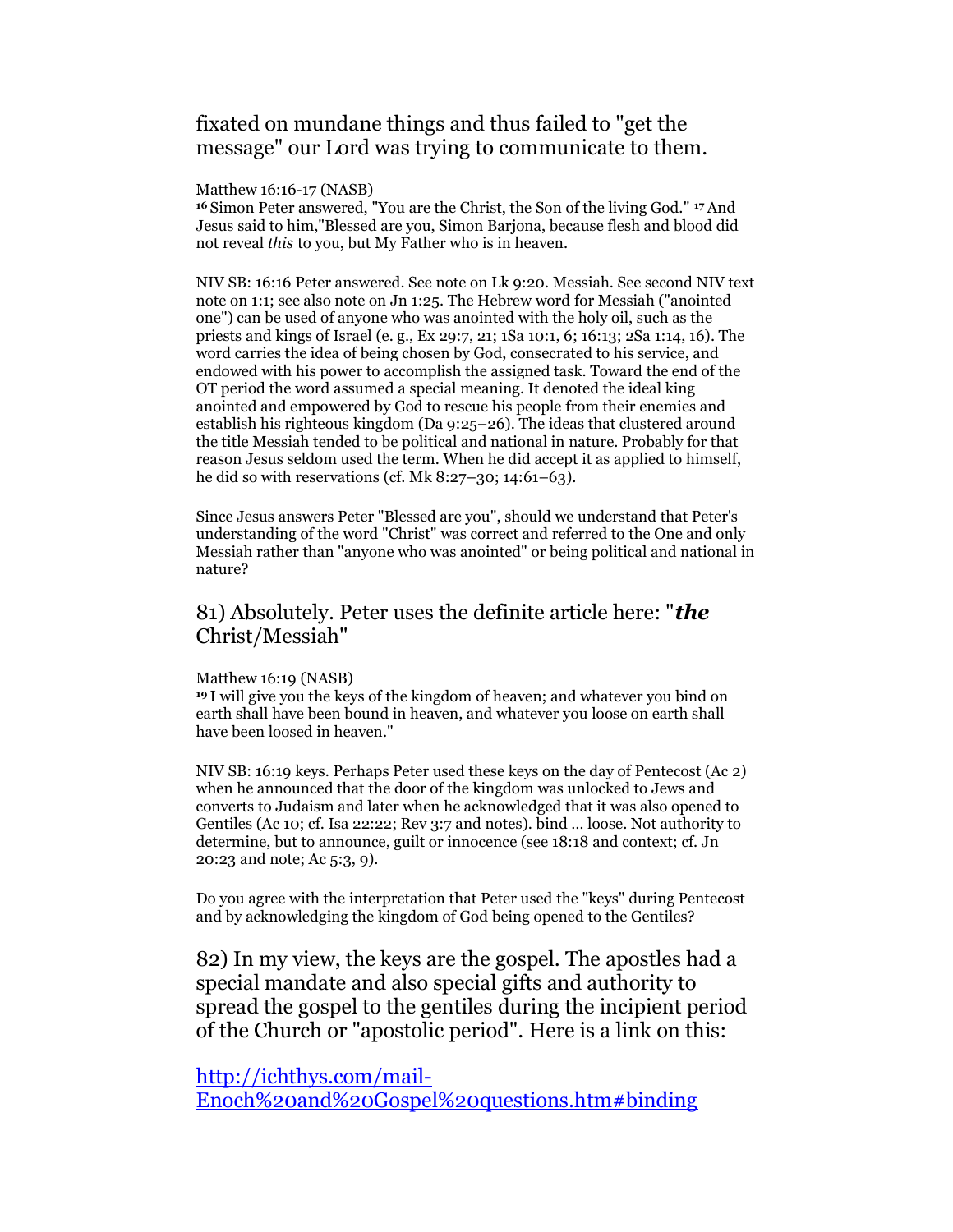fixated on mundane things and thus failed to "get the message" our Lord was trying to communicate to them.

Matthew 16:16-17 (NASB)
16 Simon Peter answered, "You are the Christ, the Son of the living God." 17 And Jesus said to him,"Blessed are you, Simon Barjona, because flesh and blood did not reveal *this* to you, but My Father who is in heaven.

NIV SB: 16:16 Peter answered. See note on Lk 9:20. Messiah. See second NIV text note on 1:1; see also note on Jn 1:25. The Hebrew word for Messiah ("anointed one") can be used of anyone who was anointed with the holy oil, such as the priests and kings of Israel (e. g., Ex 29:7, 21; 1Sa 10:1, 6; 16:13; 2Sa 1:14, 16). The word carries the idea of being chosen by God, consecrated to his service, and endowed with his power to accomplish the assigned task. Toward the end of the OT period the word assumed a special meaning. It denoted the ideal king anointed and empowered by God to rescue his people from their enemies and establish his righteous kingdom (Da 9:25–26). The ideas that clustered around the title Messiah tended to be political and national in nature. Probably for that reason Jesus seldom used the term. When he did accept it as applied to himself, he did so with reservations (cf. Mk 8:27–30; 14:61–63).

Since Jesus answers Peter "Blessed are you", should we understand that Peter's understanding of the word "Christ" was correct and referred to the One and only Messiah rather than "anyone who was anointed" or being political and national in nature?

## 81) Absolutely. Peter uses the definite article here: "***the*** Christ/Messiah"

Matthew 16:19 (NASB)
19 I will give you the keys of the kingdom of heaven; and whatever you bind on earth shall have been bound in heaven, and whatever you loose on earth shall have been loosed in heaven."

NIV SB: 16:19 keys. Perhaps Peter used these keys on the day of Pentecost (Ac 2) when he announced that the door of the kingdom was unlocked to Jews and converts to Judaism and later when he acknowledged that it was also opened to Gentiles (Ac 10; cf. Isa 22:22; Rev 3:7 and notes). bind ... loose. Not authority to determine, but to announce, guilt or innocence (see 18:18 and context; cf. Jn 20:23 and note; Ac 5:3, 9).

Do you agree with the interpretation that Peter used the "keys" during Pentecost and by acknowledging the kingdom of God being opened to the Gentiles?

## 82) In my view, the keys are the gospel. The apostles had a special mandate and also special gifts and authority to spread the gospel to the gentiles during the incipient period of the Church or "apostolic period". Here is a link on this:

## [http://ichthys.com/mail-Enoch%20and%20Gospel%20questions.htm#binding](http://ichthys.com/mail-Enoch%20and%20Gospel%20questions.htm#binding)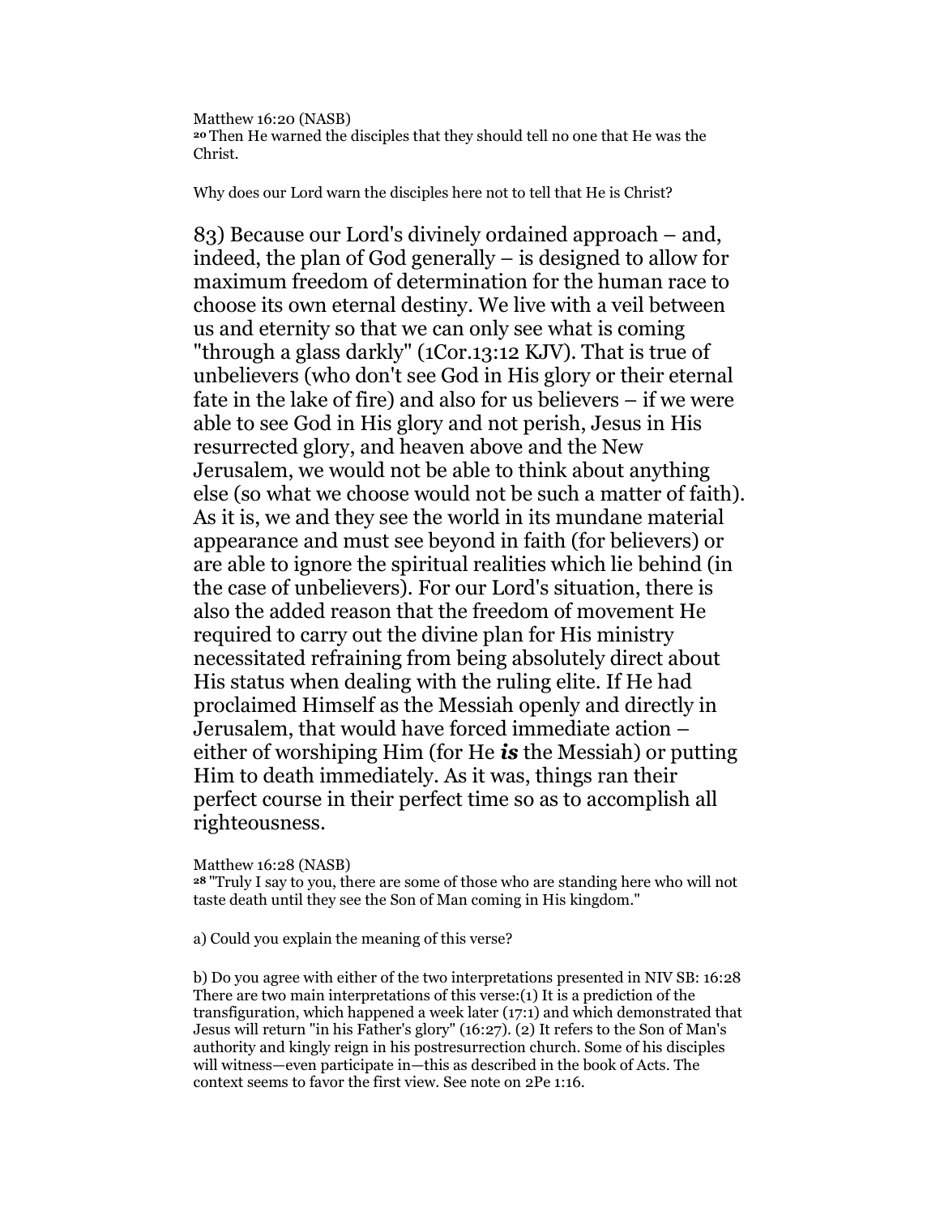Matthew 16:20 (NASB)
20 Then He warned the disciples that they should tell no one that He was the Christ.

Why does our Lord warn the disciples here not to tell that He is Christ?

83) Because our Lord's divinely ordained approach – and, indeed, the plan of God generally – is designed to allow for maximum freedom of determination for the human race to choose its own eternal destiny. We live with a veil between us and eternity so that we can only see what is coming "through a glass darkly" (1Cor.13:12 KJV). That is true of unbelievers (who don't see God in His glory or their eternal fate in the lake of fire) and also for us believers – if we were able to see God in His glory and not perish, Jesus in His resurrected glory, and heaven above and the New Jerusalem, we would not be able to think about anything else (so what we choose would not be such a matter of faith). As it is, we and they see the world in its mundane material appearance and must see beyond in faith (for believers) or are able to ignore the spiritual realities which lie behind (in the case of unbelievers). For our Lord's situation, there is also the added reason that the freedom of movement He required to carry out the divine plan for His ministry necessitated refraining from being absolutely direct about His status when dealing with the ruling elite. If He had proclaimed Himself as the Messiah openly and directly in Jerusalem, that would have forced immediate action – either of worshiping Him (for He ***is*** the Messiah) or putting Him to death immediately. As it was, things ran their perfect course in their perfect time so as to accomplish all righteousness.

Matthew 16:28 (NASB)
28 "Truly I say to you, there are some of those who are standing here who will not taste death until they see the Son of Man coming in His kingdom."

a) Could you explain the meaning of this verse?

b) Do you agree with either of the two interpretations presented in NIV SB: 16:28 There are two main interpretations of this verse:(1) It is a prediction of the transfiguration, which happened a week later (17:1) and which demonstrated that Jesus will return "in his Father's glory" (16:27). (2) It refers to the Son of Man's authority and kingly reign in his postresurrection church. Some of his disciples will witness—even participate in—this as described in the book of Acts. The context seems to favor the first view. See note on 2Pe 1:16.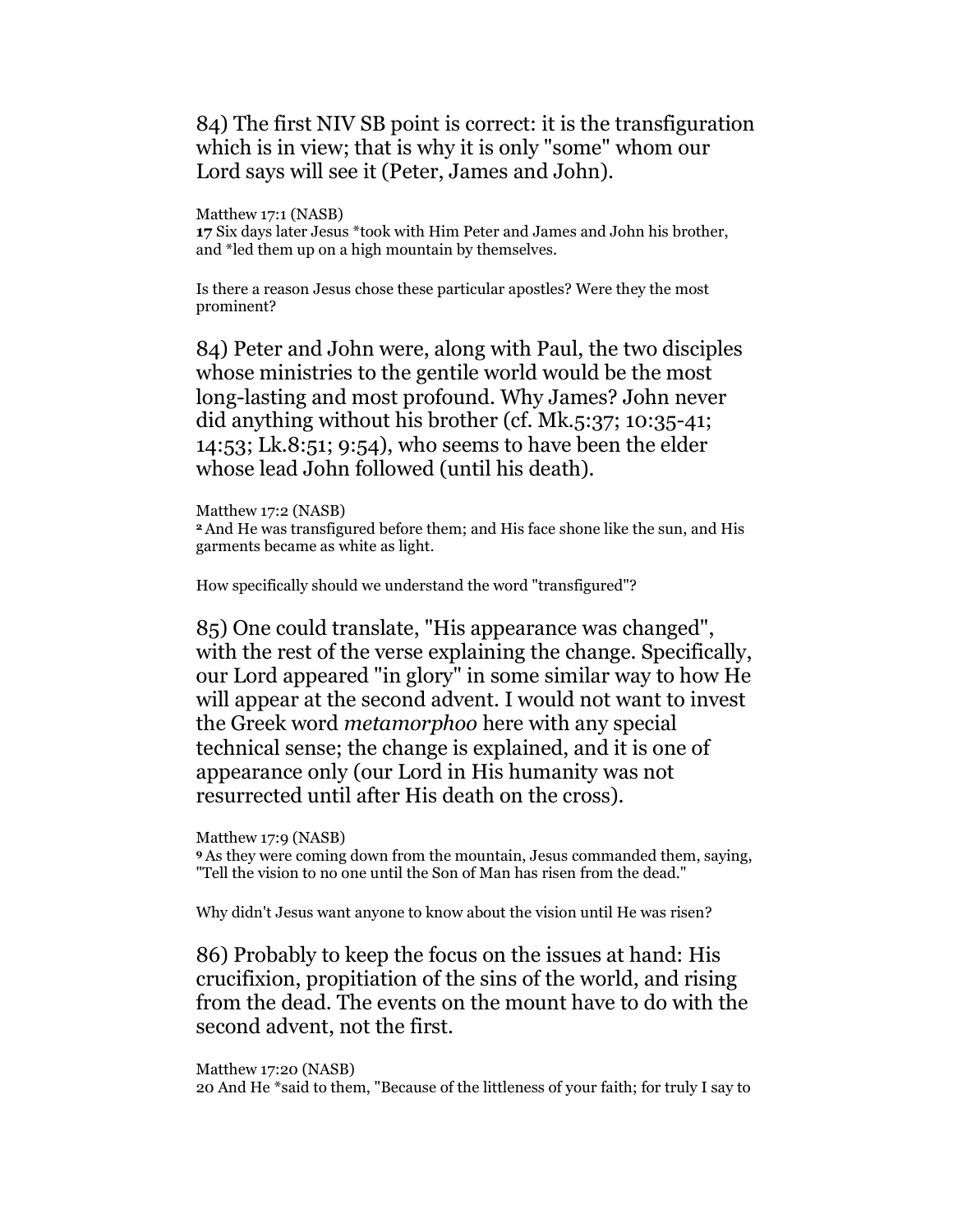84) The first NIV SB point is correct: it is the transfiguration which is in view; that is why it is only "some" whom our Lord says will see it (Peter, James and John).

Matthew 17:1 (NASB)
**17** Six days later Jesus *took with Him Peter and James and John his brother, and *led them up on a high mountain by themselves.

Is there a reason Jesus chose these particular apostles? Were they the most prominent?

84) Peter and John were, along with Paul, the two disciples whose ministries to the gentile world would be the most long-lasting and most profound. Why James? John never did anything without his brother (cf. Mk.5:37; 10:35-41; 14:53; Lk.8:51; 9:54), who seems to have been the elder whose lead John followed (until his death).

Matthew 17:2 (NASB)
**2** And He was transfigured before them; and His face shone like the sun, and His garments became as white as light.

How specifically should we understand the word "transfigured"?

85) One could translate, "His appearance was changed", with the rest of the verse explaining the change. Specifically, our Lord appeared "in glory" in some similar way to how He will appear at the second advent. I would not want to invest the Greek word *metamorphoo* here with any special technical sense; the change is explained, and it is one of appearance only (our Lord in His humanity was not resurrected until after His death on the cross).

Matthew 17:9 (NASB)
**9** As they were coming down from the mountain, Jesus commanded them, saying, "Tell the vision to no one until the Son of Man has risen from the dead."

Why didn't Jesus want anyone to know about the vision until He was risen?

86) Probably to keep the focus on the issues at hand: His crucifixion, propitiation of the sins of the world, and rising from the dead. The events on the mount have to do with the second advent, not the first.

Matthew 17:20 (NASB)
20 And He *said to them, "Because of the littleness of your faith; for truly I say to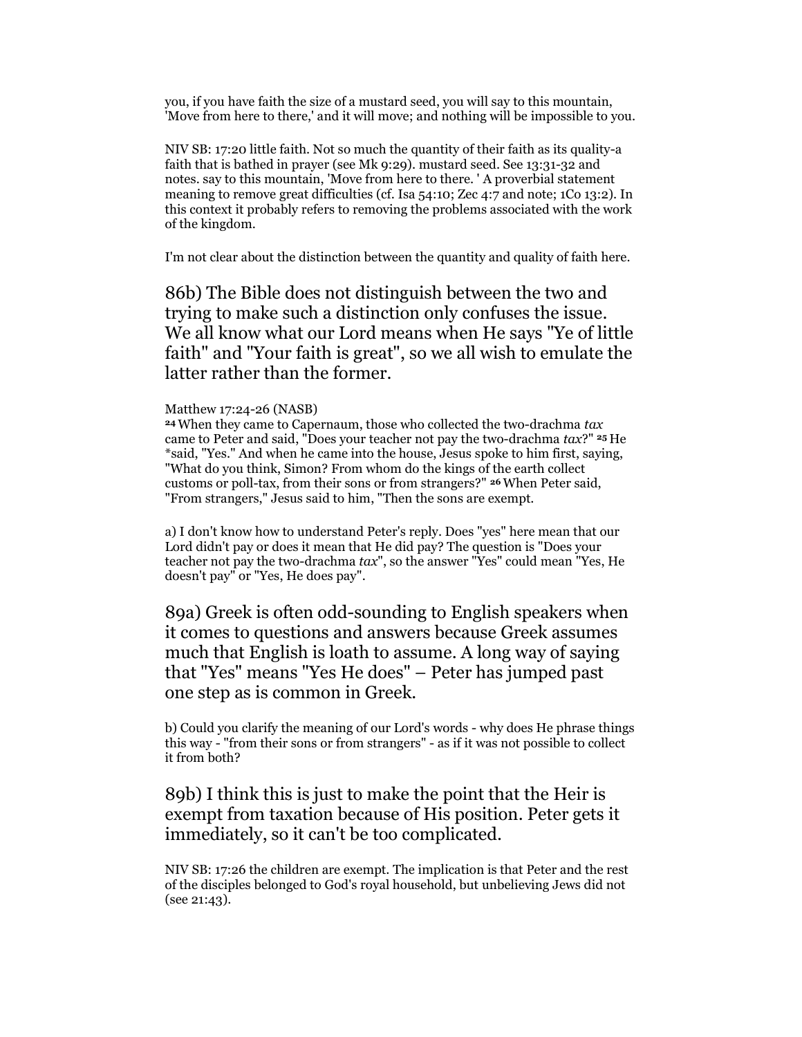you, if you have faith the size of a mustard seed, you will say to this mountain, 'Move from here to there,' and it will move; and nothing will be impossible to you.

NIV SB: 17:20 little faith. Not so much the quantity of their faith as its quality-a faith that is bathed in prayer (see Mk 9:29). mustard seed. See 13:31-32 and notes. say to this mountain, 'Move from here to there. ' A proverbial statement meaning to remove great difficulties (cf. Isa 54:10; Zec 4:7 and note; 1Co 13:2). In this context it probably refers to removing the problems associated with the work of the kingdom.

I'm not clear about the distinction between the quantity and quality of faith here.

86b) The Bible does not distinguish between the two and trying to make such a distinction only confuses the issue. We all know what our Lord means when He says "Ye of little faith" and "Your faith is great", so we all wish to emulate the latter rather than the former.

Matthew 17:24-26 (NASB)
**24** When they came to Capernaum, those who collected the two-drachma *tax* came to Peter and said, "Does your teacher not pay the two-drachma *tax*?" **25** He *said, "Yes." And when he came into the house, Jesus spoke to him first, saying, "What do you think, Simon? From whom do the kings of the earth collect customs or poll-tax, from their sons or from strangers?" **26** When Peter said, "From strangers," Jesus said to him, "Then the sons are exempt.

a) I don't know how to understand Peter's reply. Does "yes" here mean that our Lord didn't pay or does it mean that He did pay? The question is "Does your teacher not pay the two-drachma *tax*", so the answer "Yes" could mean "Yes, He doesn't pay" or "Yes, He does pay".

89a) Greek is often odd-sounding to English speakers when it comes to questions and answers because Greek assumes much that English is loath to assume. A long way of saying that "Yes" means "Yes He does" – Peter has jumped past one step as is common in Greek.

b) Could you clarify the meaning of our Lord's words - why does He phrase things this way - "from their sons or from strangers" - as if it was not possible to collect it from both?

89b) I think this is just to make the point that the Heir is exempt from taxation because of His position. Peter gets it immediately, so it can't be too complicated.

NIV SB: 17:26 the children are exempt. The implication is that Peter and the rest of the disciples belonged to God's royal household, but unbelieving Jews did not (see 21:43).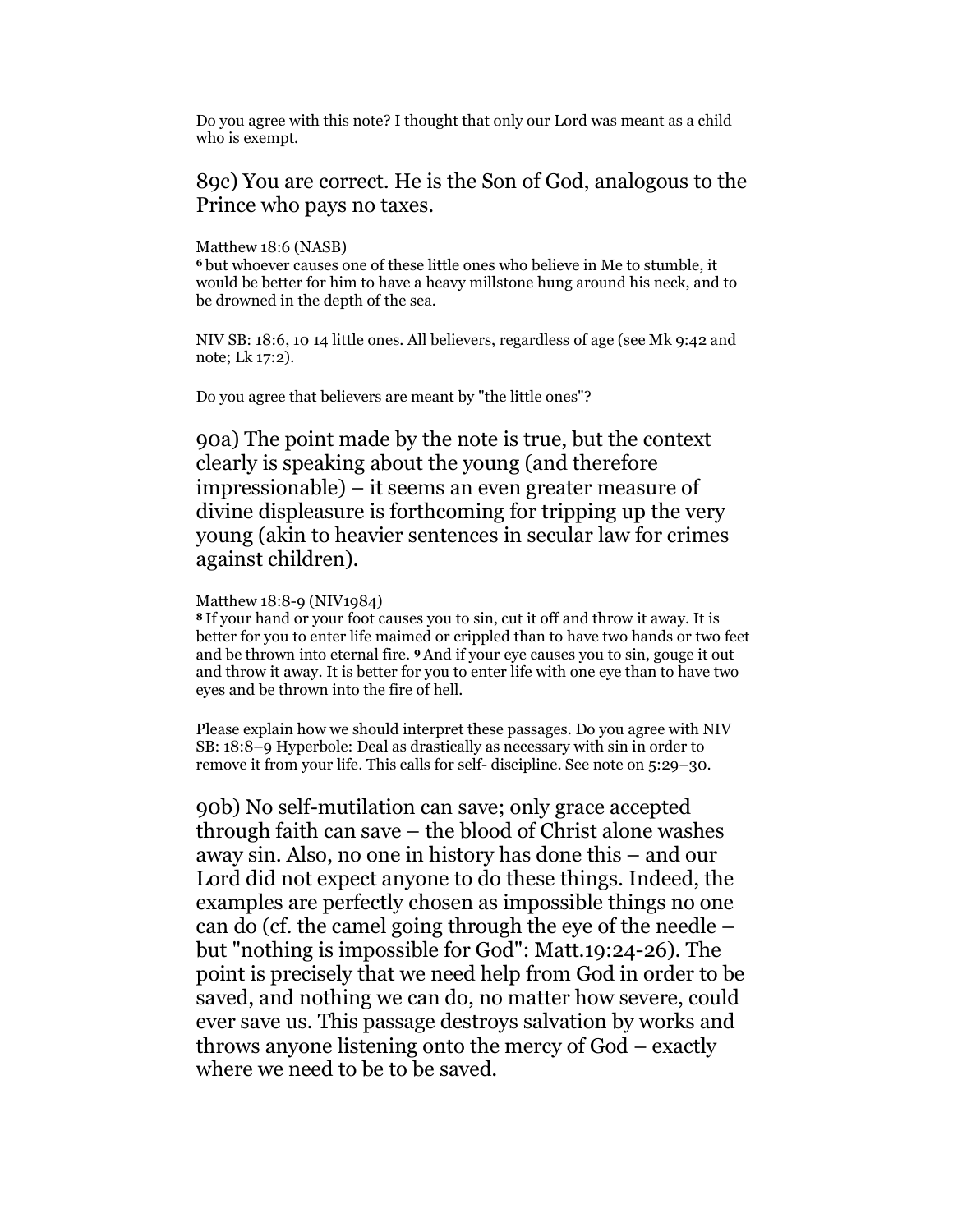Do you agree with this note? I thought that only our Lord was meant as a child who is exempt.

89c) You are correct. He is the Son of God, analogous to the Prince who pays no taxes.

Matthew 18:6 (NASB)
6 but whoever causes one of these little ones who believe in Me to stumble, it would be better for him to have a heavy millstone hung around his neck, and to be drowned in the depth of the sea.

NIV SB: 18:6, 10 14 little ones. All believers, regardless of age (see Mk 9:42 and note; Lk 17:2).

Do you agree that believers are meant by "the little ones"?

90a) The point made by the note is true, but the context clearly is speaking about the young (and therefore impressionable) – it seems an even greater measure of divine displeasure is forthcoming for tripping up the very young (akin to heavier sentences in secular law for crimes against children).

Matthew 18:8-9 (NIV1984)
8 If your hand or your foot causes you to sin, cut it off and throw it away. It is better for you to enter life maimed or crippled than to have two hands or two feet and be thrown into eternal fire. 9 And if your eye causes you to sin, gouge it out and throw it away. It is better for you to enter life with one eye than to have two eyes and be thrown into the fire of hell.

Please explain how we should interpret these passages. Do you agree with NIV SB: 18:8–9 Hyperbole: Deal as drastically as necessary with sin in order to remove it from your life. This calls for self- discipline. See note on 5:29–30.

90b) No self-mutilation can save; only grace accepted through faith can save – the blood of Christ alone washes away sin. Also, no one in history has done this – and our Lord did not expect anyone to do these things. Indeed, the examples are perfectly chosen as impossible things no one can do (cf. the camel going through the eye of the needle – but "nothing is impossible for God": Matt.19:24-26). The point is precisely that we need help from God in order to be saved, and nothing we can do, no matter how severe, could ever save us. This passage destroys salvation by works and throws anyone listening onto the mercy of God – exactly where we need to be to be saved.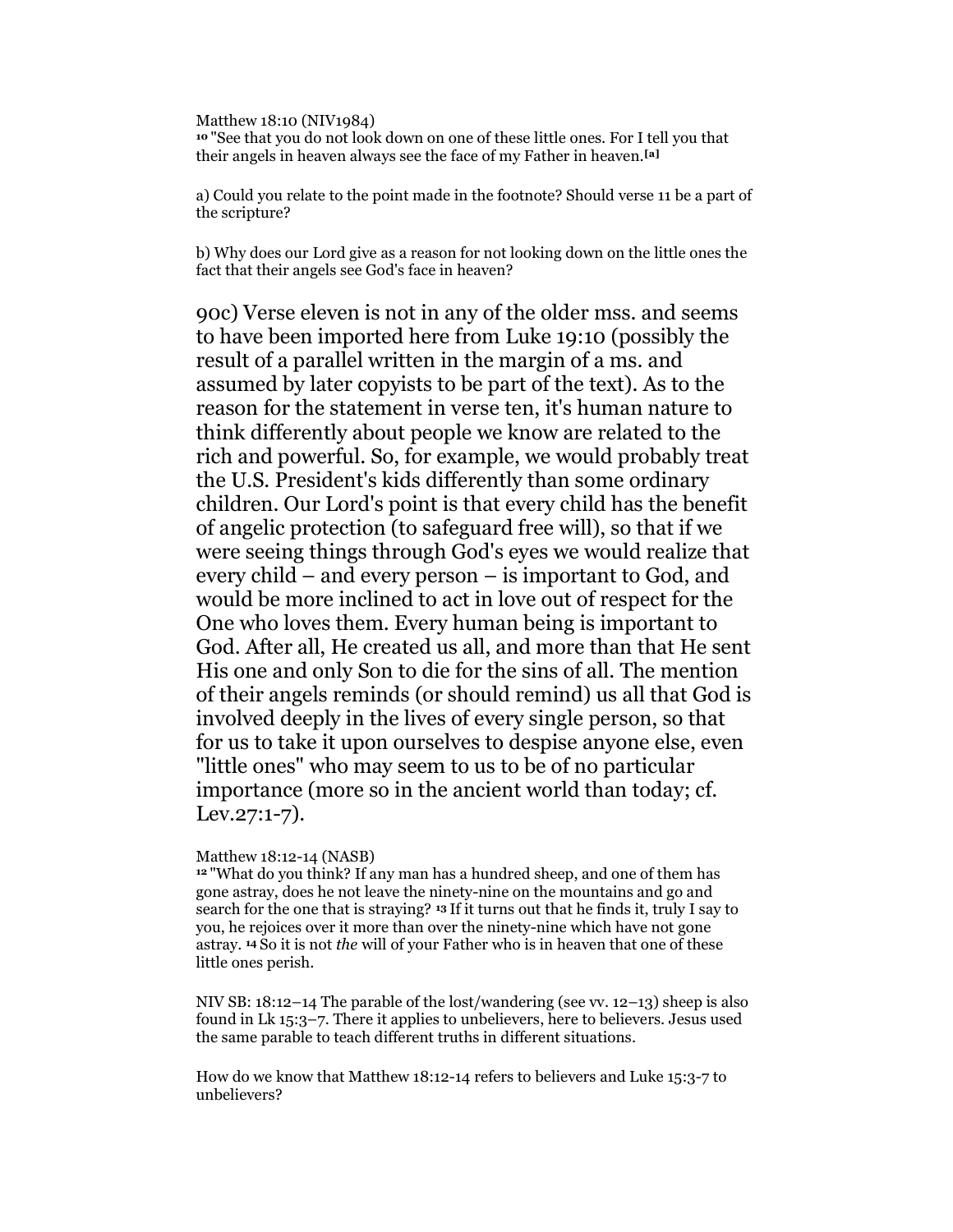Matthew 18:10 (NIV1984)
[10] "See that you do not look down on one of these little ones. For I tell you that their angels in heaven always see the face of my Father in heaven.[a]

a) Could you relate to the point made in the footnote? Should verse 11 be a part of the scripture?

b) Why does our Lord give as a reason for not looking down on the little ones the fact that their angels see God's face in heaven?

90c) Verse eleven is not in any of the older mss. and seems to have been imported here from Luke 19:10 (possibly the result of a parallel written in the margin of a ms. and assumed by later copyists to be part of the text). As to the reason for the statement in verse ten, it's human nature to think differently about people we know are related to the rich and powerful. So, for example, we would probably treat the U.S. President's kids differently than some ordinary children. Our Lord's point is that every child has the benefit of angelic protection (to safeguard free will), so that if we were seeing things through God's eyes we would realize that every child – and every person – is important to God, and would be more inclined to act in love out of respect for the One who loves them. Every human being is important to God. After all, He created us all, and more than that He sent His one and only Son to die for the sins of all. The mention of their angels reminds (or should remind) us all that God is involved deeply in the lives of every single person, so that for us to take it upon ourselves to despise anyone else, even "little ones" who may seem to us to be of no particular importance (more so in the ancient world than today; cf. Lev.27:1-7).

Matthew 18:12-14 (NASB)
[12] "What do you think? If any man has a hundred sheep, and one of them has gone astray, does he not leave the ninety-nine on the mountains and go and search for the one that is straying? [13] If it turns out that he finds it, truly I say to you, he rejoices over it more than over the ninety-nine which have not gone astray. [14] So it is not *the* will of your Father who is in heaven that one of these little ones perish.

NIV SB: 18:12–14 The parable of the lost/wandering (see vv. 12–13) sheep is also found in Lk 15:3–7. There it applies to unbelievers, here to believers. Jesus used the same parable to teach different truths in different situations.

How do we know that Matthew 18:12-14 refers to believers and Luke 15:3-7 to unbelievers?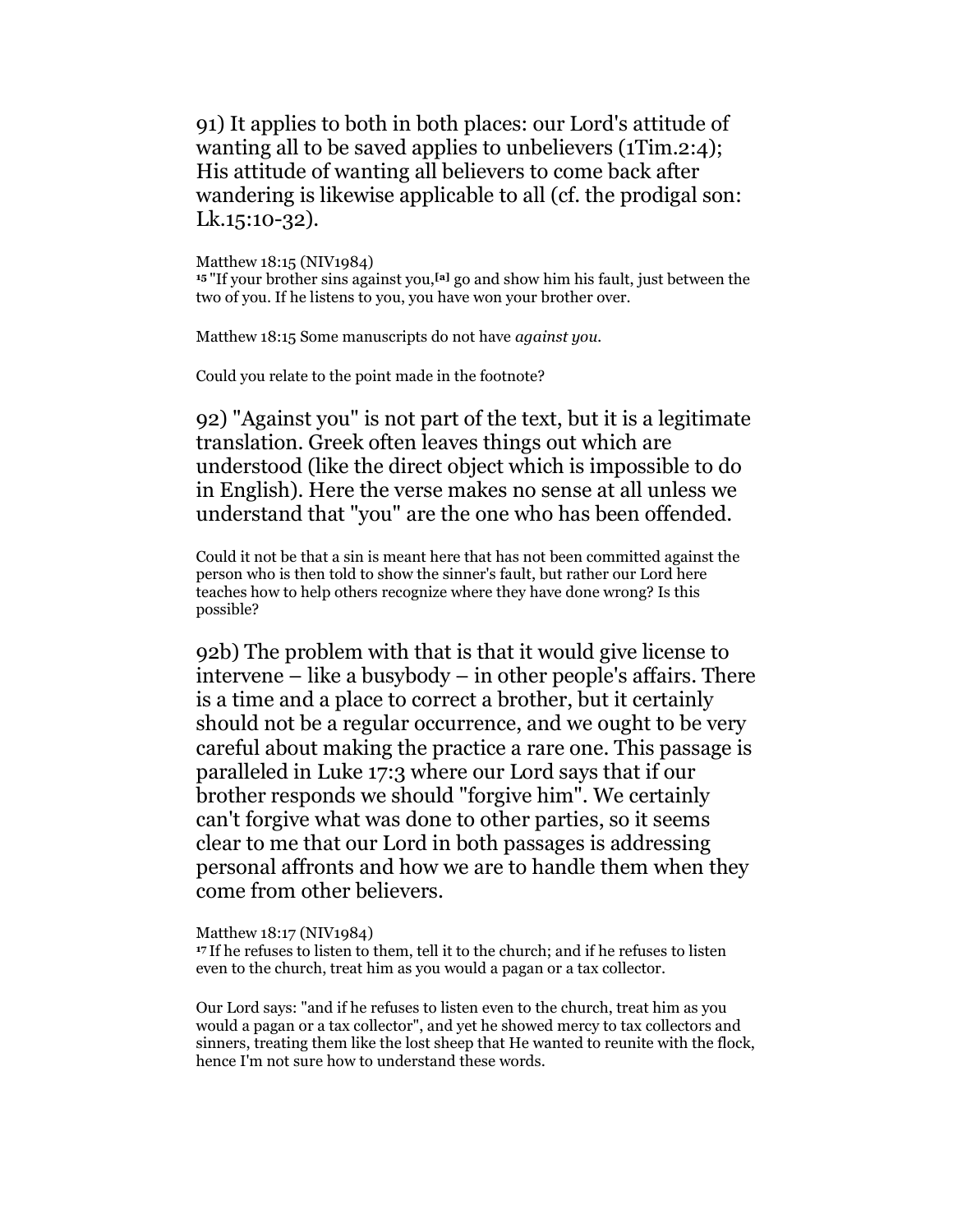91) It applies to both in both places: our Lord's attitude of wanting all to be saved applies to unbelievers (1Tim.2:4); His attitude of wanting all believers to come back after wandering is likewise applicable to all (cf. the prodigal son: Lk.15:10-32).

Matthew 18:15 (NIV1984)
15 "If your brother sins against you,[a] go and show him his fault, just between the two of you. If he listens to you, you have won your brother over.

Matthew 18:15 Some manuscripts do not have *against you*.

Could you relate to the point made in the footnote?

92) "Against you" is not part of the text, but it is a legitimate translation. Greek often leaves things out which are understood (like the direct object which is impossible to do in English). Here the verse makes no sense at all unless we understand that "you" are the one who has been offended.

Could it not be that a sin is meant here that has not been committed against the person who is then told to show the sinner's fault, but rather our Lord here teaches how to help others recognize where they have done wrong? Is this possible?

92b) The problem with that is that it would give license to intervene – like a busybody – in other people's affairs. There is a time and a place to correct a brother, but it certainly should not be a regular occurrence, and we ought to be very careful about making the practice a rare one. This passage is paralleled in Luke 17:3 where our Lord says that if our brother responds we should "forgive him". We certainly can't forgive what was done to other parties, so it seems clear to me that our Lord in both passages is addressing personal affronts and how we are to handle them when they come from other believers.

Matthew 18:17 (NIV1984)
17 If he refuses to listen to them, tell it to the church; and if he refuses to listen even to the church, treat him as you would a pagan or a tax collector.

Our Lord says: "and if he refuses to listen even to the church, treat him as you would a pagan or a tax collector", and yet he showed mercy to tax collectors and sinners, treating them like the lost sheep that He wanted to reunite with the flock, hence I'm not sure how to understand these words.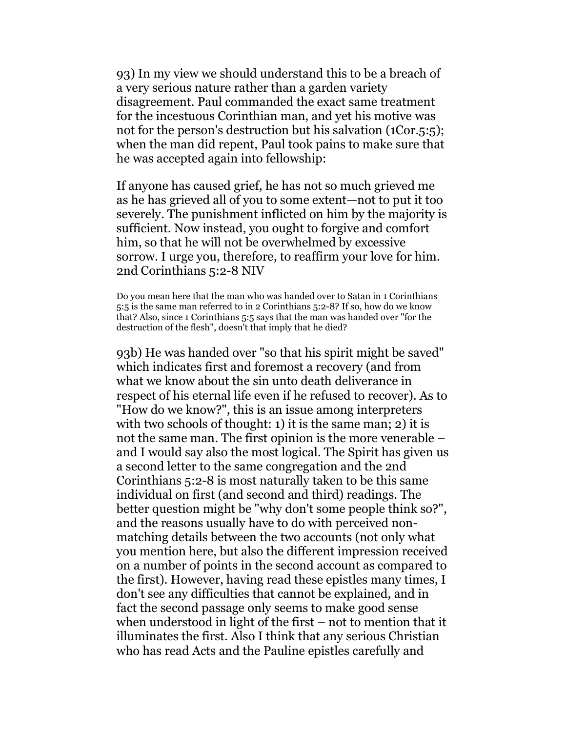93) In my view we should understand this to be a breach of a very serious nature rather than a garden variety disagreement. Paul commanded the exact same treatment for the incestuous Corinthian man, and yet his motive was not for the person's destruction but his salvation (1Cor.5:5); when the man did repent, Paul took pains to make sure that he was accepted again into fellowship:

If anyone has caused grief, he has not so much grieved me as he has grieved all of you to some extent—not to put it too severely. The punishment inflicted on him by the majority is sufficient. Now instead, you ought to forgive and comfort him, so that he will not be overwhelmed by excessive sorrow. I urge you, therefore, to reaffirm your love for him. 2nd Corinthians 5:2-8 NIV

Do you mean here that the man who was handed over to Satan in 1 Corinthians 5:5 is the same man referred to in 2 Corinthians 5:2-8? If so, how do we know that? Also, since 1 Corinthians 5:5 says that the man was handed over "for the destruction of the flesh", doesn't that imply that he died?

93b) He was handed over "so that his spirit might be saved" which indicates first and foremost a recovery (and from what we know about the sin unto death deliverance in respect of his eternal life even if he refused to recover). As to "How do we know?", this is an issue among interpreters with two schools of thought: 1) it is the same man; 2) it is not the same man. The first opinion is the more venerable – and I would say also the most logical. The Spirit has given us a second letter to the same congregation and the 2nd Corinthians 5:2-8 is most naturally taken to be this same individual on first (and second and third) readings. The better question might be "why don't some people think so?", and the reasons usually have to do with perceived non-matching details between the two accounts (not only what you mention here, but also the different impression received on a number of points in the second account as compared to the first). However, having read these epistles many times, I don't see any difficulties that cannot be explained, and in fact the second passage only seems to make good sense when understood in light of the first – not to mention that it illuminates the first. Also I think that any serious Christian who has read Acts and the Pauline epistles carefully and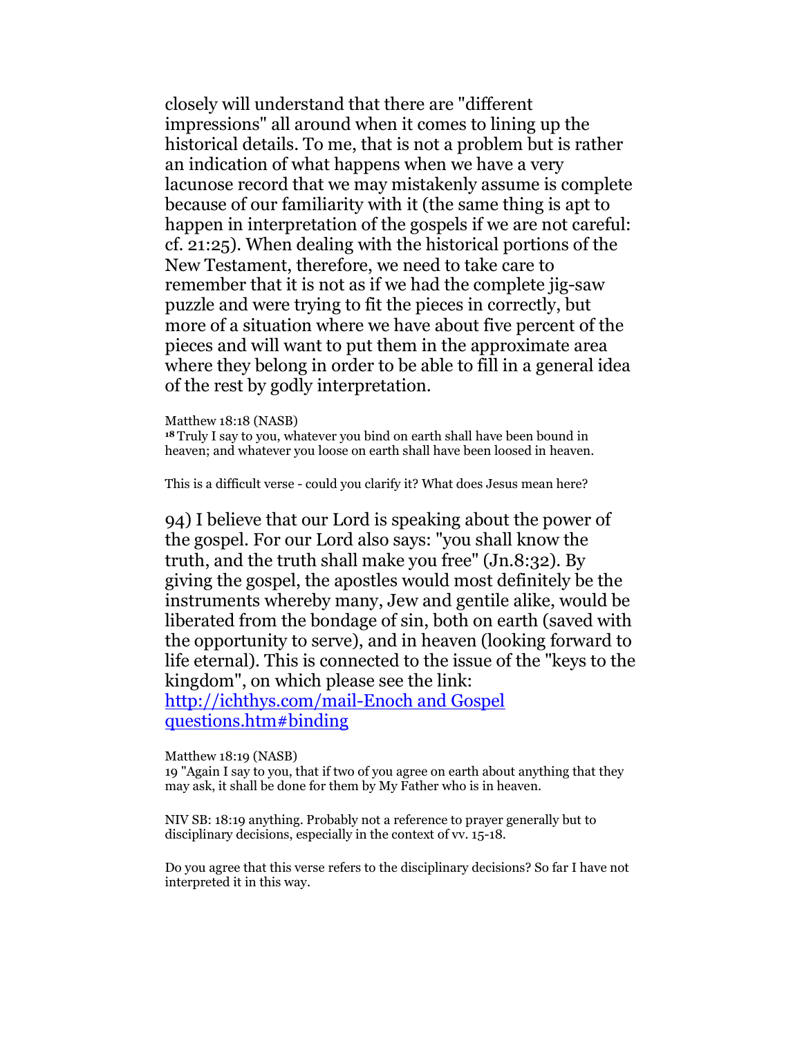closely will understand that there are "different impressions" all around when it comes to lining up the historical details. To me, that is not a problem but is rather an indication of what happens when we have a very lacunose record that we may mistakenly assume is complete because of our familiarity with it (the same thing is apt to happen in interpretation of the gospels if we are not careful: cf. 21:25). When dealing with the historical portions of the New Testament, therefore, we need to take care to remember that it is not as if we had the complete jig-saw puzzle and were trying to fit the pieces in correctly, but more of a situation where we have about five percent of the pieces and will want to put them in the approximate area where they belong in order to be able to fill in a general idea of the rest by godly interpretation.

Matthew 18:18 (NASB)
[18] Truly I say to you, whatever you bind on earth shall have been bound in heaven; and whatever you loose on earth shall have been loosed in heaven.

This is a difficult verse - could you clarify it? What does Jesus mean here?

94) I believe that our Lord is speaking about the power of the gospel. For our Lord also says: "you shall know the truth, and the truth shall make you free" (Jn.8:32). By giving the gospel, the apostles would most definitely be the instruments whereby many, Jew and gentile alike, would be liberated from the bondage of sin, both on earth (saved with the opportunity to serve), and in heaven (looking forward to life eternal). This is connected to the issue of the "keys to the kingdom", on which please see the link:
[http://ichthys.com/mail-Enoch and Gospel questions.htm#binding](http://ichthys.com/mail-Enoch and Gospel questions.htm#binding)

Matthew 18:19 (NASB)
19 "Again I say to you, that if two of you agree on earth about anything that they may ask, it shall be done for them by My Father who is in heaven.

NIV SB: 18:19 anything. Probably not a reference to prayer generally but to disciplinary decisions, especially in the context of vv. 15-18.

Do you agree that this verse refers to the disciplinary decisions? So far I have not interpreted it in this way.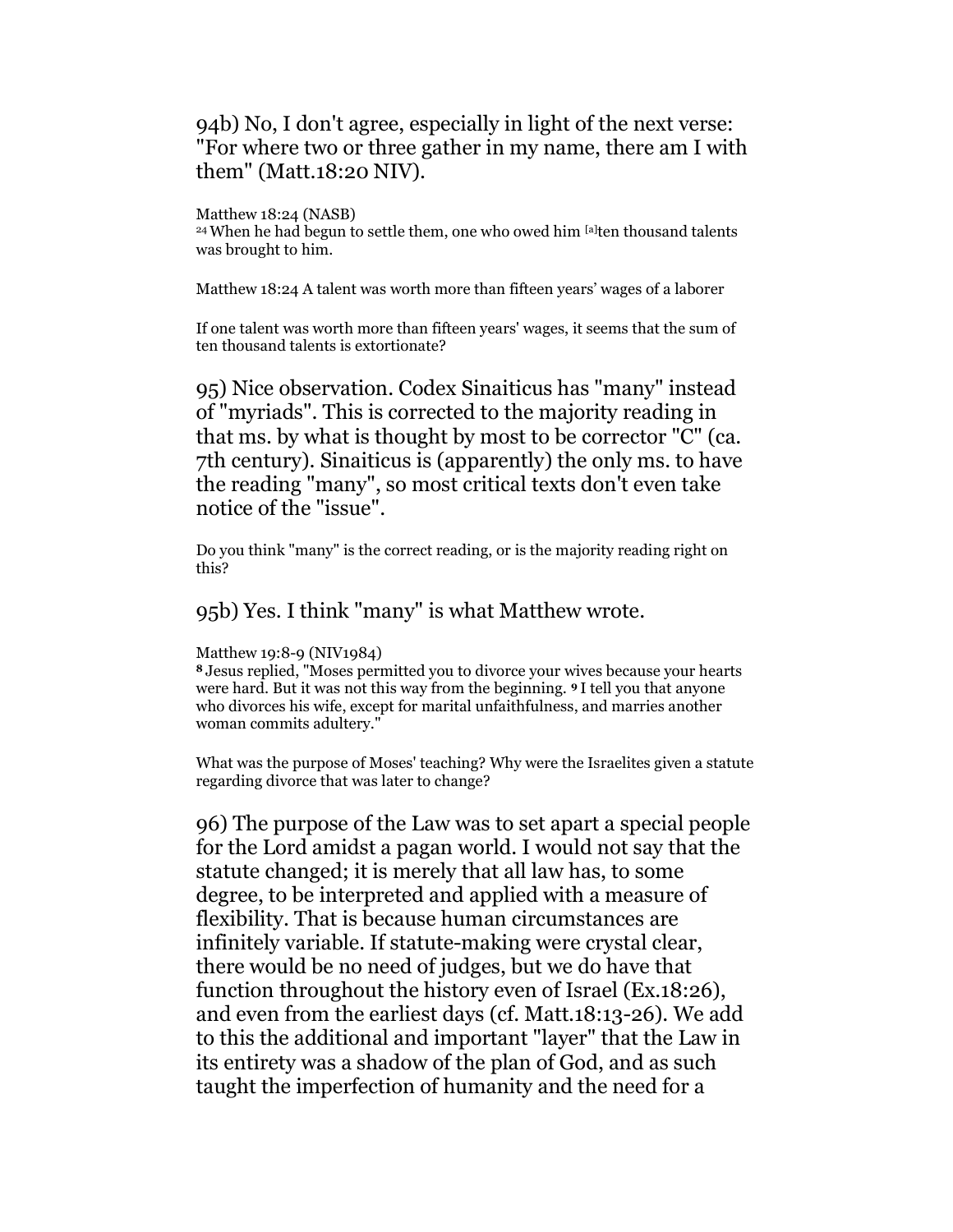94b) No, I don't agree, especially in light of the next verse: "For where two or three gather in my name, there am I with them" (Matt.18:20 NIV).

Matthew 18:24 (NASB)
24 When he had begun to settle them, one who owed him [a]ten thousand talents was brought to him.

Matthew 18:24 A talent was worth more than fifteen years' wages of a laborer

If one talent was worth more than fifteen years' wages, it seems that the sum of ten thousand talents is extortionate?

95) Nice observation. Codex Sinaiticus has "many" instead of "myriads". This is corrected to the majority reading in that ms. by what is thought by most to be corrector "C" (ca. 7th century). Sinaiticus is (apparently) the only ms. to have the reading "many", so most critical texts don't even take notice of the "issue".

Do you think "many" is the correct reading, or is the majority reading right on this?

95b) Yes. I think "many" is what Matthew wrote.

Matthew 19:8-9 (NIV1984)
**8** Jesus replied, "Moses permitted you to divorce your wives because your hearts were hard. But it was not this way from the beginning. **9** I tell you that anyone who divorces his wife, except for marital unfaithfulness, and marries another woman commits adultery."

What was the purpose of Moses' teaching? Why were the Israelites given a statute regarding divorce that was later to change?

96) The purpose of the Law was to set apart a special people for the Lord amidst a pagan world. I would not say that the statute changed; it is merely that all law has, to some degree, to be interpreted and applied with a measure of flexibility. That is because human circumstances are infinitely variable. If statute-making were crystal clear, there would be no need of judges, but we do have that function throughout the history even of Israel (Ex.18:26), and even from the earliest days (cf. Matt.18:13-26). We add to this the additional and important "layer" that the Law in its entirety was a shadow of the plan of God, and as such taught the imperfection of humanity and the need for a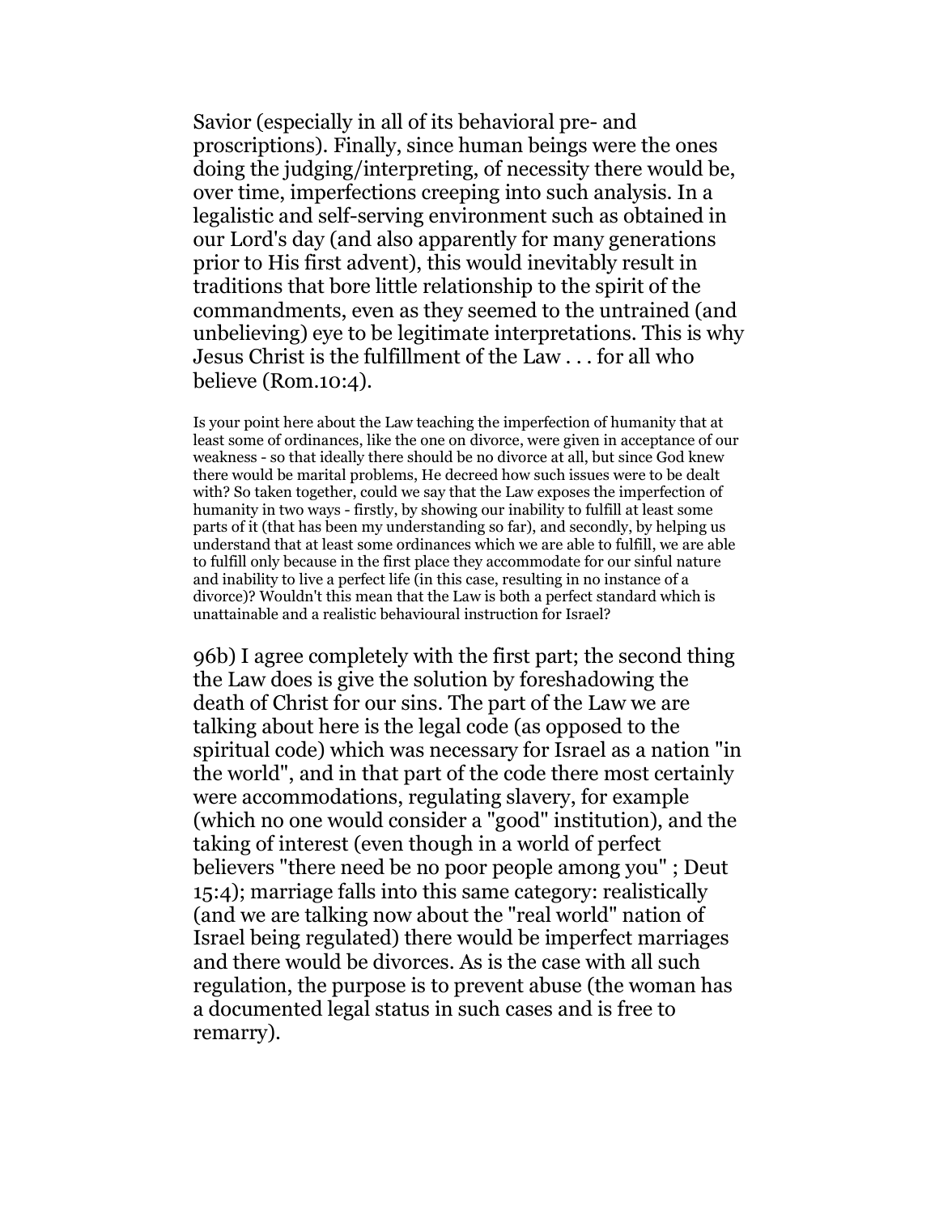Savior (especially in all of its behavioral pre- and proscriptions). Finally, since human beings were the ones doing the judging/interpreting, of necessity there would be, over time, imperfections creeping into such analysis. In a legalistic and self-serving environment such as obtained in our Lord's day (and also apparently for many generations prior to His first advent), this would inevitably result in traditions that bore little relationship to the spirit of the commandments, even as they seemed to the untrained (and unbelieving) eye to be legitimate interpretations. This is why Jesus Christ is the fulfillment of the Law . . . for all who believe (Rom.10:4).

Is your point here about the Law teaching the imperfection of humanity that at least some of ordinances, like the one on divorce, were given in acceptance of our weakness - so that ideally there should be no divorce at all, but since God knew there would be marital problems, He decreed how such issues were to be dealt with? So taken together, could we say that the Law exposes the imperfection of humanity in two ways - firstly, by showing our inability to fulfill at least some parts of it (that has been my understanding so far), and secondly, by helping us understand that at least some ordinances which we are able to fulfill, we are able to fulfill only because in the first place they accommodate for our sinful nature and inability to live a perfect life (in this case, resulting in no instance of a divorce)? Wouldn't this mean that the Law is both a perfect standard which is unattainable and a realistic behavioural instruction for Israel?

96b) I agree completely with the first part; the second thing the Law does is give the solution by foreshadowing the death of Christ for our sins. The part of the Law we are talking about here is the legal code (as opposed to the spiritual code) which was necessary for Israel as a nation "in the world", and in that part of the code there most certainly were accommodations, regulating slavery, for example (which no one would consider a "good" institution), and the taking of interest (even though in a world of perfect believers "there need be no poor people among you" ; Deut 15:4); marriage falls into this same category: realistically (and we are talking now about the "real world" nation of Israel being regulated) there would be imperfect marriages and there would be divorces. As is the case with all such regulation, the purpose is to prevent abuse (the woman has a documented legal status in such cases and is free to remarry).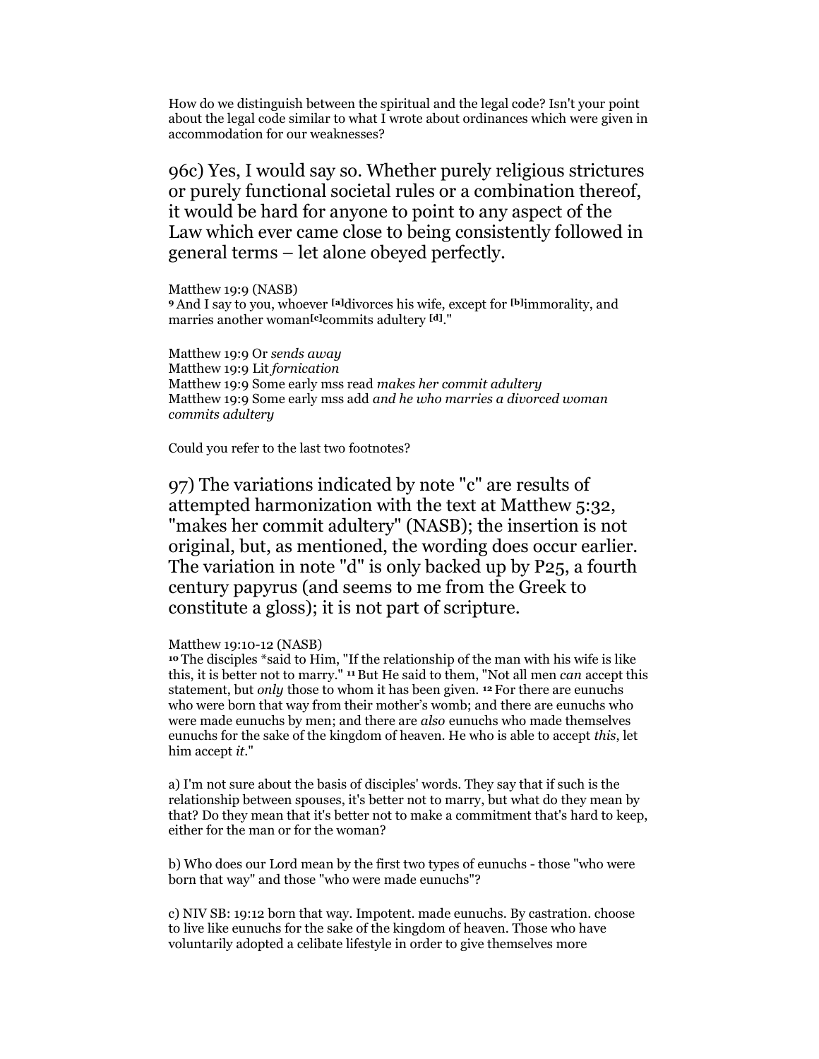How do we distinguish between the spiritual and the legal code? Isn't your point about the legal code similar to what I wrote about ordinances which were given in accommodation for our weaknesses?

96c) Yes, I would say so. Whether purely religious strictures or purely functional societal rules or a combination thereof, it would be hard for anyone to point to any aspect of the Law which ever came close to being consistently followed in general terms – let alone obeyed perfectly.

Matthew 19:9 (NASB)
**9** And I say to you, whoever [a]divorces his wife, except for [b]immorality, and marries another woman[c]commits adultery [d]."

Matthew 19:9 Or *sends away*
Matthew 19:9 Lit *fornication*
Matthew 19:9 Some early mss read *makes her commit adultery*
Matthew 19:9 Some early mss add *and he who marries a divorced woman commits adultery*

Could you refer to the last two footnotes?

97) The variations indicated by note "c" are results of attempted harmonization with the text at Matthew 5:32, "makes her commit adultery" (NASB); the insertion is not original, but, as mentioned, the wording does occur earlier. The variation in note "d" is only backed up by P25, a fourth century papyrus (and seems to me from the Greek to constitute a gloss); it is not part of scripture.

Matthew 19:10-12 (NASB)
**10** The disciples *said to Him, "If the relationship of the man with his wife is like this, it is better not to marry." **11** But He said to them, "Not all men *can* accept this statement, but *only* those to whom it has been given. **12** For there are eunuchs who were born that way from their mother's womb; and there are eunuchs who were made eunuchs by men; and there are *also* eunuchs who made themselves eunuchs for the sake of the kingdom of heaven. He who is able to accept *this*, let him accept *it*."

a) I'm not sure about the basis of disciples' words. They say that if such is the relationship between spouses, it's better not to marry, but what do they mean by that? Do they mean that it's better not to make a commitment that's hard to keep, either for the man or for the woman?

b) Who does our Lord mean by the first two types of eunuchs - those "who were born that way" and those "who were made eunuchs"?

c) NIV SB: 19:12 born that way. Impotent. made eunuchs. By castration. choose to live like eunuchs for the sake of the kingdom of heaven. Those who have voluntarily adopted a celibate lifestyle in order to give themselves more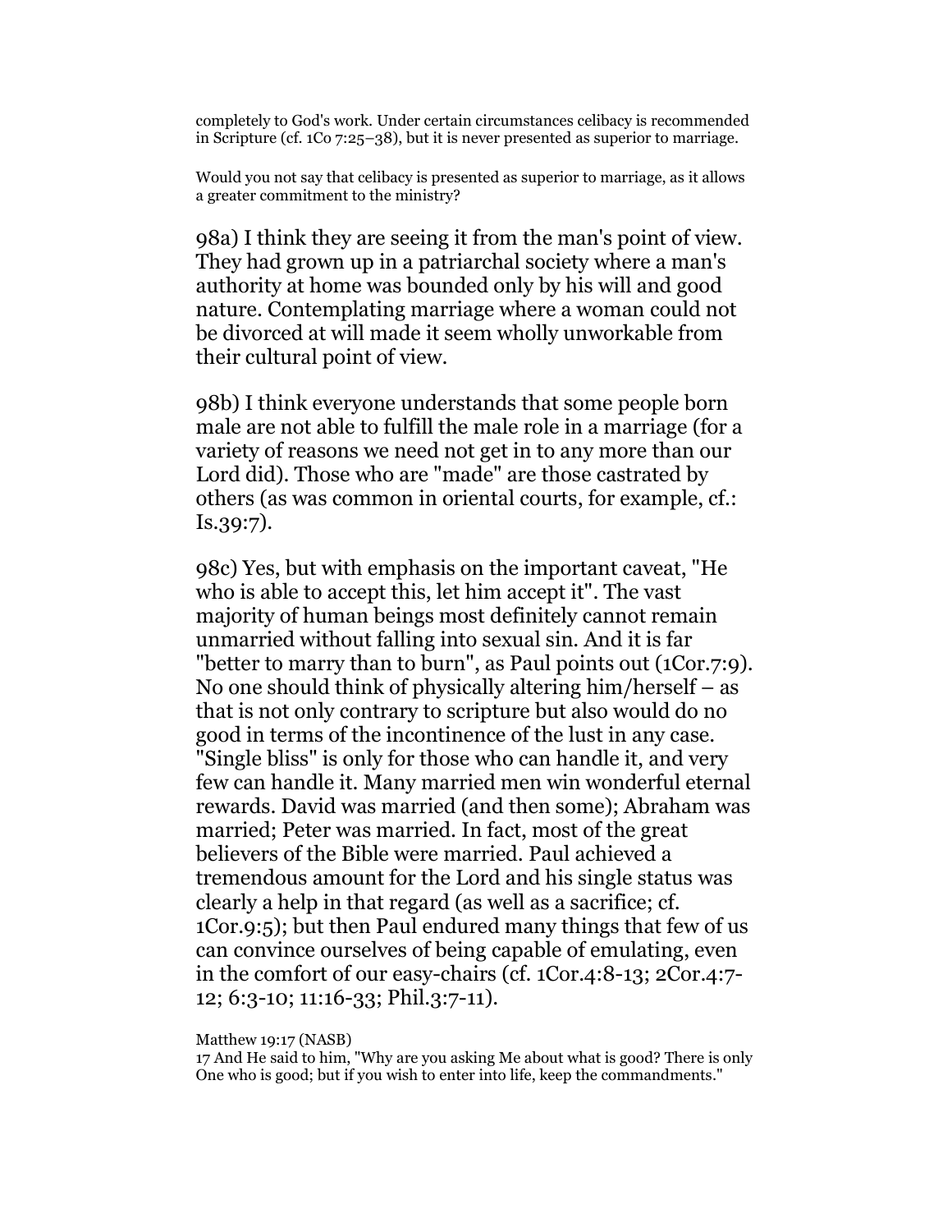completely to God's work. Under certain circumstances celibacy is recommended in Scripture (cf. 1Co 7:25–38), but it is never presented as superior to marriage.

Would you not say that celibacy is presented as superior to marriage, as it allows a greater commitment to the ministry?

98a) I think they are seeing it from the man's point of view. They had grown up in a patriarchal society where a man's authority at home was bounded only by his will and good nature. Contemplating marriage where a woman could not be divorced at will made it seem wholly unworkable from their cultural point of view.

98b) I think everyone understands that some people born male are not able to fulfill the male role in a marriage (for a variety of reasons we need not get in to any more than our Lord did). Those who are "made" are those castrated by others (as was common in oriental courts, for example, cf.: Is.39:7).

98c) Yes, but with emphasis on the important caveat, "He who is able to accept this, let him accept it". The vast majority of human beings most definitely cannot remain unmarried without falling into sexual sin. And it is far "better to marry than to burn", as Paul points out (1Cor.7:9). No one should think of physically altering him/herself – as that is not only contrary to scripture but also would do no good in terms of the incontinence of the lust in any case. "Single bliss" is only for those who can handle it, and very few can handle it. Many married men win wonderful eternal rewards. David was married (and then some); Abraham was married; Peter was married. In fact, most of the great believers of the Bible were married. Paul achieved a tremendous amount for the Lord and his single status was clearly a help in that regard (as well as a sacrifice; cf. 1Cor.9:5); but then Paul endured many things that few of us can convince ourselves of being capable of emulating, even in the comfort of our easy-chairs (cf. 1Cor.4:8-13; 2Cor.4:7-12; 6:3-10; 11:16-33; Phil.3:7-11).

Matthew 19:17 (NASB)
17 And He said to him, "Why are you asking Me about what is good? There is only One who is good; but if you wish to enter into life, keep the commandments."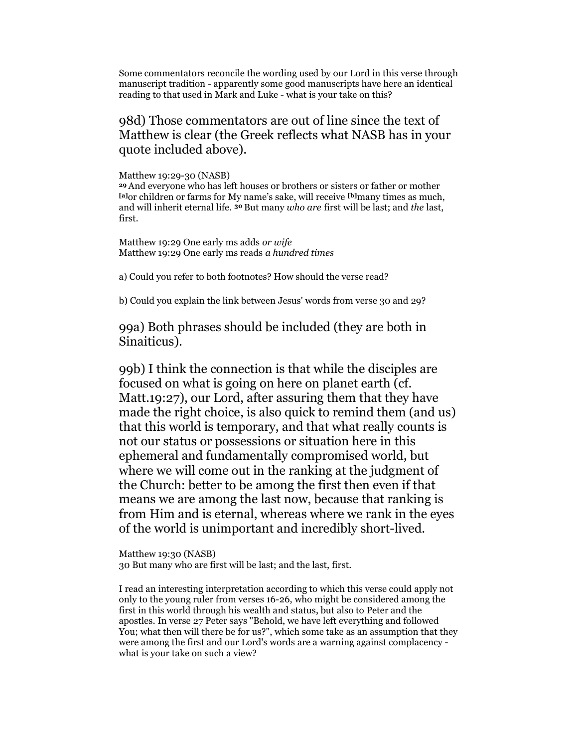Some commentators reconcile the wording used by our Lord in this verse through manuscript tradition - apparently some good manuscripts have here an identical reading to that used in Mark and Luke - what is your take on this?

## 98d) Those commentators are out of line since the text of Matthew is clear (the Greek reflects what NASB has in your quote included above).

Matthew 19:29-30 (NASB)
**29** And everyone who has left houses or brothers or sisters or father or mother [a]or children or farms for My name's sake, will receive [b]many times as much, and will inherit eternal life. **30** But many *who are* first will be last; and *the* last, first.

Matthew 19:29 One early ms adds *or wife*
Matthew 19:29 One early ms reads *a hundred times*

a) Could you refer to both footnotes? How should the verse read?

b) Could you explain the link between Jesus' words from verse 30 and 29?

## 99a) Both phrases should be included (they are both in Sinaiticus).

## 99b) I think the connection is that while the disciples are focused on what is going on here on planet earth (cf. Matt.19:27), our Lord, after assuring them that they have made the right choice, is also quick to remind them (and us) that this world is temporary, and that what really counts is not our status or possessions or situation here in this ephemeral and fundamentally compromised world, but where we will come out in the ranking at the judgment of the Church: better to be among the first then even if that means we are among the last now, because that ranking is from Him and is eternal, whereas where we rank in the eyes of the world is unimportant and incredibly short-lived.

Matthew 19:30 (NASB)
30 But many who are first will be last; and the last, first.

I read an interesting interpretation according to which this verse could apply not only to the young ruler from verses 16-26, who might be considered among the first in this world through his wealth and status, but also to Peter and the apostles. In verse 27 Peter says "Behold, we have left everything and followed You; what then will there be for us?", which some take as an assumption that they were among the first and our Lord's words are a warning against complacency - what is your take on such a view?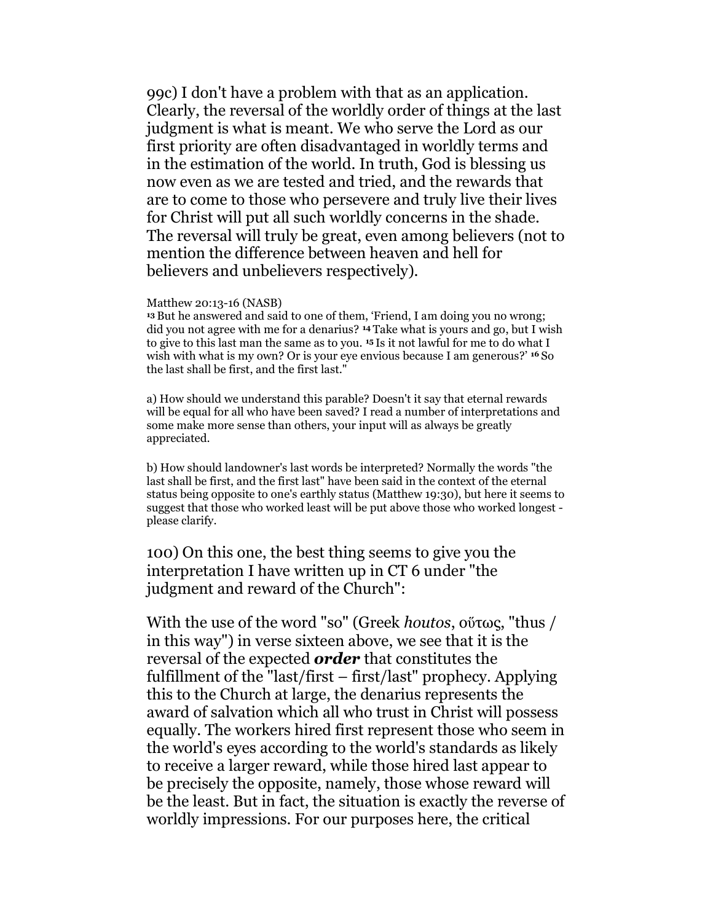99c) I don't have a problem with that as an application. Clearly, the reversal of the worldly order of things at the last judgment is what is meant. We who serve the Lord as our first priority are often disadvantaged in worldly terms and in the estimation of the world. In truth, God is blessing us now even as we are tested and tried, and the rewards that are to come to those who persevere and truly live their lives for Christ will put all such worldly concerns in the shade. The reversal will truly be great, even among believers (not to mention the difference between heaven and hell for believers and unbelievers respectively).

Matthew 20:13-16 (NASB)
**13** But he answered and said to one of them, 'Friend, I am doing you no wrong; did you not agree with me for a denarius? **14** Take what is yours and go, but I wish to give to this last man the same as to you. **15** Is it not lawful for me to do what I wish with what is my own? Or is your eye envious because I am generous?' **16** So the last shall be first, and the first last."

a) How should we understand this parable? Doesn't it say that eternal rewards will be equal for all who have been saved? I read a number of interpretations and some make more sense than others, your input will as always be greatly appreciated.

b) How should landowner's last words be interpreted? Normally the words "the last shall be first, and the first last" have been said in the context of the eternal status being opposite to one's earthly status (Matthew 19:30), but here it seems to suggest that those who worked least will be put above those who worked longest - please clarify.

100) On this one, the best thing seems to give you the interpretation I have written up in CT 6 under "the judgment and reward of the Church":

With the use of the word "so" (Greek *houtos*, οὕτως, "thus / in this way") in verse sixteen above, we see that it is the reversal of the expected ***order*** that constitutes the fulfillment of the "last/first – first/last" prophecy. Applying this to the Church at large, the denarius represents the award of salvation which all who trust in Christ will possess equally. The workers hired first represent those who seem in the world's eyes according to the world's standards as likely to receive a larger reward, while those hired last appear to be precisely the opposite, namely, those whose reward will be the least. But in fact, the situation is exactly the reverse of worldly impressions. For our purposes here, the critical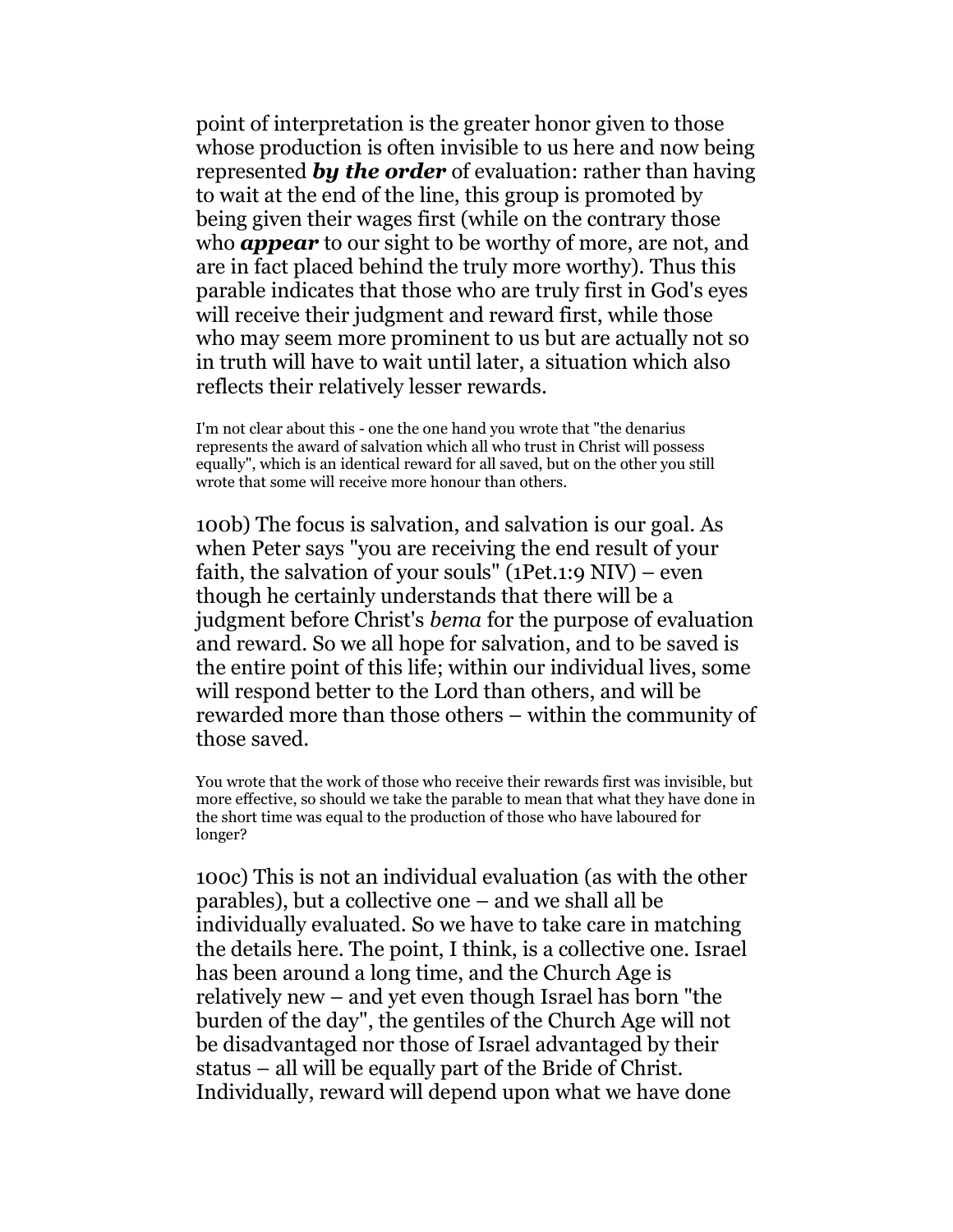point of interpretation is the greater honor given to those whose production is often invisible to us here and now being represented ***by the order*** of evaluation: rather than having to wait at the end of the line, this group is promoted by being given their wages first (while on the contrary those who ***appear*** to our sight to be worthy of more, are not, and are in fact placed behind the truly more worthy). Thus this parable indicates that those who are truly first in God's eyes will receive their judgment and reward first, while those who may seem more prominent to us but are actually not so in truth will have to wait until later, a situation which also reflects their relatively lesser rewards.

I'm not clear about this - one the one hand you wrote that "the denarius represents the award of salvation which all who trust in Christ will possess equally", which is an identical reward for all saved, but on the other you still wrote that some will receive more honour than others.

100b) The focus is salvation, and salvation is our goal. As when Peter says "you are receiving the end result of your faith, the salvation of your souls" (1Pet.1:9 NIV) – even though he certainly understands that there will be a judgment before Christ's *bema* for the purpose of evaluation and reward. So we all hope for salvation, and to be saved is the entire point of this life; within our individual lives, some will respond better to the Lord than others, and will be rewarded more than those others – within the community of those saved.

You wrote that the work of those who receive their rewards first was invisible, but more effective, so should we take the parable to mean that what they have done in the short time was equal to the production of those who have laboured for longer?

100c) This is not an individual evaluation (as with the other parables), but a collective one – and we shall all be individually evaluated. So we have to take care in matching the details here. The point, I think, is a collective one. Israel has been around a long time, and the Church Age is relatively new – and yet even though Israel has born "the burden of the day", the gentiles of the Church Age will not be disadvantaged nor those of Israel advantaged by their status – all will be equally part of the Bride of Christ. Individually, reward will depend upon what we have done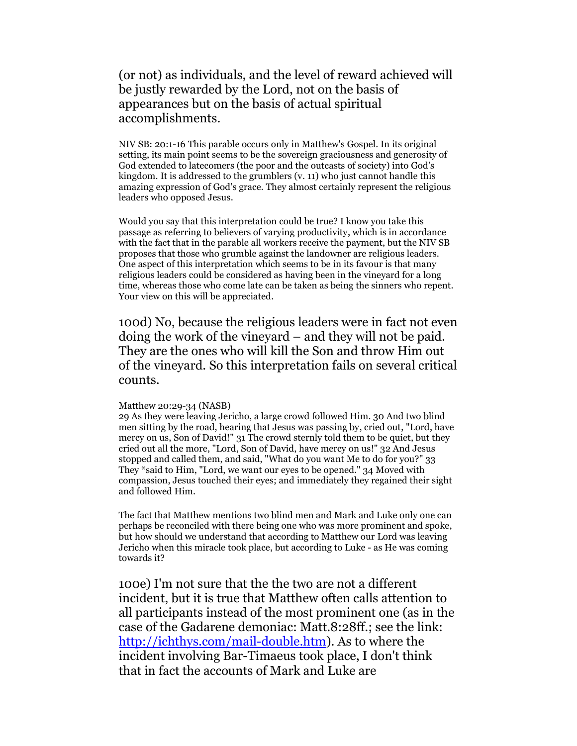(or not) as individuals, and the level of reward achieved will be justly rewarded by the Lord, not on the basis of appearances but on the basis of actual spiritual accomplishments.

NIV SB: 20:1-16 This parable occurs only in Matthew's Gospel. In its original setting, its main point seems to be the sovereign graciousness and generosity of God extended to latecomers (the poor and the outcasts of society) into God's kingdom. It is addressed to the grumblers (v. 11) who just cannot handle this amazing expression of God's grace. They almost certainly represent the religious leaders who opposed Jesus.

Would you say that this interpretation could be true? I know you take this passage as referring to believers of varying productivity, which is in accordance with the fact that in the parable all workers receive the payment, but the NIV SB proposes that those who grumble against the landowner are religious leaders. One aspect of this interpretation which seems to be in its favour is that many religious leaders could be considered as having been in the vineyard for a long time, whereas those who come late can be taken as being the sinners who repent. Your view on this will be appreciated.

100d) No, because the religious leaders were in fact not even doing the work of the vineyard – and they will not be paid. They are the ones who will kill the Son and throw Him out of the vineyard. So this interpretation fails on several critical counts.

Matthew 20:29-34 (NASB)
29 As they were leaving Jericho, a large crowd followed Him. 30 And two blind men sitting by the road, hearing that Jesus was passing by, cried out, "Lord, have mercy on us, Son of David!" 31 The crowd sternly told them to be quiet, but they cried out all the more, "Lord, Son of David, have mercy on us!" 32 And Jesus stopped and called them, and said, "What do you want Me to do for you?" 33 They *said to Him, "Lord, we want our eyes to be opened." 34 Moved with compassion, Jesus touched their eyes; and immediately they regained their sight and followed Him.

The fact that Matthew mentions two blind men and Mark and Luke only one can perhaps be reconciled with there being one who was more prominent and spoke, but how should we understand that according to Matthew our Lord was leaving Jericho when this miracle took place, but according to Luke - as He was coming towards it?

100e) I'm not sure that the the two are not a different incident, but it is true that Matthew often calls attention to all participants instead of the most prominent one (as in the case of the Gadarene demoniac: Matt.8:28ff.; see the link: http://ichthys.com/mail-double.htm). As to where the incident involving Bar-Timaeus took place, I don't think that in fact the accounts of Mark and Luke are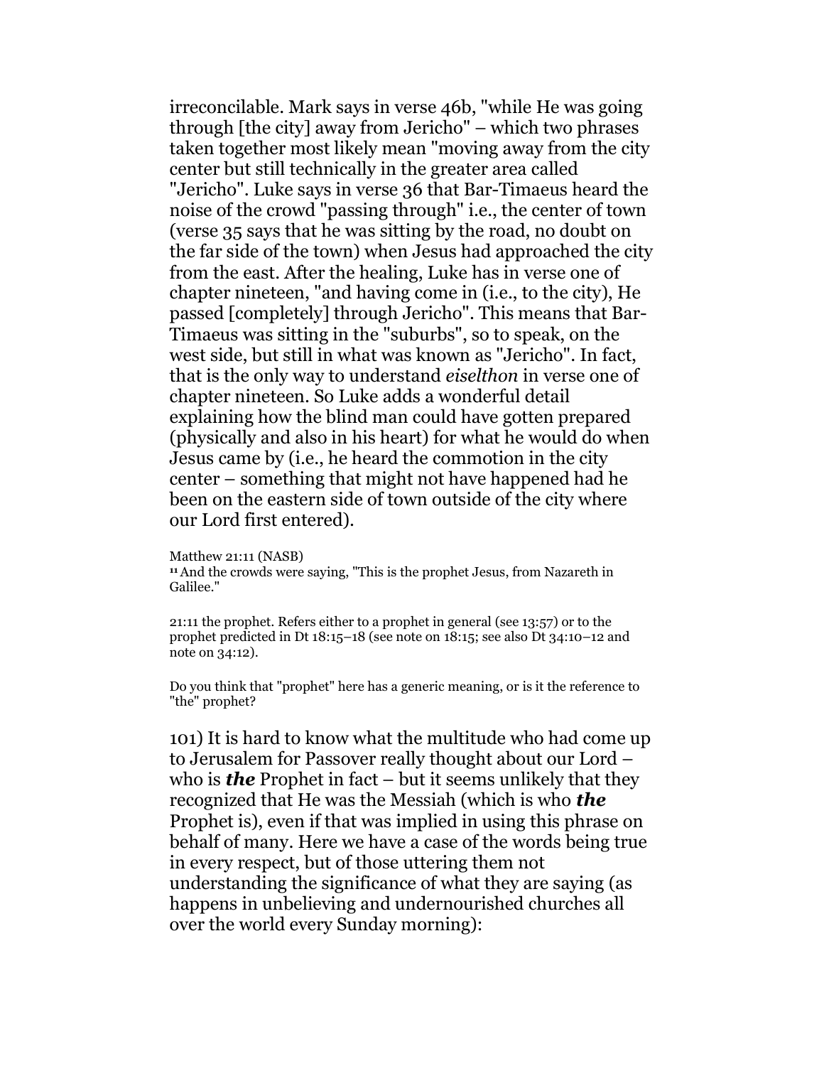irreconcilable. Mark says in verse 46b, "while He was going through [the city] away from Jericho" – which two phrases taken together most likely mean "moving away from the city center but still technically in the greater area called "Jericho". Luke says in verse 36 that Bar-Timaeus heard the noise of the crowd "passing through" i.e., the center of town (verse 35 says that he was sitting by the road, no doubt on the far side of the town) when Jesus had approached the city from the east. After the healing, Luke has in verse one of chapter nineteen, "and having come in (i.e., to the city), He passed [completely] through Jericho". This means that Bar-Timaeus was sitting in the "suburbs", so to speak, on the west side, but still in what was known as "Jericho". In fact, that is the only way to understand *eiselthon* in verse one of chapter nineteen. So Luke adds a wonderful detail explaining how the blind man could have gotten prepared (physically and also in his heart) for what he would do when Jesus came by (i.e., he heard the commotion in the city center – something that might not have happened had he been on the eastern side of town outside of the city where our Lord first entered).

Matthew 21:11 (NASB)
**11** And the crowds were saying, "This is the prophet Jesus, from Nazareth in Galilee."

21:11 the prophet. Refers either to a prophet in general (see 13:57) or to the prophet predicted in Dt 18:15–18 (see note on 18:15; see also Dt 34:10–12 and note on 34:12).

Do you think that "prophet" here has a generic meaning, or is it the reference to "the" prophet?

101) It is hard to know what the multitude who had come up to Jerusalem for Passover really thought about our Lord – who is ***the*** Prophet in fact – but it seems unlikely that they recognized that He was the Messiah (which is who ***the*** Prophet is), even if that was implied in using this phrase on behalf of many. Here we have a case of the words being true in every respect, but of those uttering them not understanding the significance of what they are saying (as happens in unbelieving and undernourished churches all over the world every Sunday morning):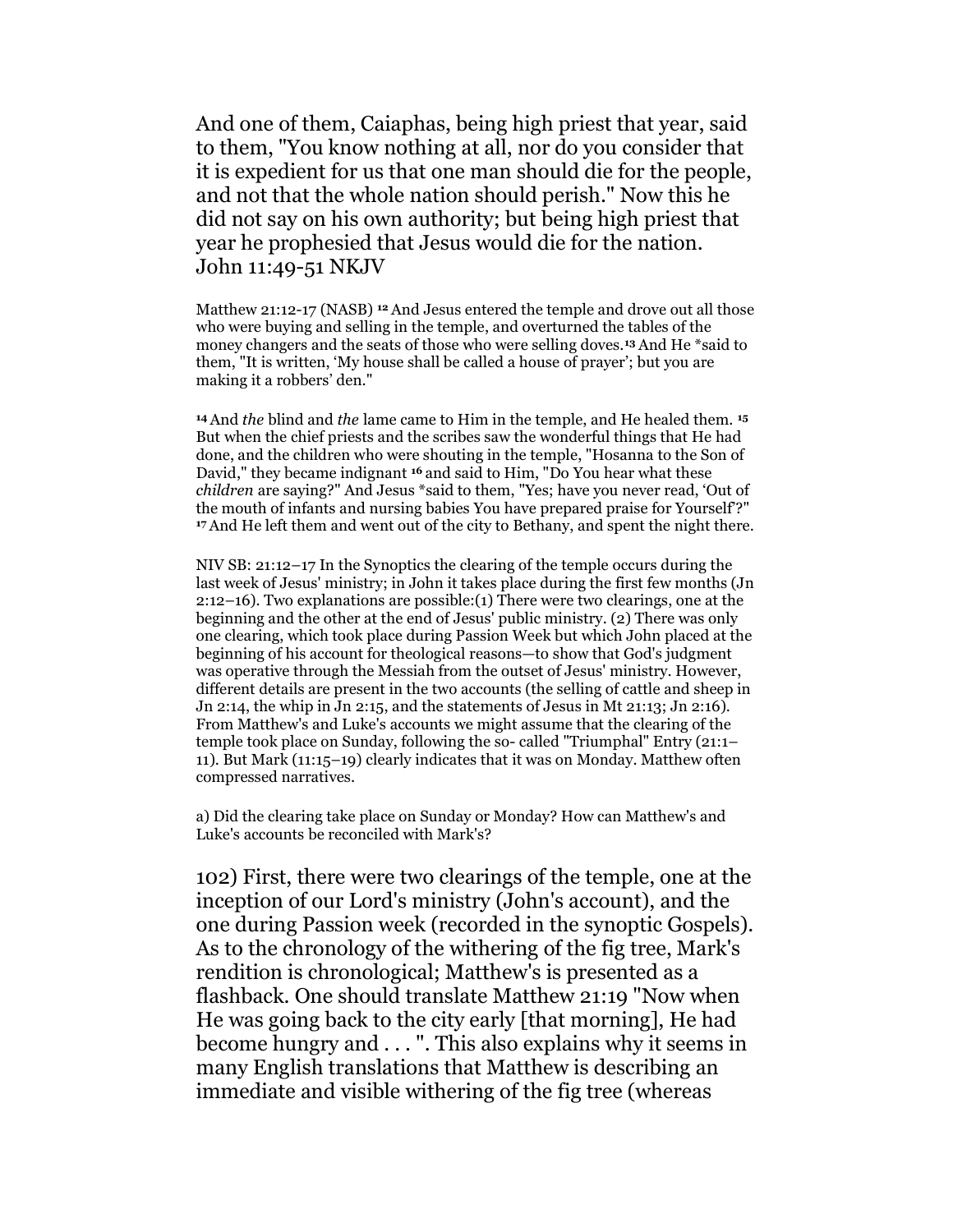And one of them, Caiaphas, being high priest that year, said to them, "You know nothing at all, nor do you consider that it is expedient for us that one man should die for the people, and not that the whole nation should perish." Now this he did not say on his own authority; but being high priest that year he prophesied that Jesus would die for the nation. John 11:49-51 NKJV

Matthew 21:12-17 (NASB) **12** And Jesus entered the temple and drove out all those who were buying and selling in the temple, and overturned the tables of the money changers and the seats of those who were selling doves.**13** And He *said to them, "It is written, 'My house shall be called a house of prayer'; but you are making it a robbers' den."

**14** And *the* blind and *the* lame came to Him in the temple, and He healed them. **15** But when the chief priests and the scribes saw the wonderful things that He had done, and the children who were shouting in the temple, "Hosanna to the Son of David," they became indignant **16** and said to Him, "Do You hear what these *children* are saying?" And Jesus *said to them, "Yes; have you never read, 'Out of the mouth of infants and nursing babies You have prepared praise for Yourself'?" **17** And He left them and went out of the city to Bethany, and spent the night there.

NIV SB: 21:12–17 In the Synoptics the clearing of the temple occurs during the last week of Jesus' ministry; in John it takes place during the first few months (Jn 2:12–16). Two explanations are possible:(1) There were two clearings, one at the beginning and the other at the end of Jesus' public ministry. (2) There was only one clearing, which took place during Passion Week but which John placed at the beginning of his account for theological reasons—to show that God's judgment was operative through the Messiah from the outset of Jesus' ministry. However, different details are present in the two accounts (the selling of cattle and sheep in Jn 2:14, the whip in Jn 2:15, and the statements of Jesus in Mt 21:13; Jn 2:16). From Matthew's and Luke's accounts we might assume that the clearing of the temple took place on Sunday, following the so- called "Triumphal" Entry (21:1–11). But Mark (11:15–19) clearly indicates that it was on Monday. Matthew often compressed narratives.

a) Did the clearing take place on Sunday or Monday? How can Matthew's and Luke's accounts be reconciled with Mark's?

102) First, there were two clearings of the temple, one at the inception of our Lord's ministry (John's account), and the one during Passion week (recorded in the synoptic Gospels). As to the chronology of the withering of the fig tree, Mark's rendition is chronological; Matthew's is presented as a flashback. One should translate Matthew 21:19 "Now when He was going back to the city early [that morning], He had become hungry and . . . ". This also explains why it seems in many English translations that Matthew is describing an immediate and visible withering of the fig tree (whereas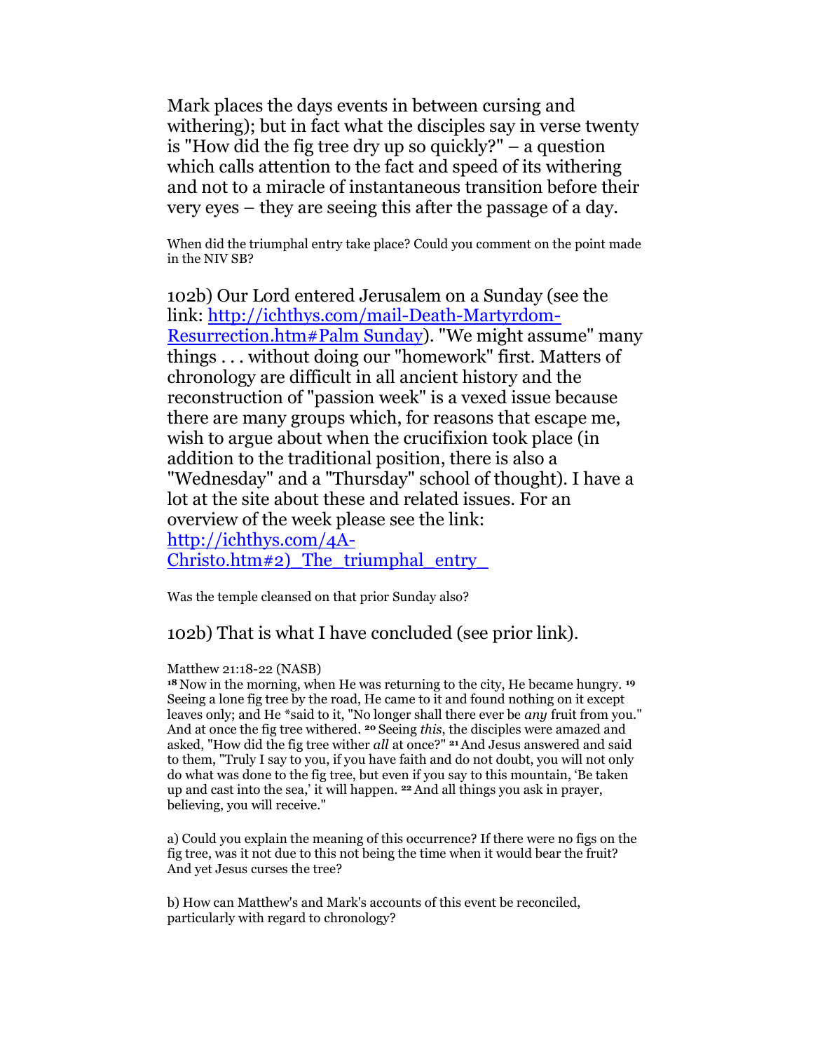Mark places the days events in between cursing and withering); but in fact what the disciples say in verse twenty is "How did the fig tree dry up so quickly?" – a question which calls attention to the fact and speed of its withering and not to a miracle of instantaneous transition before their very eyes – they are seeing this after the passage of a day.

When did the triumphal entry take place? Could you comment on the point made in the NIV SB?

102b) Our Lord entered Jerusalem on a Sunday (see the link: [http://ichthys.com/mail-Death-Martyrdom-Resurrection.htm#Palm Sunday](http://ichthys.com/mail-Death-Martyrdom-Resurrection.htm#Palm Sunday)). "We might assume" many things . . . without doing our "homework" first. Matters of chronology are difficult in all ancient history and the reconstruction of "passion week" is a vexed issue because there are many groups which, for reasons that escape me, wish to argue about when the crucifixion took place (in addition to the traditional position, there is also a "Wednesday" and a "Thursday" school of thought). I have a lot at the site about these and related issues. For an overview of the week please see the link: [http://ichthys.com/4A-Christo.htm#2)_The_triumphal_entry_](http://ichthys.com/4A-Christo.htm#2)_The_triumphal_entry_)

Was the temple cleansed on that prior Sunday also?

102b) That is what I have concluded (see prior link).

Matthew 21:18-22 (NASB)
[18] Now in the morning, when He was returning to the city, He became hungry. [19] Seeing a lone fig tree by the road, He came to it and found nothing on it except leaves only; and He *said to it, "No longer shall there ever be *any* fruit from you." And at once the fig tree withered. [20] Seeing *this*, the disciples were amazed and asked, "How did the fig tree wither *all* at once?" [21] And Jesus answered and said to them, "Truly I say to you, if you have faith and do not doubt, you will not only do what was done to the fig tree, but even if you say to this mountain, 'Be taken up and cast into the sea,' it will happen. [22] And all things you ask in prayer, believing, you will receive."

a) Could you explain the meaning of this occurrence? If there were no figs on the fig tree, was it not due to this not being the time when it would bear the fruit? And yet Jesus curses the tree?

b) How can Matthew's and Mark's accounts of this event be reconciled, particularly with regard to chronology?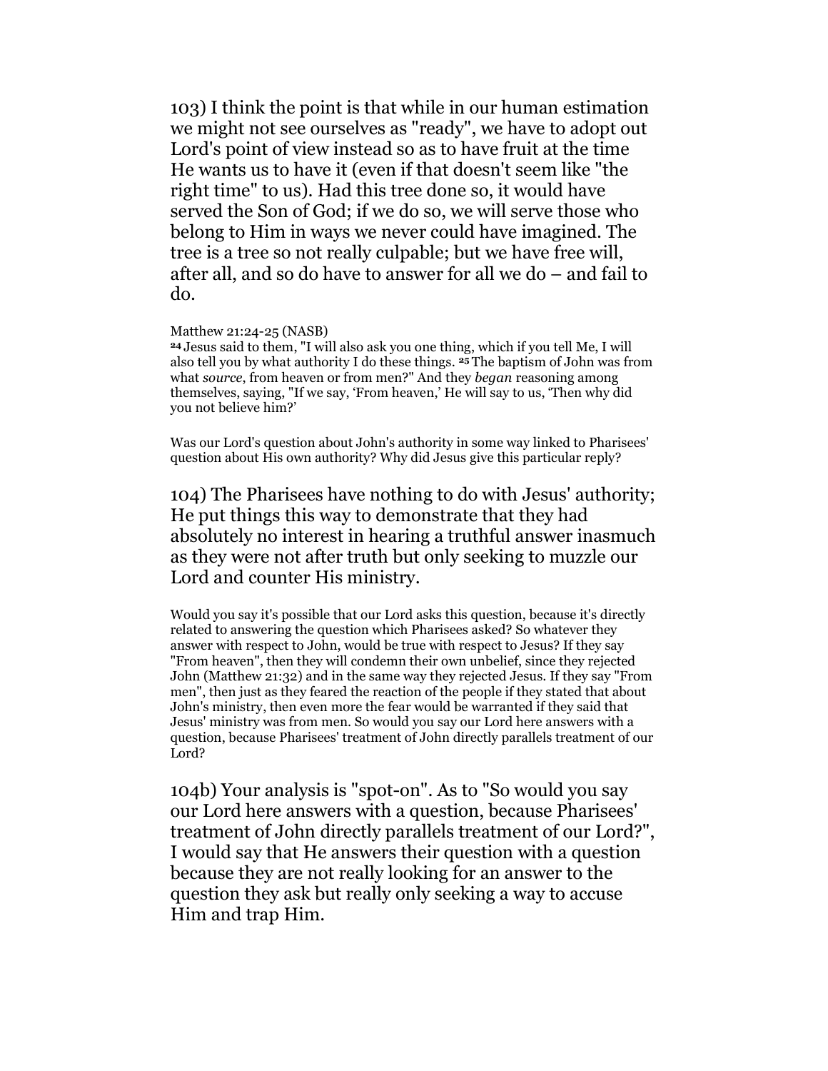103) I think the point is that while in our human estimation we might not see ourselves as "ready", we have to adopt out Lord's point of view instead so as to have fruit at the time He wants us to have it (even if that doesn't seem like "the right time" to us). Had this tree done so, it would have served the Son of God; if we do so, we will serve those who belong to Him in ways we never could have imagined. The tree is a tree so not really culpable; but we have free will, after all, and so do have to answer for all we do – and fail to do.

Matthew 21:24-25 (NASB)
24 Jesus said to them, "I will also ask you one thing, which if you tell Me, I will also tell you by what authority I do these things. 25 The baptism of John was from what *source*, from heaven or from men?" And they *began* reasoning among themselves, saying, "If we say, 'From heaven,' He will say to us, 'Then why did you not believe him?'

Was our Lord's question about John's authority in some way linked to Pharisees' question about His own authority? Why did Jesus give this particular reply?

104) The Pharisees have nothing to do with Jesus' authority; He put things this way to demonstrate that they had absolutely no interest in hearing a truthful answer inasmuch as they were not after truth but only seeking to muzzle our Lord and counter His ministry.

Would you say it's possible that our Lord asks this question, because it's directly related to answering the question which Pharisees asked? So whatever they answer with respect to John, would be true with respect to Jesus? If they say "From heaven", then they will condemn their own unbelief, since they rejected John (Matthew 21:32) and in the same way they rejected Jesus. If they say "From men", then just as they feared the reaction of the people if they stated that about John's ministry, then even more the fear would be warranted if they said that Jesus' ministry was from men. So would you say our Lord here answers with a question, because Pharisees' treatment of John directly parallels treatment of our Lord?

104b) Your analysis is "spot-on". As to "So would you say our Lord here answers with a question, because Pharisees' treatment of John directly parallels treatment of our Lord?", I would say that He answers their question with a question because they are not really looking for an answer to the question they ask but really only seeking a way to accuse Him and trap Him.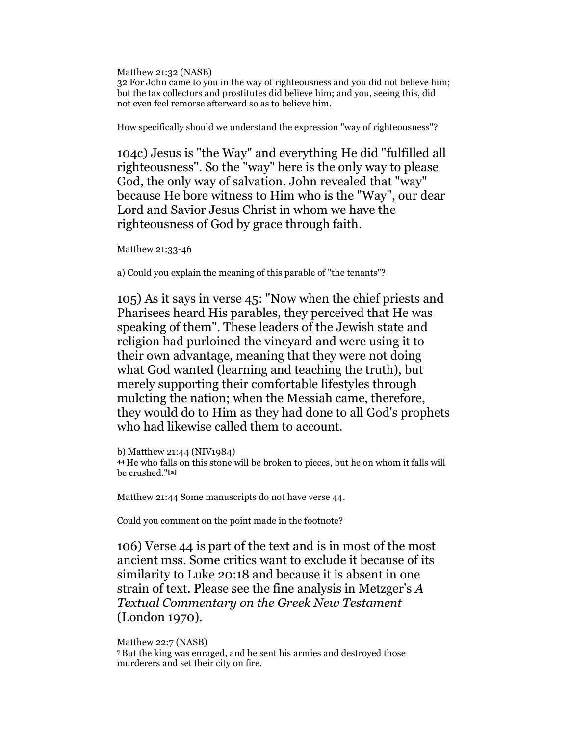Matthew 21:32 (NASB)
32 For John came to you in the way of righteousness and you did not believe him; but the tax collectors and prostitutes did believe him; and you, seeing this, did not even feel remorse afterward so as to believe him.

How specifically should we understand the expression "way of righteousness"?

104c) Jesus is "the Way" and everything He did "fulfilled all righteousness". So the "way" here is the only way to please God, the only way of salvation. John revealed that "way" because He bore witness to Him who is the "Way", our dear Lord and Savior Jesus Christ in whom we have the righteousness of God by grace through faith.

Matthew 21:33-46

a) Could you explain the meaning of this parable of "the tenants"?

105) As it says in verse 45: "Now when the chief priests and Pharisees heard His parables, they perceived that He was speaking of them". These leaders of the Jewish state and religion had purloined the vineyard and were using it to their own advantage, meaning that they were not doing what God wanted (learning and teaching the truth), but merely supporting their comfortable lifestyles through mulcting the nation; when the Messiah came, therefore, they would do to Him as they had done to all God's prophets who had likewise called them to account.

b) Matthew 21:44 (NIV1984)
**44** He who falls on this stone will be broken to pieces, but he on whom it falls will be crushed."[a]

Matthew 21:44 Some manuscripts do not have verse 44.

Could you comment on the point made in the footnote?

106) Verse 44 is part of the text and is in most of the most ancient mss. Some critics want to exclude it because of its similarity to Luke 20:18 and because it is absent in one strain of text. Please see the fine analysis in Metzger's *A Textual Commentary on the Greek New Testament* (London 1970).

Matthew 22:7 (NASB)
7 But the king was enraged, and he sent his armies and destroyed those murderers and set their city on fire.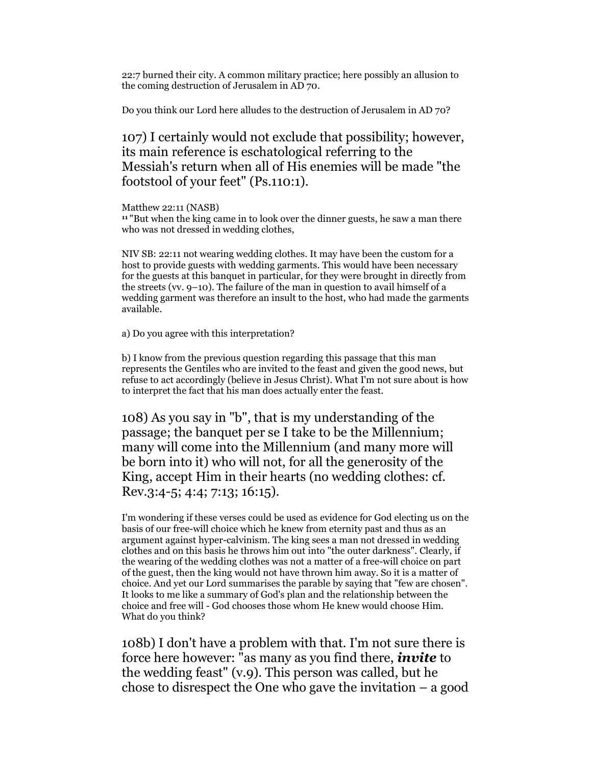22:7 burned their city. A common military practice; here possibly an allusion to the coming destruction of Jerusalem in AD 70.

Do you think our Lord here alludes to the destruction of Jerusalem in AD 70?

107) I certainly would not exclude that possibility; however, its main reference is eschatological referring to the Messiah's return when all of His enemies will be made "the footstool of your feet" (Ps.110:1).

Matthew 22:11 (NASB)
[11] "But when the king came in to look over the dinner guests, he saw a man there who was not dressed in wedding clothes,

NIV SB: 22:11 not wearing wedding clothes. It may have been the custom for a host to provide guests with wedding garments. This would have been necessary for the guests at this banquet in particular, for they were brought in directly from the streets (vv. 9–10). The failure of the man in question to avail himself of a wedding garment was therefore an insult to the host, who had made the garments available.

a) Do you agree with this interpretation?

b) I know from the previous question regarding this passage that this man represents the Gentiles who are invited to the feast and given the good news, but refuse to act accordingly (believe in Jesus Christ). What I'm not sure about is how to interpret the fact that his man does actually enter the feast.

108) As you say in "b", that is my understanding of the passage; the banquet per se I take to be the Millennium; many will come into the Millennium (and many more will be born into it) who will not, for all the generosity of the King, accept Him in their hearts (no wedding clothes: cf. Rev.3:4-5; 4:4; 7:13; 16:15).

I'm wondering if these verses could be used as evidence for God electing us on the basis of our free-will choice which he knew from eternity past and thus as an argument against hyper-calvinism. The king sees a man not dressed in wedding clothes and on this basis he throws him out into "the outer darkness". Clearly, if the wearing of the wedding clothes was not a matter of a free-will choice on part of the guest, then the king would not have thrown him away. So it is a matter of choice. And yet our Lord summarises the parable by saying that "few are chosen". It looks to me like a summary of God's plan and the relationship between the choice and free will - God chooses those whom He knew would choose Him. What do you think?

108b) I don't have a problem with that. I'm not sure there is force here however: "as many as you find there, ***invite*** to the wedding feast" (v.9). This person was called, but he chose to disrespect the One who gave the invitation – a good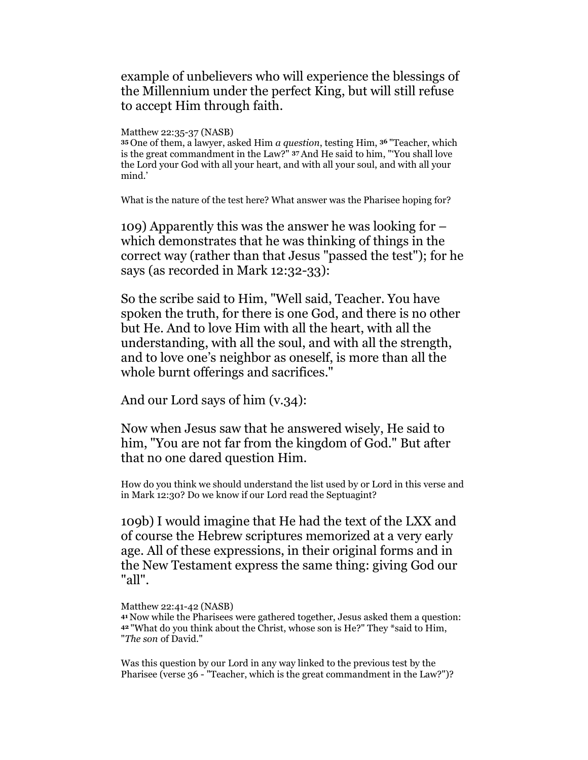example of unbelievers who will experience the blessings of the Millennium under the perfect King, but will still refuse to accept Him through faith.

Matthew 22:35-37 (NASB)
**35** One of them, a lawyer, asked Him *a question*, testing Him, **36** "Teacher, which is the great commandment in the Law?" **37** And He said to him, "'You shall love the Lord your God with all your heart, and with all your soul, and with all your mind.'

What is the nature of the test here? What answer was the Pharisee hoping for?

109) Apparently this was the answer he was looking for – which demonstrates that he was thinking of things in the correct way (rather than that Jesus "passed the test"); for he says (as recorded in Mark 12:32-33):

So the scribe said to Him, "Well said, Teacher. You have spoken the truth, for there is one God, and there is no other but He. And to love Him with all the heart, with all the understanding, with all the soul, and with all the strength, and to love one's neighbor as oneself, is more than all the whole burnt offerings and sacrifices."

And our Lord says of him (v.34):

Now when Jesus saw that he answered wisely, He said to him, "You are not far from the kingdom of God." But after that no one dared question Him.

How do you think we should understand the list used by or Lord in this verse and in Mark 12:30? Do we know if our Lord read the Septuagint?

109b) I would imagine that He had the text of the LXX and of course the Hebrew scriptures memorized at a very early age. All of these expressions, in their original forms and in the New Testament express the same thing: giving God our "all".

Matthew 22:41-42 (NASB)
**41** Now while the Pharisees were gathered together, Jesus asked them a question: **42** "What do you think about the Christ, whose son is He?" They *said to Him, "*The son* of David."

Was this question by our Lord in any way linked to the previous test by the Pharisee (verse 36 - "Teacher, which is the great commandment in the Law?")?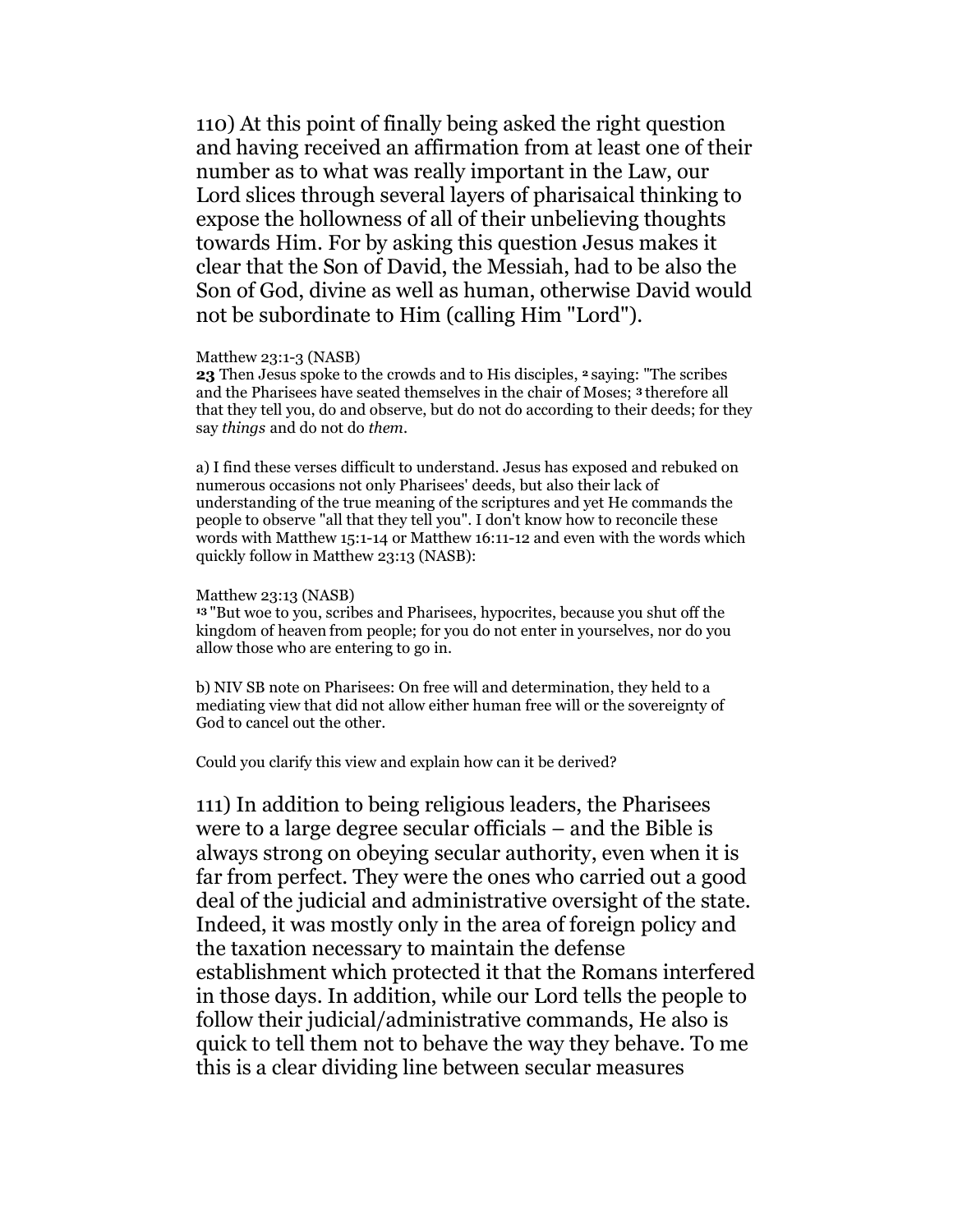110) At this point of finally being asked the right question and having received an affirmation from at least one of their number as to what was really important in the Law, our Lord slices through several layers of pharisaical thinking to expose the hollowness of all of their unbelieving thoughts towards Him. For by asking this question Jesus makes it clear that the Son of David, the Messiah, had to be also the Son of God, divine as well as human, otherwise David would not be subordinate to Him (calling Him "Lord").

Matthew 23:1-3 (NASB)
**23** Then Jesus spoke to the crowds and to His disciples, [2] saying: "The scribes and the Pharisees have seated themselves in the chair of Moses; [3] therefore all that they tell you, do and observe, but do not do according to their deeds; for they say *things* and do not do *them*.

a) I find these verses difficult to understand. Jesus has exposed and rebuked on numerous occasions not only Pharisees' deeds, but also their lack of understanding of the true meaning of the scriptures and yet He commands the people to observe "all that they tell you". I don't know how to reconcile these words with Matthew 15:1-14 or Matthew 16:11-12 and even with the words which quickly follow in Matthew 23:13 (NASB):

Matthew 23:13 (NASB)
[13] "But woe to you, scribes and Pharisees, hypocrites, because you shut off the kingdom of heaven from people; for you do not enter in yourselves, nor do you allow those who are entering to go in.

b) NIV SB note on Pharisees: On free will and determination, they held to a mediating view that did not allow either human free will or the sovereignty of God to cancel out the other.

Could you clarify this view and explain how can it be derived?

111) In addition to being religious leaders, the Pharisees were to a large degree secular officials – and the Bible is always strong on obeying secular authority, even when it is far from perfect. They were the ones who carried out a good deal of the judicial and administrative oversight of the state. Indeed, it was mostly only in the area of foreign policy and the taxation necessary to maintain the defense establishment which protected it that the Romans interfered in those days. In addition, while our Lord tells the people to follow their judicial/administrative commands, He also is quick to tell them not to behave the way they behave. To me this is a clear dividing line between secular measures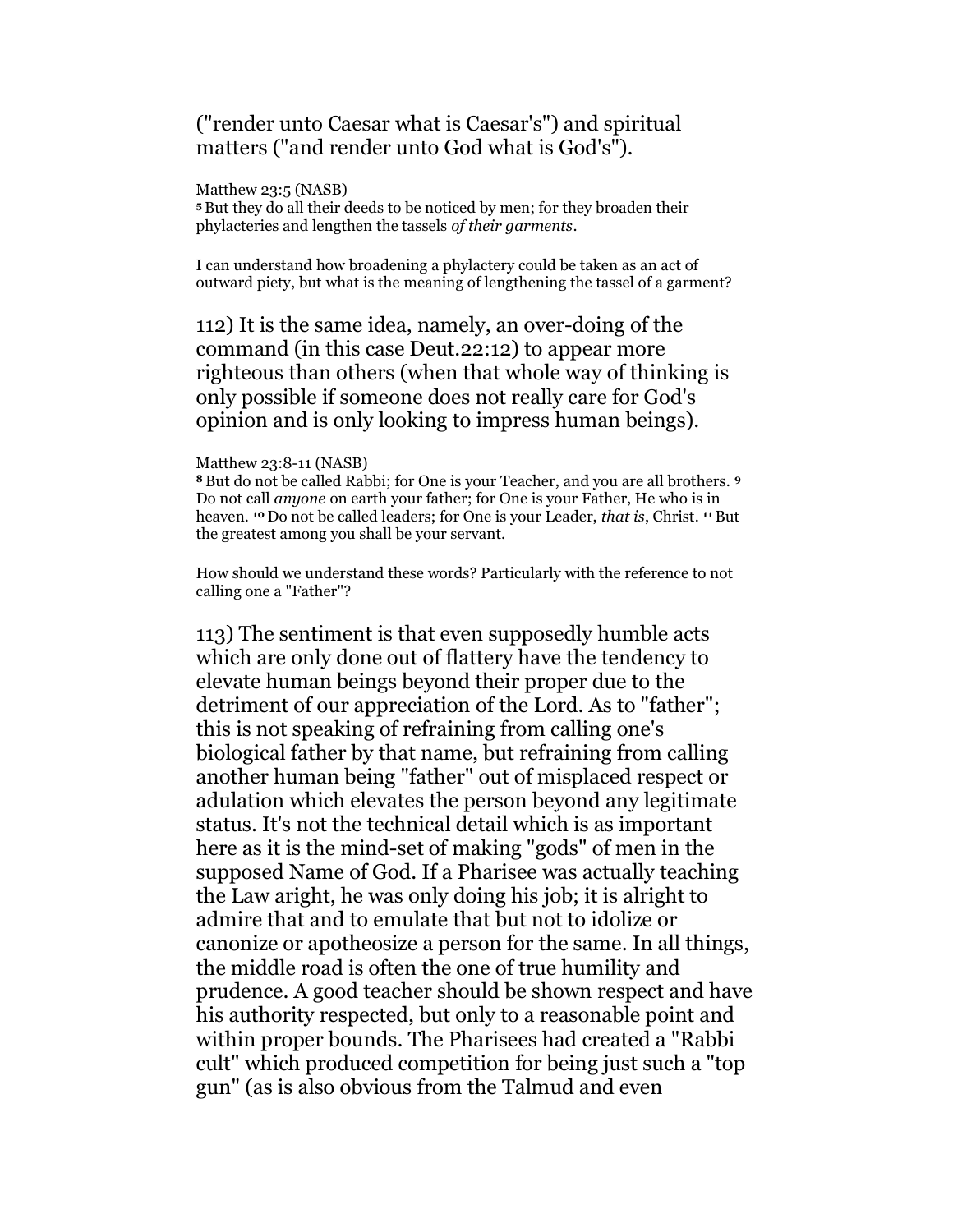("render unto Caesar what is Caesar's") and spiritual matters ("and render unto God what is God's").

Matthew 23:5 (NASB)
[5] But they do all their deeds to be noticed by men; for they broaden their phylacteries and lengthen the tassels *of their garments*.

I can understand how broadening a phylactery could be taken as an act of outward piety, but what is the meaning of lengthening the tassel of a garment?

112) It is the same idea, namely, an over-doing of the command (in this case Deut.22:12) to appear more righteous than others (when that whole way of thinking is only possible if someone does not really care for God's opinion and is only looking to impress human beings).

Matthew 23:8-11 (NASB)
[8] But do not be called Rabbi; for One is your Teacher, and you are all brothers. [9] Do not call *anyone* on earth your father; for One is your Father, He who is in heaven. [10] Do not be called leaders; for One is your Leader, *that is*, Christ. [11] But the greatest among you shall be your servant.

How should we understand these words? Particularly with the reference to not calling one a "Father"?

113) The sentiment is that even supposedly humble acts which are only done out of flattery have the tendency to elevate human beings beyond their proper due to the detriment of our appreciation of the Lord. As to "father"; this is not speaking of refraining from calling one's biological father by that name, but refraining from calling another human being "father" out of misplaced respect or adulation which elevates the person beyond any legitimate status. It's not the technical detail which is as important here as it is the mind-set of making "gods" of men in the supposed Name of God. If a Pharisee was actually teaching the Law aright, he was only doing his job; it is alright to admire that and to emulate that but not to idolize or canonize or apotheosize a person for the same. In all things, the middle road is often the one of true humility and prudence. A good teacher should be shown respect and have his authority respected, but only to a reasonable point and within proper bounds. The Pharisees had created a "Rabbi cult" which produced competition for being just such a "top gun" (as is also obvious from the Talmud and even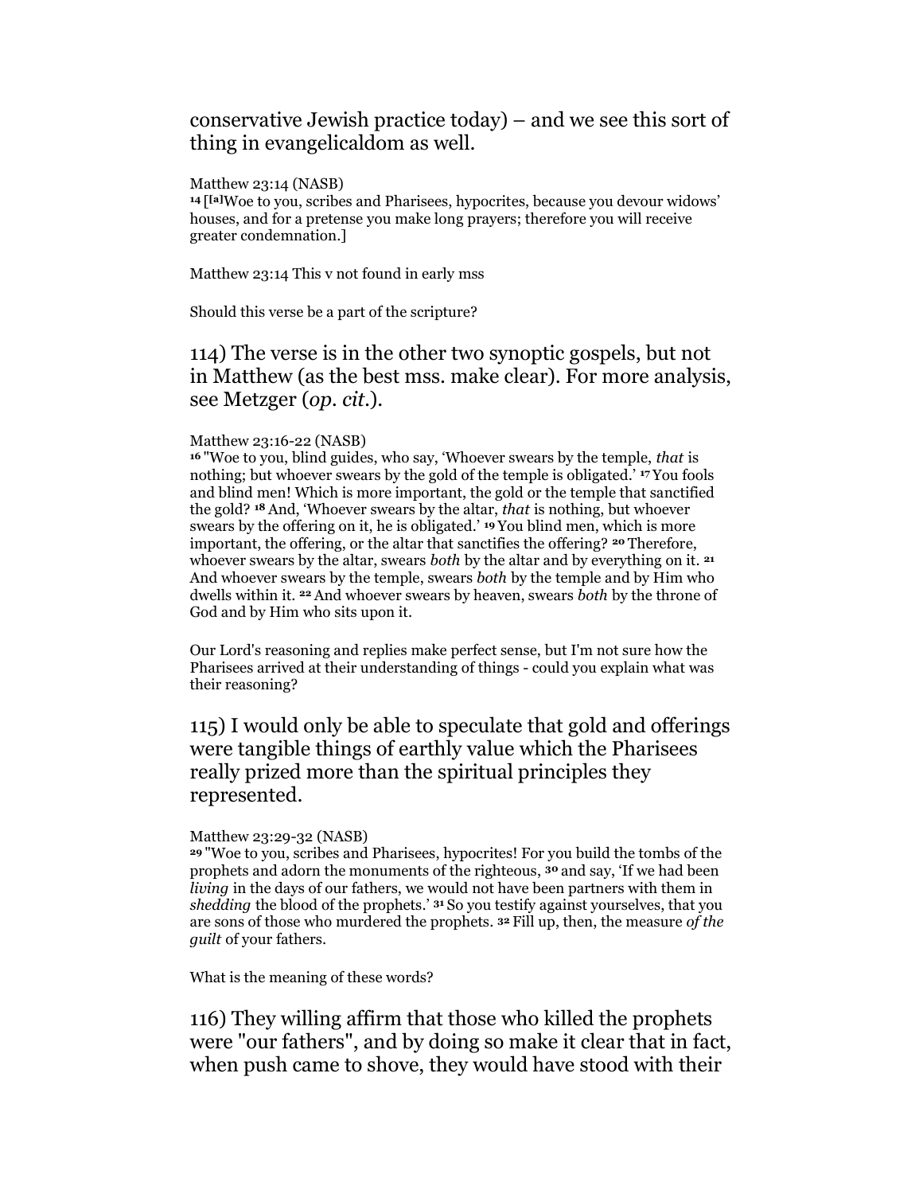conservative Jewish practice today) – and we see this sort of thing in evangelicaldom as well.

Matthew 23:14 (NASB)
14 [[a]Woe to you, scribes and Pharisees, hypocrites, because you devour widows' houses, and for a pretense you make long prayers; therefore you will receive greater condemnation.]

Matthew 23:14 This v not found in early mss

Should this verse be a part of the scripture?

114) The verse is in the other two synoptic gospels, but not in Matthew (as the best mss. make clear). For more analysis, see Metzger (*op. cit.*).

Matthew 23:16-22 (NASB)
16 "Woe to you, blind guides, who say, 'Whoever swears by the temple, *that* is nothing; but whoever swears by the gold of the temple is obligated.' 17 You fools and blind men! Which is more important, the gold or the temple that sanctified the gold? 18 And, 'Whoever swears by the altar, *that* is nothing, but whoever swears by the offering on it, he is obligated.' 19 You blind men, which is more important, the offering, or the altar that sanctifies the offering? 20 Therefore, whoever swears by the altar, swears *both* by the altar and by everything on it. 21 And whoever swears by the temple, swears *both* by the temple and by Him who dwells within it. 22 And whoever swears by heaven, swears *both* by the throne of God and by Him who sits upon it.

Our Lord's reasoning and replies make perfect sense, but I'm not sure how the Pharisees arrived at their understanding of things - could you explain what was their reasoning?

115) I would only be able to speculate that gold and offerings were tangible things of earthly value which the Pharisees really prized more than the spiritual principles they represented.

Matthew 23:29-32 (NASB)
29 "Woe to you, scribes and Pharisees, hypocrites! For you build the tombs of the prophets and adorn the monuments of the righteous, 30 and say, 'If we had been *living* in the days of our fathers, we would not have been partners with them in *shedding* the blood of the prophets.' 31 So you testify against yourselves, that you are sons of those who murdered the prophets. 32 Fill up, then, the measure *of the guilt* of your fathers.

What is the meaning of these words?

116) They willing affirm that those who killed the prophets were "our fathers", and by doing so make it clear that in fact, when push came to shove, they would have stood with their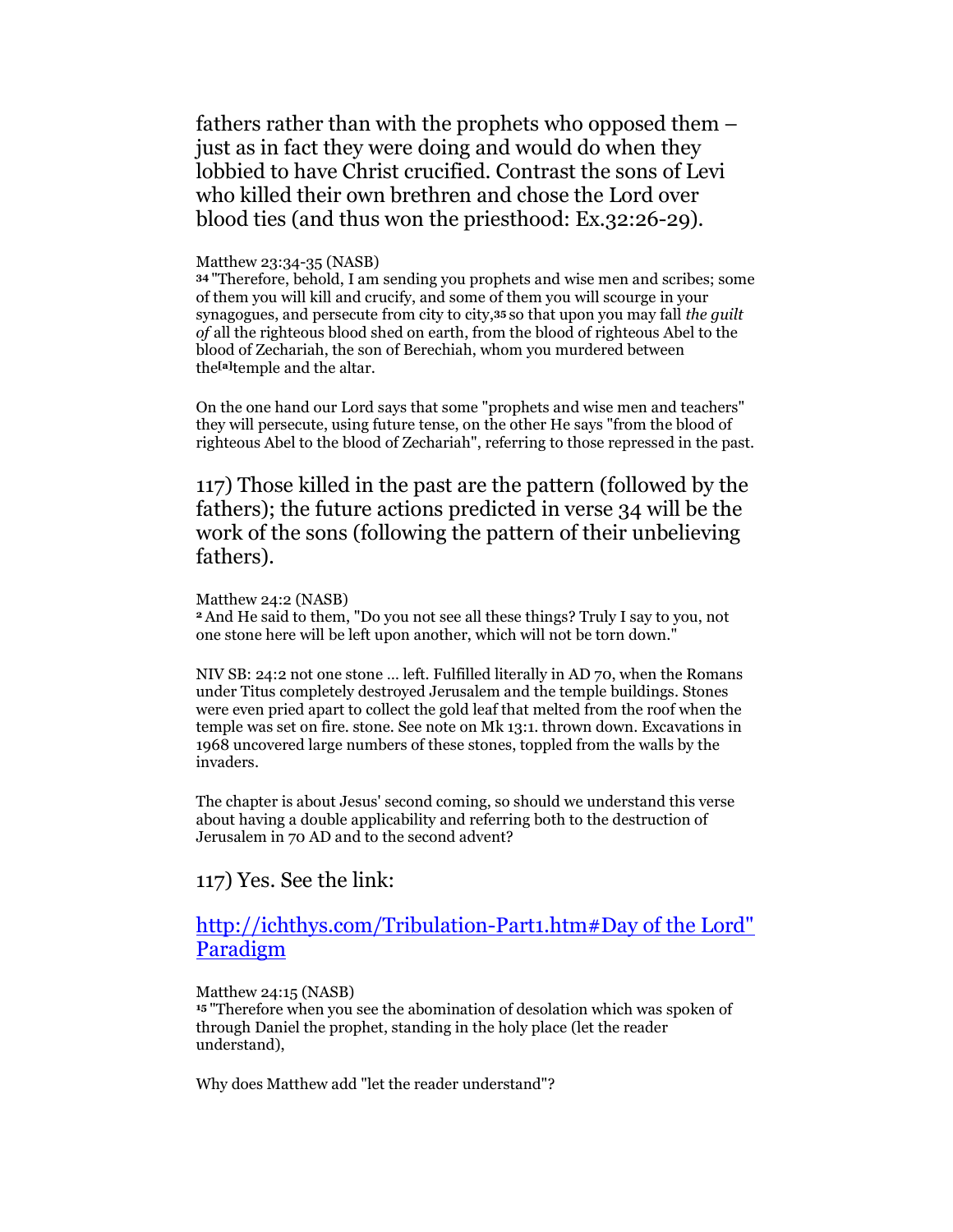fathers rather than with the prophets who opposed them – just as in fact they were doing and would do when they lobbied to have Christ crucified. Contrast the sons of Levi who killed their own brethren and chose the Lord over blood ties (and thus won the priesthood: Ex.32:26-29).

Matthew 23:34-35 (NASB)
34 "Therefore, behold, I am sending you prophets and wise men and scribes; some of them you will kill and crucify, and some of them you will scourge in your synagogues, and persecute from city to city, 35 so that upon you may fall *the guilt of* all the righteous blood shed on earth, from the blood of righteous Abel to the blood of Zechariah, the son of Berechiah, whom you murdered between the[a] temple and the altar.

On the one hand our Lord says that some "prophets and wise men and teachers" they will persecute, using future tense, on the other He says "from the blood of righteous Abel to the blood of Zechariah", referring to those repressed in the past.

117) Those killed in the past are the pattern (followed by the fathers); the future actions predicted in verse 34 will be the work of the sons (following the pattern of their unbelieving fathers).

Matthew 24:2 (NASB)
2 And He said to them, "Do you not see all these things? Truly I say to you, not one stone here will be left upon another, which will not be torn down."

NIV SB: 24:2 not one stone ... left. Fulfilled literally in AD 70, when the Romans under Titus completely destroyed Jerusalem and the temple buildings. Stones were even pried apart to collect the gold leaf that melted from the roof when the temple was set on fire. stone. See note on Mk 13:1. thrown down. Excavations in 1968 uncovered large numbers of these stones, toppled from the walls by the invaders.

The chapter is about Jesus' second coming, so should we understand this verse about having a double applicability and referring both to the destruction of Jerusalem in 70 AD and to the second advent?

117) Yes. See the link:

[http://ichthys.com/Tribulation-Part1.htm#Day of the Lord" Paradigm](http://ichthys.com/Tribulation-Part1.htm#Day of the Lord" Paradigm)

Matthew 24:15 (NASB)
15 "Therefore when you see the abomination of desolation which was spoken of through Daniel the prophet, standing in the holy place (let the reader understand),

Why does Matthew add "let the reader understand"?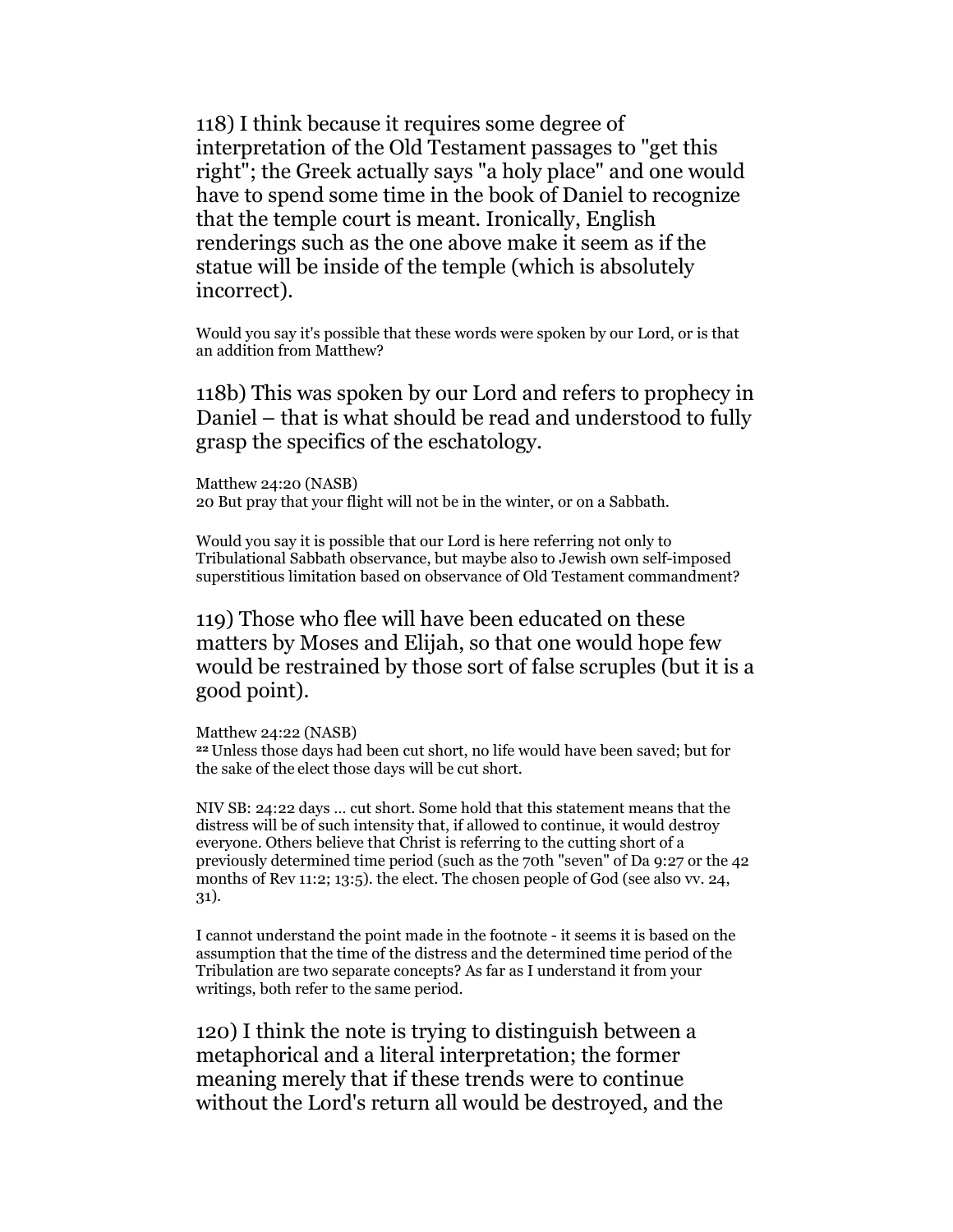118) I think because it requires some degree of interpretation of the Old Testament passages to "get this right"; the Greek actually says "a holy place" and one would have to spend some time in the book of Daniel to recognize that the temple court is meant. Ironically, English renderings such as the one above make it seem as if the statue will be inside of the temple (which is absolutely incorrect).

Would you say it's possible that these words were spoken by our Lord, or is that an addition from Matthew?

118b) This was spoken by our Lord and refers to prophecy in Daniel – that is what should be read and understood to fully grasp the specifics of the eschatology.

Matthew 24:20 (NASB)
20 But pray that your flight will not be in the winter, or on a Sabbath.

Would you say it is possible that our Lord is here referring not only to Tribulational Sabbath observance, but maybe also to Jewish own self-imposed superstitious limitation based on observance of Old Testament commandment?

119) Those who flee will have been educated on these matters by Moses and Elijah, so that one would hope few would be restrained by those sort of false scruples (but it is a good point).

Matthew 24:22 (NASB)
22 Unless those days had been cut short, no life would have been saved; but for the sake of the elect those days will be cut short.

NIV SB: 24:22 days ... cut short. Some hold that this statement means that the distress will be of such intensity that, if allowed to continue, it would destroy everyone. Others believe that Christ is referring to the cutting short of a previously determined time period (such as the 70th "seven" of Da 9:27 or the 42 months of Rev 11:2; 13:5). the elect. The chosen people of God (see also vv. 24, 31).

I cannot understand the point made in the footnote - it seems it is based on the assumption that the time of the distress and the determined time period of the Tribulation are two separate concepts? As far as I understand it from your writings, both refer to the same period.

120) I think the note is trying to distinguish between a metaphorical and a literal interpretation; the former meaning merely that if these trends were to continue without the Lord's return all would be destroyed, and the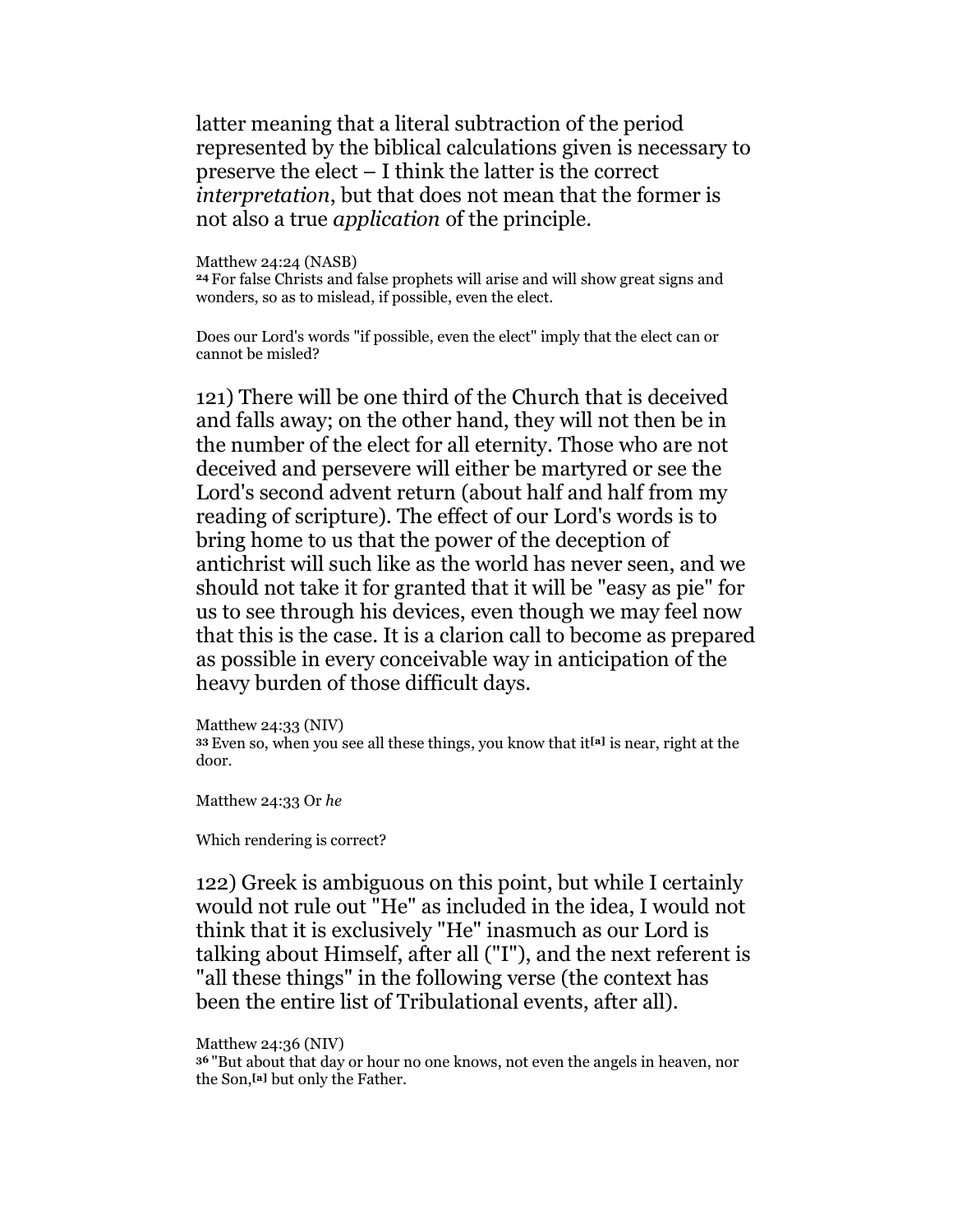latter meaning that a literal subtraction of the period represented by the biblical calculations given is necessary to preserve the elect – I think the latter is the correct *interpretation*, but that does not mean that the former is not also a true *application* of the principle.

Matthew 24:24 (NASB)
**24** For false Christs and false prophets will arise and will show great signs and wonders, so as to mislead, if possible, even the elect.

Does our Lord's words "if possible, even the elect" imply that the elect can or cannot be misled?

121) There will be one third of the Church that is deceived and falls away; on the other hand, they will not then be in the number of the elect for all eternity. Those who are not deceived and persevere will either be martyred or see the Lord's second advent return (about half and half from my reading of scripture). The effect of our Lord's words is to bring home to us that the power of the deception of antichrist will such like as the world has never seen, and we should not take it for granted that it will be "easy as pie" for us to see through his devices, even though we may feel now that this is the case. It is a clarion call to become as prepared as possible in every conceivable way in anticipation of the heavy burden of those difficult days.

Matthew 24:33 (NIV)
**33** Even so, when you see all these things, you know that it[a] is near, right at the door.

Matthew 24:33 Or *he*

Which rendering is correct?

122) Greek is ambiguous on this point, but while I certainly would not rule out "He" as included in the idea, I would not think that it is exclusively "He" inasmuch as our Lord is talking about Himself, after all ("I"), and the next referent is "all these things" in the following verse (the context has been the entire list of Tribulational events, after all).

Matthew 24:36 (NIV)
**36** "But about that day or hour no one knows, not even the angels in heaven, nor the Son,[a] but only the Father.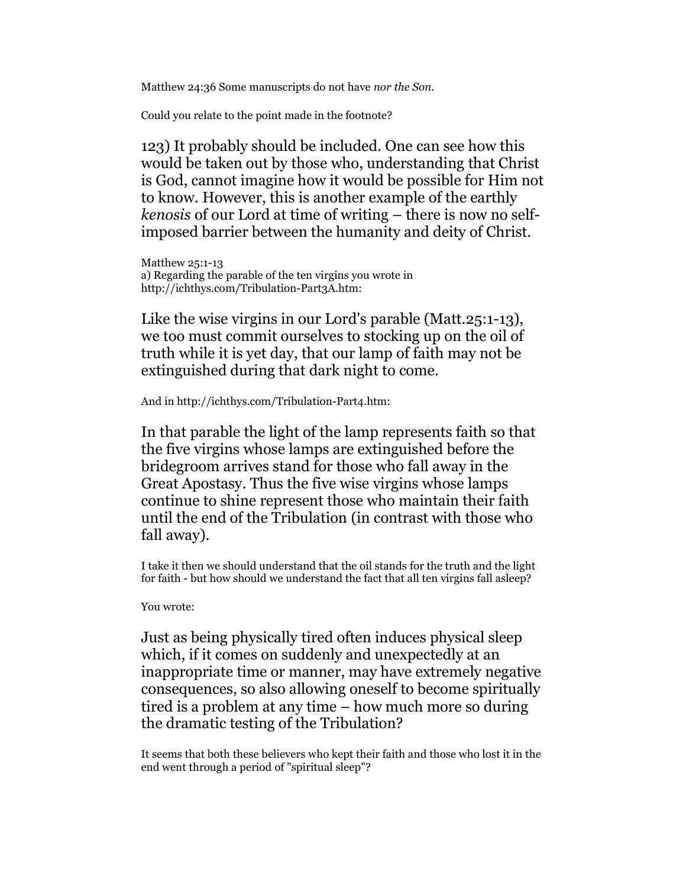Matthew 24:36 Some manuscripts do not have *nor the Son*.

Could you relate to the point made in the footnote?

123) It probably should be included. One can see how this would be taken out by those who, understanding that Christ is God, cannot imagine how it would be possible for Him not to know. However, this is another example of the earthly *kenosis* of our Lord at time of writing – there is now no self-imposed barrier between the humanity and deity of Christ.

Matthew 25:1-13
a) Regarding the parable of the ten virgins you wrote in http://ichthys.com/Tribulation-Part3A.htm:

Like the wise virgins in our Lord's parable (Matt.25:1-13), we too must commit ourselves to stocking up on the oil of truth while it is yet day, that our lamp of faith may not be extinguished during that dark night to come.

And in http://ichthys.com/Tribulation-Part4.htm:

In that parable the light of the lamp represents faith so that the five virgins whose lamps are extinguished before the bridegroom arrives stand for those who fall away in the Great Apostasy. Thus the five wise virgins whose lamps continue to shine represent those who maintain their faith until the end of the Tribulation (in contrast with those who fall away).

I take it then we should understand that the oil stands for the truth and the light for faith - but how should we understand the fact that all ten virgins fall asleep?

You wrote:

Just as being physically tired often induces physical sleep which, if it comes on suddenly and unexpectedly at an inappropriate time or manner, may have extremely negative consequences, so also allowing oneself to become spiritually tired is a problem at any time – how much more so during the dramatic testing of the Tribulation?

It seems that both these believers who kept their faith and those who lost it in the end went through a period of "spiritual sleep"?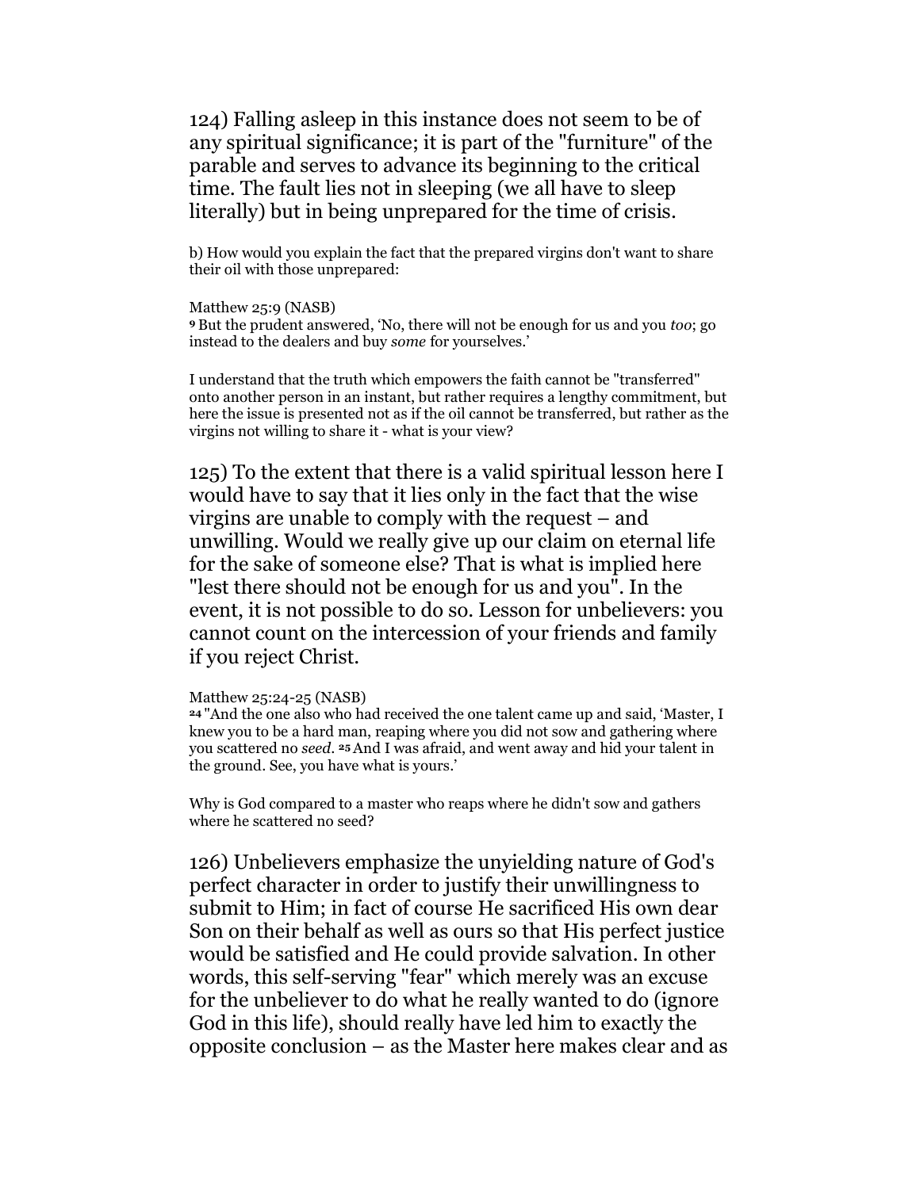124) Falling asleep in this instance does not seem to be of any spiritual significance; it is part of the "furniture" of the parable and serves to advance its beginning to the critical time. The fault lies not in sleeping (we all have to sleep literally) but in being unprepared for the time of crisis.

b) How would you explain the fact that the prepared virgins don't want to share their oil with those unprepared:

Matthew 25:9 (NASB)
**9** But the prudent answered, 'No, there will not be enough for us and you *too*; go instead to the dealers and buy *some* for yourselves.'

I understand that the truth which empowers the faith cannot be "transferred" onto another person in an instant, but rather requires a lengthy commitment, but here the issue is presented not as if the oil cannot be transferred, but rather as the virgins not willing to share it - what is your view?

125) To the extent that there is a valid spiritual lesson here I would have to say that it lies only in the fact that the wise virgins are unable to comply with the request – and unwilling. Would we really give up our claim on eternal life for the sake of someone else? That is what is implied here "lest there should not be enough for us and you". In the event, it is not possible to do so. Lesson for unbelievers: you cannot count on the intercession of your friends and family if you reject Christ.

Matthew 25:24-25 (NASB)
**24** "And the one also who had received the one talent came up and said, 'Master, I knew you to be a hard man, reaping where you did not sow and gathering where you scattered no *seed*. **25** And I was afraid, and went away and hid your talent in the ground. See, you have what is yours.'

Why is God compared to a master who reaps where he didn't sow and gathers where he scattered no seed?

126) Unbelievers emphasize the unyielding nature of God's perfect character in order to justify their unwillingness to submit to Him; in fact of course He sacrificed His own dear Son on their behalf as well as ours so that His perfect justice would be satisfied and He could provide salvation. In other words, this self-serving "fear" which merely was an excuse for the unbeliever to do what he really wanted to do (ignore God in this life), should really have led him to exactly the opposite conclusion – as the Master here makes clear and as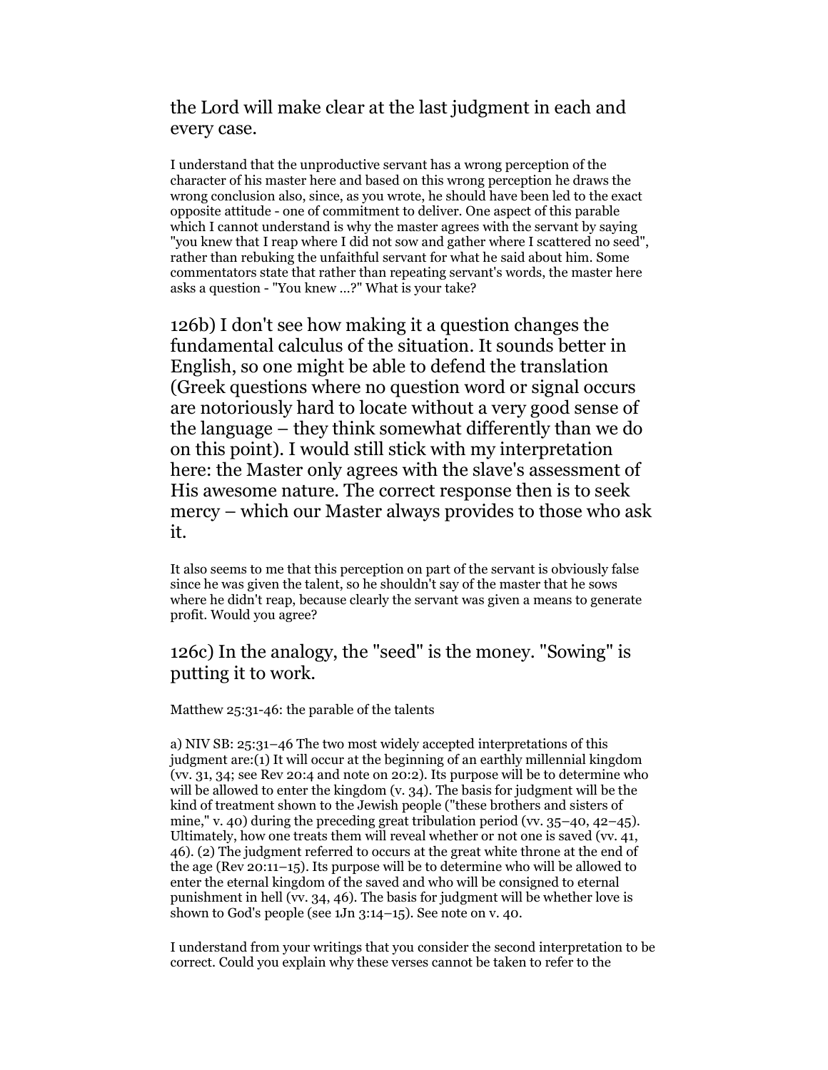the Lord will make clear at the last judgment in each and every case.

I understand that the unproductive servant has a wrong perception of the character of his master here and based on this wrong perception he draws the wrong conclusion also, since, as you wrote, he should have been led to the exact opposite attitude - one of commitment to deliver. One aspect of this parable which I cannot understand is why the master agrees with the servant by saying "you knew that I reap where I did not sow and gather where I scattered no seed", rather than rebuking the unfaithful servant for what he said about him. Some commentators state that rather than repeating servant's words, the master here asks a question - "You knew ...?" What is your take?

126b) I don't see how making it a question changes the fundamental calculus of the situation. It sounds better in English, so one might be able to defend the translation (Greek questions where no question word or signal occurs are notoriously hard to locate without a very good sense of the language – they think somewhat differently than we do on this point). I would still stick with my interpretation here: the Master only agrees with the slave's assessment of His awesome nature. The correct response then is to seek mercy – which our Master always provides to those who ask it.

It also seems to me that this perception on part of the servant is obviously false since he was given the talent, so he shouldn't say of the master that he sows where he didn't reap, because clearly the servant was given a means to generate profit. Would you agree?

126c) In the analogy, the "seed" is the money. "Sowing" is putting it to work.

Matthew 25:31-46: the parable of the talents

a) NIV SB: 25:31–46 The two most widely accepted interpretations of this judgment are:(1) It will occur at the beginning of an earthly millennial kingdom (vv. 31, 34; see Rev 20:4 and note on 20:2). Its purpose will be to determine who will be allowed to enter the kingdom (v. 34). The basis for judgment will be the kind of treatment shown to the Jewish people ("these brothers and sisters of mine," v. 40) during the preceding great tribulation period (vv. 35–40, 42–45). Ultimately, how one treats them will reveal whether or not one is saved (vv. 41, 46). (2) The judgment referred to occurs at the great white throne at the end of the age (Rev 20:11–15). Its purpose will be to determine who will be allowed to enter the eternal kingdom of the saved and who will be consigned to eternal punishment in hell (vv. 34, 46). The basis for judgment will be whether love is shown to God's people (see 1Jn 3:14–15). See note on v. 40.

I understand from your writings that you consider the second interpretation to be correct. Could you explain why these verses cannot be taken to refer to the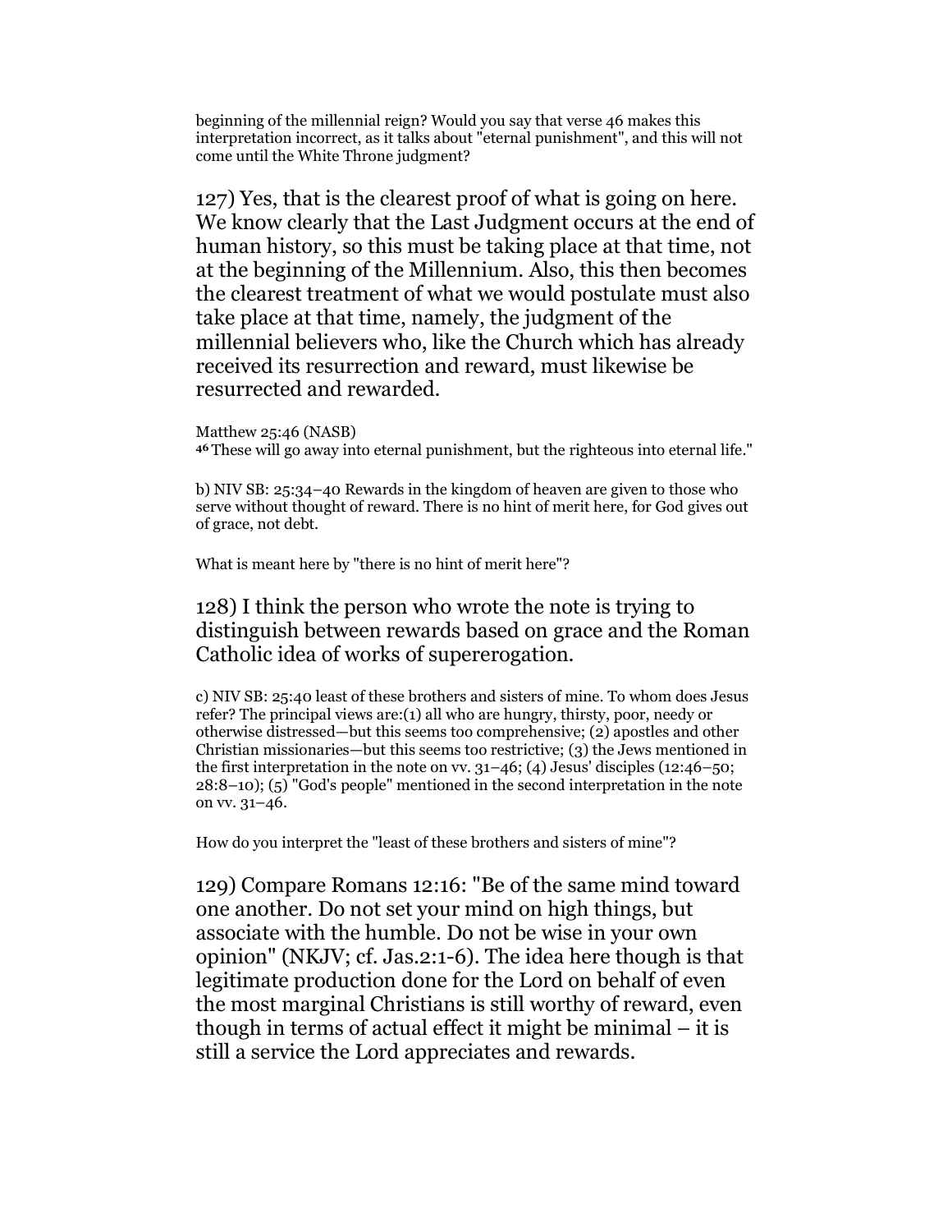beginning of the millennial reign? Would you say that verse 46 makes this interpretation incorrect, as it talks about "eternal punishment", and this will not come until the White Throne judgment?

127) Yes, that is the clearest proof of what is going on here. We know clearly that the Last Judgment occurs at the end of human history, so this must be taking place at that time, not at the beginning of the Millennium. Also, this then becomes the clearest treatment of what we would postulate must also take place at that time, namely, the judgment of the millennial believers who, like the Church which has already received its resurrection and reward, must likewise be resurrected and rewarded.

Matthew 25:46 (NASB)
**46** These will go away into eternal punishment, but the righteous into eternal life."

b) NIV SB: 25:34–40 Rewards in the kingdom of heaven are given to those who serve without thought of reward. There is no hint of merit here, for God gives out of grace, not debt.

What is meant here by "there is no hint of merit here"?

128) I think the person who wrote the note is trying to distinguish between rewards based on grace and the Roman Catholic idea of works of supererogation.

c) NIV SB: 25:40 least of these brothers and sisters of mine. To whom does Jesus refer? The principal views are:(1) all who are hungry, thirsty, poor, needy or otherwise distressed—but this seems too comprehensive; (2) apostles and other Christian missionaries—but this seems too restrictive; (3) the Jews mentioned in the first interpretation in the note on vv. 31–46; (4) Jesus' disciples (12:46–50; 28:8–10); (5) "God's people" mentioned in the second interpretation in the note on vv. 31–46.

How do you interpret the "least of these brothers and sisters of mine"?

129) Compare Romans 12:16: "Be of the same mind toward one another. Do not set your mind on high things, but associate with the humble. Do not be wise in your own opinion" (NKJV; cf. Jas.2:1-6). The idea here though is that legitimate production done for the Lord on behalf of even the most marginal Christians is still worthy of reward, even though in terms of actual effect it might be minimal – it is still a service the Lord appreciates and rewards.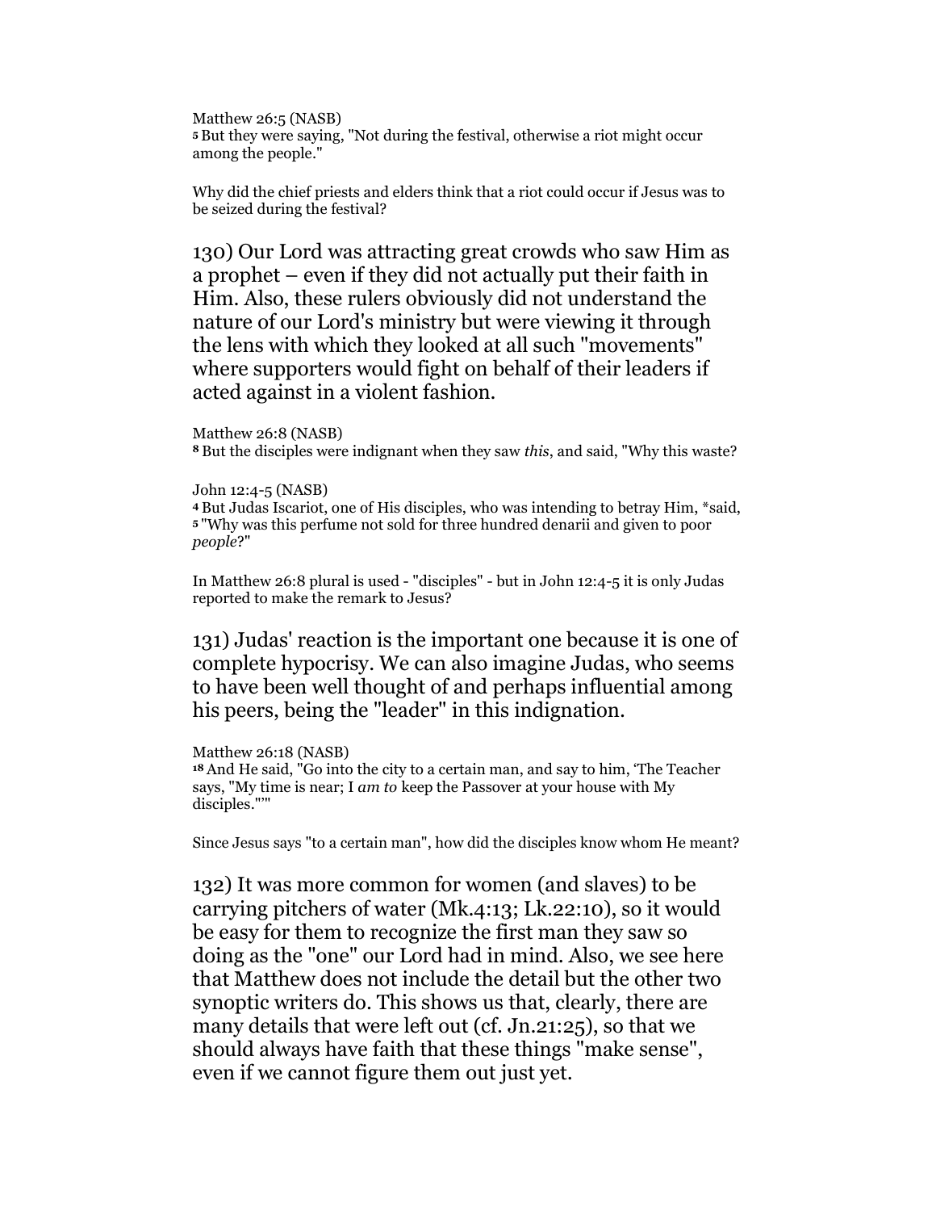Matthew 26:5 (NASB)
**5** But they were saying, "Not during the festival, otherwise a riot might occur among the people."

Why did the chief priests and elders think that a riot could occur if Jesus was to be seized during the festival?

130) Our Lord was attracting great crowds who saw Him as a prophet – even if they did not actually put their faith in Him. Also, these rulers obviously did not understand the nature of our Lord's ministry but were viewing it through the lens with which they looked at all such "movements" where supporters would fight on behalf of their leaders if acted against in a violent fashion.

Matthew 26:8 (NASB)
**8** But the disciples were indignant when they saw *this*, and said, "Why this waste?

John 12:4-5 (NASB)
**4** But Judas Iscariot, one of His disciples, who was intending to betray Him, *said,
**5** "Why was this perfume not sold for three hundred denarii and given to poor *people*?"

In Matthew 26:8 plural is used - "disciples" - but in John 12:4-5 it is only Judas reported to make the remark to Jesus?

131) Judas' reaction is the important one because it is one of complete hypocrisy. We can also imagine Judas, who seems to have been well thought of and perhaps influential among his peers, being the "leader" in this indignation.

Matthew 26:18 (NASB)
**18** And He said, "Go into the city to a certain man, and say to him, 'The Teacher says, "My time is near; I *am to* keep the Passover at your house with My disciples."'"

Since Jesus says "to a certain man", how did the disciples know whom He meant?

132) It was more common for women (and slaves) to be carrying pitchers of water (Mk.4:13; Lk.22:10), so it would be easy for them to recognize the first man they saw so doing as the "one" our Lord had in mind. Also, we see here that Matthew does not include the detail but the other two synoptic writers do. This shows us that, clearly, there are many details that were left out (cf. Jn.21:25), so that we should always have faith that these things "make sense", even if we cannot figure them out just yet.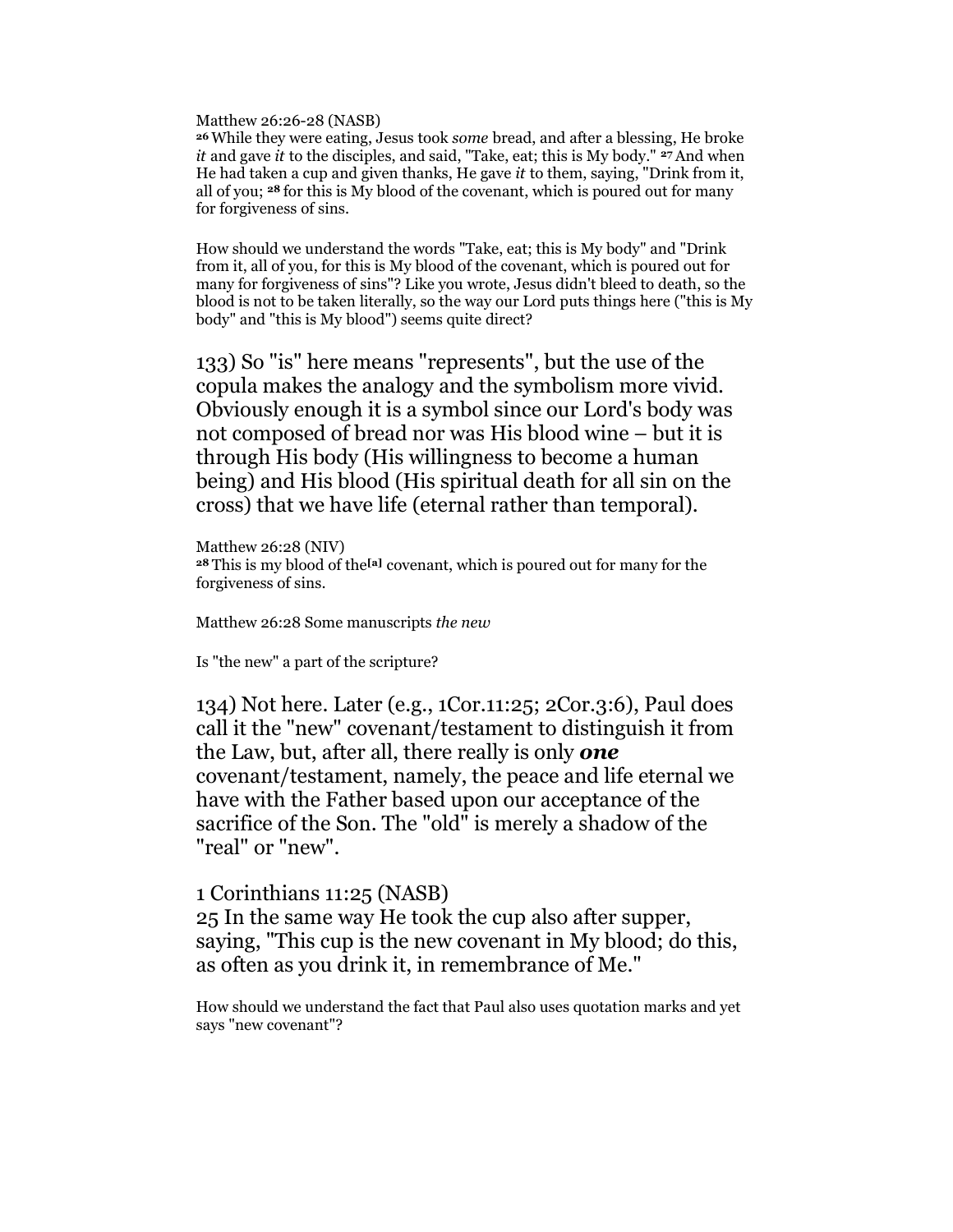Matthew 26:26-28 (NASB)
[26] While they were eating, Jesus took *some* bread, and after a blessing, He broke *it* and gave *it* to the disciples, and said, "Take, eat; this is My body." [27] And when He had taken a cup and given thanks, He gave *it* to them, saying, "Drink from it, all of you; [28] for this is My blood of the covenant, which is poured out for many for forgiveness of sins.

How should we understand the words "Take, eat; this is My body" and "Drink from it, all of you, for this is My blood of the covenant, which is poured out for many for forgiveness of sins"? Like you wrote, Jesus didn't bleed to death, so the blood is not to be taken literally, so the way our Lord puts things here ("this is My body" and "this is My blood") seems quite direct?

133) So "is" here means "represents", but the use of the copula makes the analogy and the symbolism more vivid. Obviously enough it is a symbol since our Lord's body was not composed of bread nor was His blood wine – but it is through His body (His willingness to become a human being) and His blood (His spiritual death for all sin on the cross) that we have life (eternal rather than temporal).

Matthew 26:28 (NIV)
[28] This is my blood of the[a] covenant, which is poured out for many for the forgiveness of sins.

Matthew 26:28 Some manuscripts *the new*

Is "the new" a part of the scripture?

134) Not here. Later (e.g., 1Cor.11:25; 2Cor.3:6), Paul does call it the "new" covenant/testament to distinguish it from the Law, but, after all, there really is only ***one*** covenant/testament, namely, the peace and life eternal we have with the Father based upon our acceptance of the sacrifice of the Son. The "old" is merely a shadow of the "real" or "new".

1 Corinthians 11:25 (NASB)
25 In the same way He took the cup also after supper, saying, "This cup is the new covenant in My blood; do this, as often as you drink it, in remembrance of Me."

How should we understand the fact that Paul also uses quotation marks and yet says "new covenant"?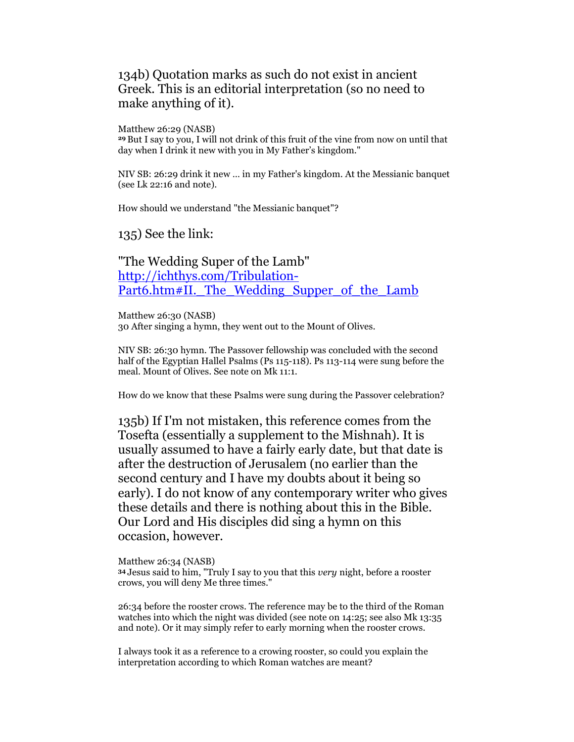134b) Quotation marks as such do not exist in ancient Greek. This is an editorial interpretation (so no need to make anything of it).

Matthew 26:29 (NASB)
[29] But I say to you, I will not drink of this fruit of the vine from now on until that day when I drink it new with you in My Father's kingdom."

NIV SB: 26:29 drink it new ... in my Father's kingdom. At the Messianic banquet (see Lk 22:16 and note).

How should we understand "the Messianic banquet"?

135) See the link:

"The Wedding Super of the Lamb"
[http://ichthys.com/Tribulation-Part6.htm#II._The_Wedding_Supper_of_the_Lamb](http://ichthys.com/Tribulation-Part6.htm#II._The_Wedding_Supper_of_the_Lamb)

Matthew 26:30 (NASB)
30 After singing a hymn, they went out to the Mount of Olives.

NIV SB: 26:30 hymn. The Passover fellowship was concluded with the second half of the Egyptian Hallel Psalms (Ps 115-118). Ps 113-114 were sung before the meal. Mount of Olives. See note on Mk 11:1.

How do we know that these Psalms were sung during the Passover celebration?

135b) If I'm not mistaken, this reference comes from the Tosefta (essentially a supplement to the Mishnah). It is usually assumed to have a fairly early date, but that date is after the destruction of Jerusalem (no earlier than the second century and I have my doubts about it being so early). I do not know of any contemporary writer who gives these details and there is nothing about this in the Bible. Our Lord and His disciples did sing a hymn on this occasion, however.

Matthew 26:34 (NASB)
[34] Jesus said to him, "Truly I say to you that this *very* night, before a rooster crows, you will deny Me three times."

26:34 before the rooster crows. The reference may be to the third of the Roman watches into which the night was divided (see note on 14:25; see also Mk 13:35 and note). Or it may simply refer to early morning when the rooster crows.

I always took it as a reference to a crowing rooster, so could you explain the interpretation according to which Roman watches are meant?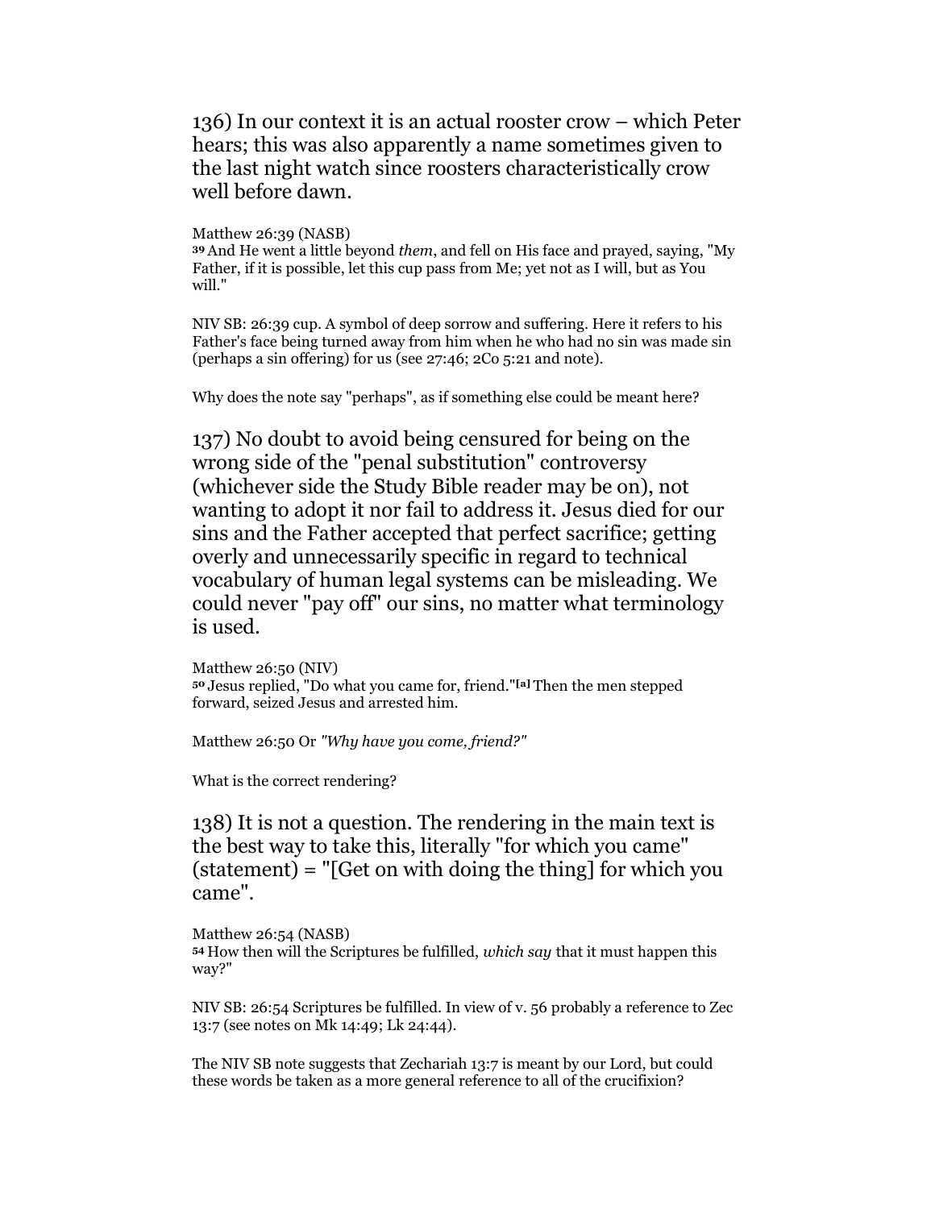136) In our context it is an actual rooster crow – which Peter hears; this was also apparently a name sometimes given to the last night watch since roosters characteristically crow well before dawn.

Matthew 26:39 (NASB)
**39** And He went a little beyond *them*, and fell on His face and prayed, saying, "My Father, if it is possible, let this cup pass from Me; yet not as I will, but as You will."

NIV SB: 26:39 cup. A symbol of deep sorrow and suffering. Here it refers to his Father's face being turned away from him when he who had no sin was made sin (perhaps a sin offering) for us (see 27:46; 2Co 5:21 and note).

Why does the note say "perhaps", as if something else could be meant here?

137) No doubt to avoid being censured for being on the wrong side of the "penal substitution" controversy (whichever side the Study Bible reader may be on), not wanting to adopt it nor fail to address it. Jesus died for our sins and the Father accepted that perfect sacrifice; getting overly and unnecessarily specific in regard to technical vocabulary of human legal systems can be misleading. We could never "pay off" our sins, no matter what terminology is used.

Matthew 26:50 (NIV)
**50** Jesus replied, "Do what you came for, friend."[a] Then the men stepped forward, seized Jesus and arrested him.

Matthew 26:50 Or *"Why have you come, friend?"*

What is the correct rendering?

138) It is not a question. The rendering in the main text is the best way to take this, literally "for which you came" (statement) = "[Get on with doing the thing] for which you came".

Matthew 26:54 (NASB)
**54** How then will the Scriptures be fulfilled, *which say* that it must happen this way?"

NIV SB: 26:54 Scriptures be fulfilled. In view of v. 56 probably a reference to Zec 13:7 (see notes on Mk 14:49; Lk 24:44).

The NIV SB note suggests that Zechariah 13:7 is meant by our Lord, but could these words be taken as a more general reference to all of the crucifixion?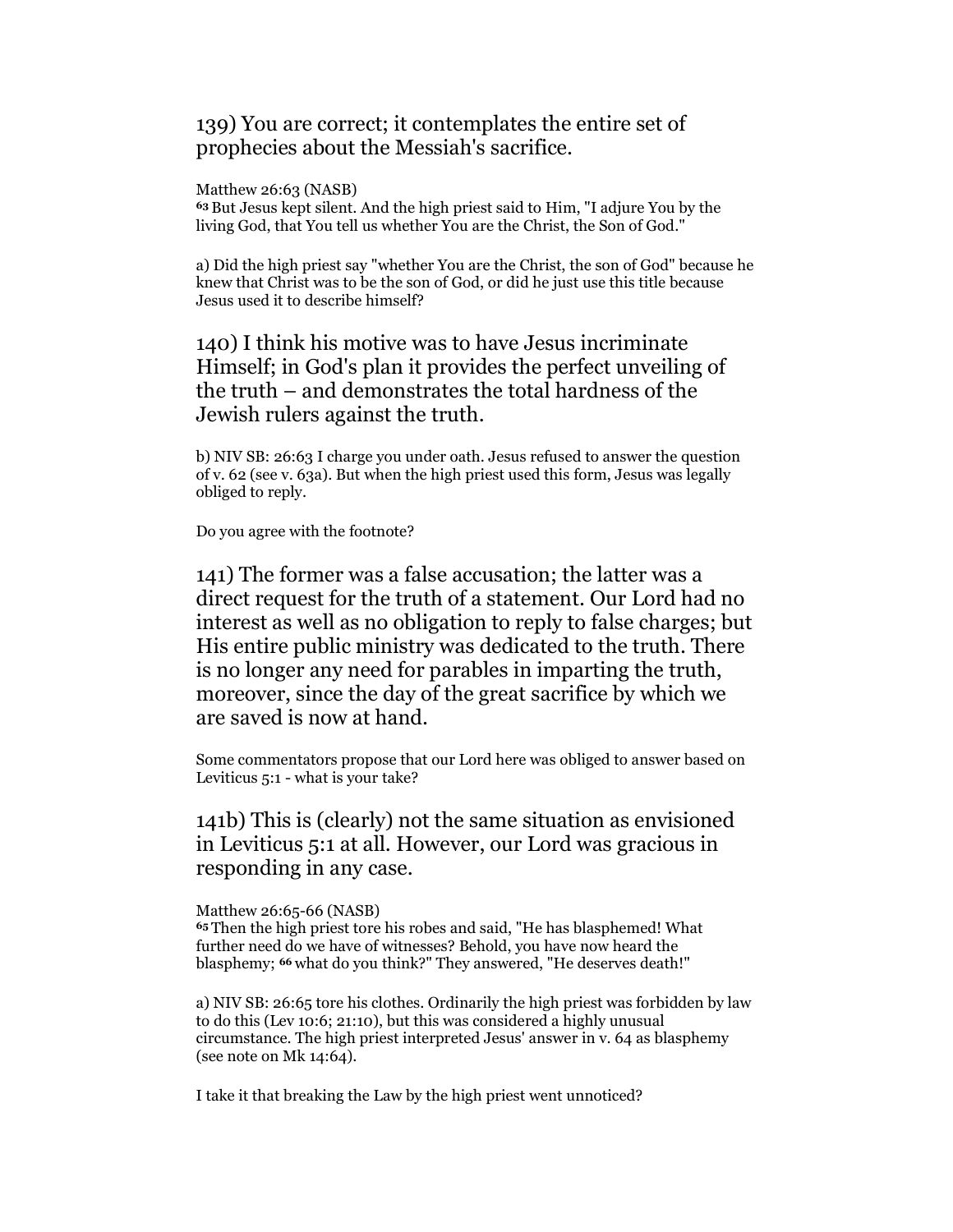139) You are correct; it contemplates the entire set of prophecies about the Messiah's sacrifice.

Matthew 26:63 (NASB)
63 But Jesus kept silent. And the high priest said to Him, "I adjure You by the living God, that You tell us whether You are the Christ, the Son of God."

a) Did the high priest say "whether You are the Christ, the son of God" because he knew that Christ was to be the son of God, or did he just use this title because Jesus used it to describe himself?

140) I think his motive was to have Jesus incriminate Himself; in God's plan it provides the perfect unveiling of the truth – and demonstrates the total hardness of the Jewish rulers against the truth.

b) NIV SB: 26:63 I charge you under oath. Jesus refused to answer the question of v. 62 (see v. 63a). But when the high priest used this form, Jesus was legally obliged to reply.

Do you agree with the footnote?

141) The former was a false accusation; the latter was a direct request for the truth of a statement. Our Lord had no interest as well as no obligation to reply to false charges; but His entire public ministry was dedicated to the truth. There is no longer any need for parables in imparting the truth, moreover, since the day of the great sacrifice by which we are saved is now at hand.

Some commentators propose that our Lord here was obliged to answer based on Leviticus 5:1 - what is your take?

141b) This is (clearly) not the same situation as envisioned in Leviticus 5:1 at all. However, our Lord was gracious in responding in any case.

Matthew 26:65-66 (NASB)
65 Then the high priest tore his robes and said, "He has blasphemed! What further need do we have of witnesses? Behold, you have now heard the blasphemy; 66 what do you think?" They answered, "He deserves death!"

a) NIV SB: 26:65 tore his clothes. Ordinarily the high priest was forbidden by law to do this (Lev 10:6; 21:10), but this was considered a highly unusual circumstance. The high priest interpreted Jesus' answer in v. 64 as blasphemy (see note on Mk 14:64).

I take it that breaking the Law by the high priest went unnoticed?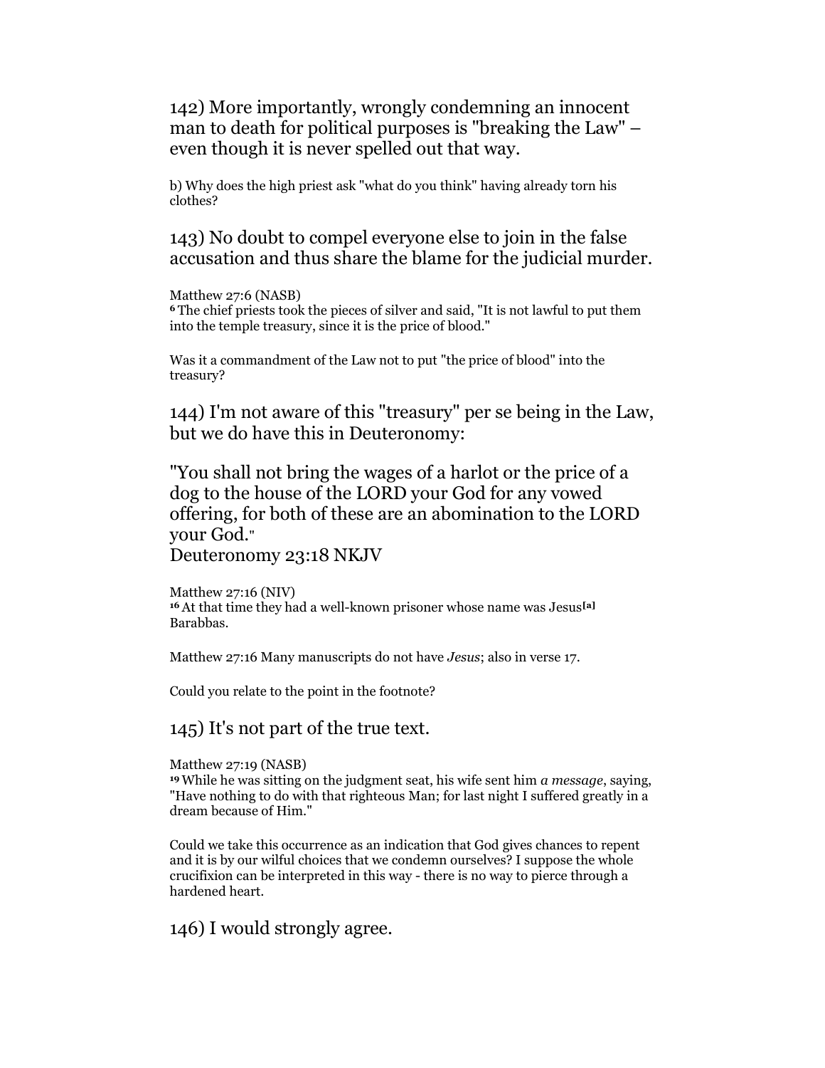142) More importantly, wrongly condemning an innocent man to death for political purposes is "breaking the Law" – even though it is never spelled out that way.

b) Why does the high priest ask "what do you think" having already torn his clothes?

143) No doubt to compel everyone else to join in the false accusation and thus share the blame for the judicial murder.

Matthew 27:6 (NASB)
**6** The chief priests took the pieces of silver and said, "It is not lawful to put them into the temple treasury, since it is the price of blood."

Was it a commandment of the Law not to put "the price of blood" into the treasury?

144) I'm not aware of this "treasury" per se being in the Law, but we do have this in Deuteronomy:

"You shall not bring the wages of a harlot or the price of a dog to the house of the LORD your God for any vowed offering, for both of these are an abomination to the LORD your God."
Deuteronomy 23:18 NKJV

Matthew 27:16 (NIV)
**16** At that time they had a well-known prisoner whose name was Jesus[a] Barabbas.

Matthew 27:16 Many manuscripts do not have *Jesus*; also in verse 17.

Could you relate to the point in the footnote?

145) It's not part of the true text.

Matthew 27:19 (NASB)
**19** While he was sitting on the judgment seat, his wife sent him *a message*, saying, "Have nothing to do with that righteous Man; for last night I suffered greatly in a dream because of Him."

Could we take this occurrence as an indication that God gives chances to repent and it is by our wilful choices that we condemn ourselves? I suppose the whole crucifixion can be interpreted in this way - there is no way to pierce through a hardened heart.

146) I would strongly agree.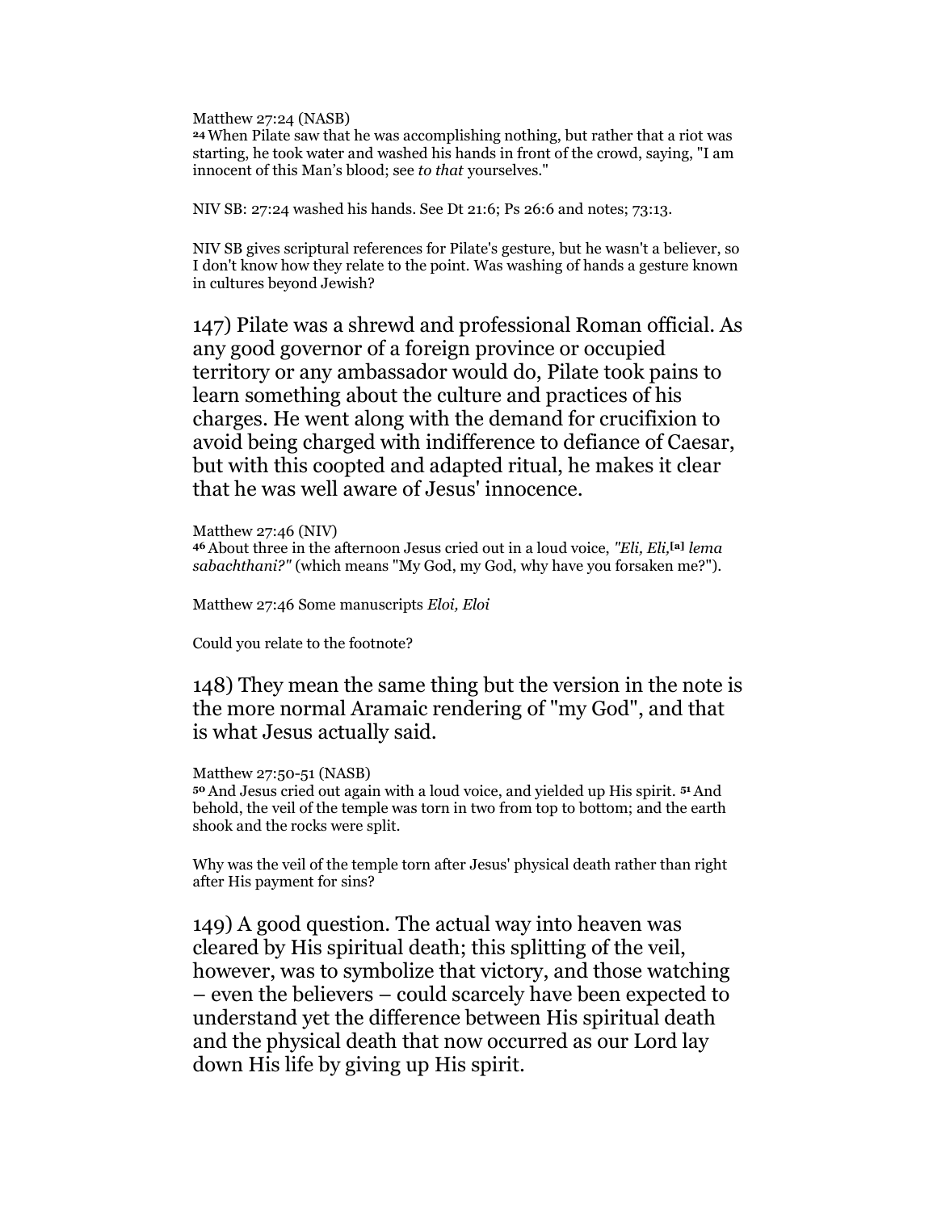Matthew 27:24 (NASB)
[24] When Pilate saw that he was accomplishing nothing, but rather that a riot was starting, he took water and washed his hands in front of the crowd, saying, "I am innocent of this Man's blood; see *to that* yourselves."

NIV SB: 27:24 washed his hands. See Dt 21:6; Ps 26:6 and notes; 73:13.

NIV SB gives scriptural references for Pilate's gesture, but he wasn't a believer, so I don't know how they relate to the point. Was washing of hands a gesture known in cultures beyond Jewish?

147) Pilate was a shrewd and professional Roman official. As any good governor of a foreign province or occupied territory or any ambassador would do, Pilate took pains to learn something about the culture and practices of his charges. He went along with the demand for crucifixion to avoid being charged with indifference to defiance of Caesar, but with this coopted and adapted ritual, he makes it clear that he was well aware of Jesus' innocence.

Matthew 27:46 (NIV)
[46] About three in the afternoon Jesus cried out in a loud voice, *"Eli, Eli,*[a] *lema sabachthani?"* (which means "My God, my God, why have you forsaken me?").

Matthew 27:46 Some manuscripts *Eloi, Eloi*

Could you relate to the footnote?

148) They mean the same thing but the version in the note is the more normal Aramaic rendering of "my God", and that is what Jesus actually said.

Matthew 27:50-51 (NASB)
[50] And Jesus cried out again with a loud voice, and yielded up His spirit. [51] And behold, the veil of the temple was torn in two from top to bottom; and the earth shook and the rocks were split.

Why was the veil of the temple torn after Jesus' physical death rather than right after His payment for sins?

149) A good question. The actual way into heaven was cleared by His spiritual death; this splitting of the veil, however, was to symbolize that victory, and those watching – even the believers – could scarcely have been expected to understand yet the difference between His spiritual death and the physical death that now occurred as our Lord lay down His life by giving up His spirit.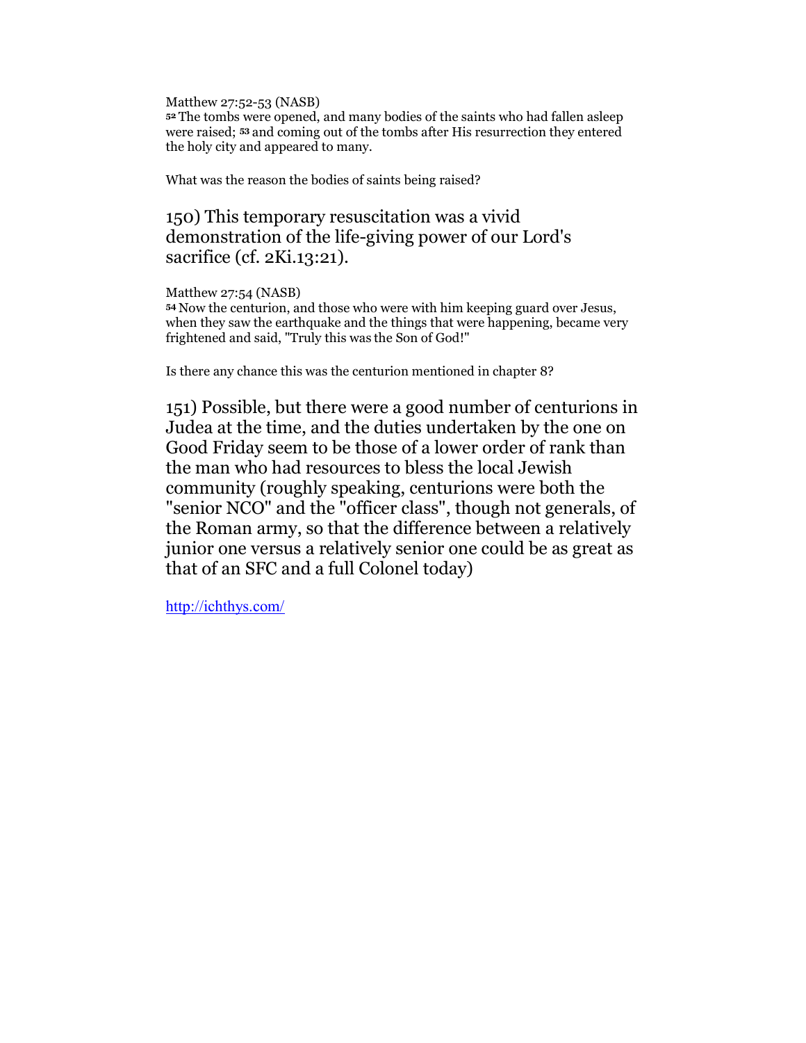Matthew 27:52-53 (NASB)
52 The tombs were opened, and many bodies of the saints who had fallen asleep were raised; 53 and coming out of the tombs after His resurrection they entered the holy city and appeared to many.

What was the reason the bodies of saints being raised?

150) This temporary resuscitation was a vivid demonstration of the life-giving power of our Lord's sacrifice (cf. 2Ki.13:21).

Matthew 27:54 (NASB)
54 Now the centurion, and those who were with him keeping guard over Jesus, when they saw the earthquake and the things that were happening, became very frightened and said, "Truly this was the Son of God!"

Is there any chance this was the centurion mentioned in chapter 8?

151) Possible, but there were a good number of centurions in Judea at the time, and the duties undertaken by the one on Good Friday seem to be those of a lower order of rank than the man who had resources to bless the local Jewish community (roughly speaking, centurions were both the "senior NCO" and the "officer class", though not generals, of the Roman army, so that the difference between a relatively junior one versus a relatively senior one could be as great as that of an SFC and a full Colonel today)

http://ichthys.com/